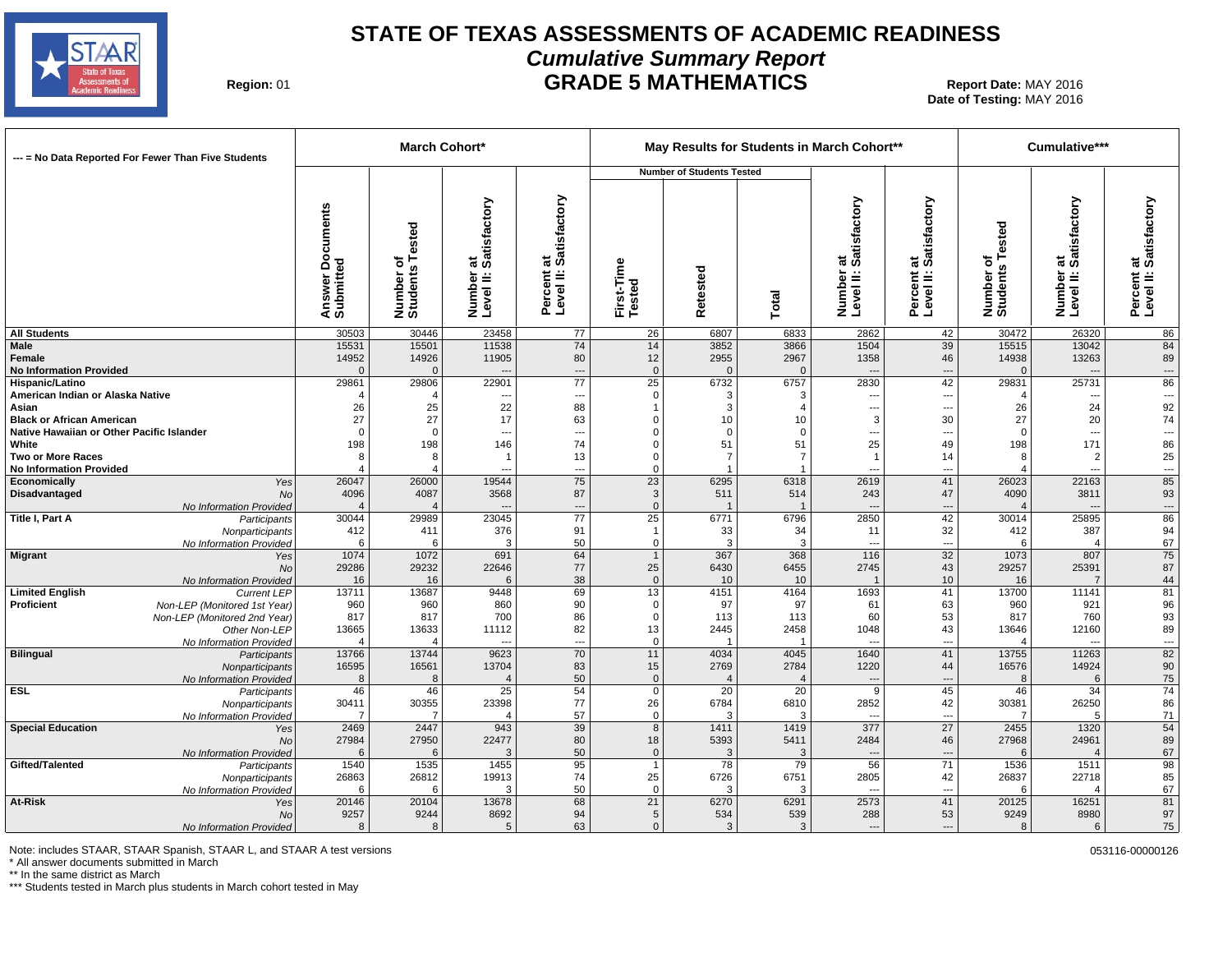# STATE OF TEXAS ASSESSMENTS OF ACADEMIC READINESS

## *Cumulative Summary Report*

## GRADE 5 MATHEMATICS

**Region:** 01

**Report Date:** MAY 2016
**Date of Testing:** MAY 2016

| --- = No Data Reported For Fewer Than Five Students | | March Cohort* | | | | May Results for Students in March Cohort** | | | | | Cumulative*** | | |
|---|---|---|---|---|---|---|---|---|---|---|---|---|---|
| | | | | | | Number of Students Tested | | | | | | | |
| | | Answer Documents Submitted | Number of Students Tested | Number at Level II: Satisfactory | Percent at Level II: Satisfactory | First-Time Tested | Retested | Total | Number at Level II: Satisfactory | Percent at Level II: Satisfactory | Number of Students Tested | Number at Level II: Satisfactory | Percent at Level II: Satisfactory |
| **All Students** | | 30503 | 30446 | 23458 | 77 | 26 | 6807 | 6833 | 2862 | 42 | 30472 | 26320 | 86 |
| **Male** | | 15531 | 15501 | 11538 | 74 | 14 | 3852 | 3866 | 1504 | 39 | 15515 | 13042 | 84 |
| **Female** | | 14952 | 14926 | 11905 | 80 | 12 | 2955 | 2967 | 1358 | 46 | 14938 | 13263 | 89 |
| **No Information Provided** | | 0 | 0 | --- | --- | 0 | 0 | 0 | --- | --- | 0 | --- | --- |
| **Hispanic/Latino** | | 29861 | 29806 | 22901 | 77 | 25 | 6732 | 6757 | 2830 | 42 | 29831 | 25731 | 86 |
| **American Indian or Alaska Native** | | 4 | 4 | --- | --- | 0 | 3 | 3 | --- | --- | 4 | --- | --- |
| **Asian** | | 26 | 25 | 22 | 88 | 1 | 3 | 4 | --- | --- | 26 | 24 | 92 |
| **Black or African American** | | 27 | 27 | 17 | 63 | 0 | 10 | 10 | 3 | 30 | 27 | 20 | 74 |
| **Native Hawaiian or Other Pacific Islander** | | 0 | 0 | --- | --- | 0 | 0 | 0 | --- | --- | 0 | --- | --- |
| **White** | | 198 | 198 | 146 | 74 | 0 | 51 | 51 | 25 | 49 | 198 | 171 | 86 |
| **Two or More Races** | | 8 | 8 | 1 | 13 | 0 | 7 | 7 | 1 | 14 | 8 | 2 | 25 |
| **No Information Provided** | | 4 | 4 | --- | --- | 0 | 1 | 1 | --- | --- | 4 | --- | --- |
| **Economically Disadvantaged** | *Yes* | 26047 | 26000 | 19544 | 75 | 23 | 6295 | 6318 | 2619 | 41 | 26023 | 22163 | 85 |
| | *No* | 4096 | 4087 | 3568 | 87 | 3 | 511 | 514 | 243 | 47 | 4090 | 3811 | 93 |
| | *No Information Provided* | 4 | 4 | --- | --- | 0 | 1 | 1 | --- | --- | 4 | --- | --- |
| **Title I, Part A** | *Participants* | 30044 | 29989 | 23045 | 77 | 25 | 6771 | 6796 | 2850 | 42 | 30014 | 25895 | 86 |
| | *Nonparticipants* | 412 | 411 | 376 | 91 | 1 | 33 | 34 | 11 | 32 | 412 | 387 | 94 |
| | *No Information Provided* | 6 | 6 | 3 | 50 | 0 | 3 | 3 | --- | --- | 6 | 4 | 67 |
| **Migrant** | *Yes* | 1074 | 1072 | 691 | 64 | 1 | 367 | 368 | 116 | 32 | 1073 | 807 | 75 |
| | *No* | 29286 | 29232 | 22646 | 77 | 25 | 6430 | 6455 | 2745 | 43 | 29257 | 25391 | 87 |
| | *No Information Provided* | 16 | 16 | 6 | 38 | 0 | 10 | 10 | 1 | 10 | 16 | 7 | 44 |
| **Limited English Proficient** | *Current LEP* | 13711 | 13687 | 9448 | 69 | 13 | 4151 | 4164 | 1693 | 41 | 13700 | 11141 | 81 |
| | *Non-LEP (Monitored 1st Year)* | 960 | 960 | 860 | 90 | 0 | 97 | 97 | 61 | 63 | 960 | 921 | 96 |
| | *Non-LEP (Monitored 2nd Year)* | 817 | 817 | 700 | 86 | 0 | 113 | 113 | 60 | 53 | 817 | 760 | 93 |
| | *Other Non-LEP* | 13665 | 13633 | 11112 | 82 | 13 | 2445 | 2458 | 1048 | 43 | 13646 | 12160 | 89 |
| | *No Information Provided* | 4 | 4 | --- | --- | 0 | 1 | 1 | --- | --- | 4 | --- | --- |
| **Bilingual** | *Participants* | 13766 | 13744 | 9623 | 70 | 11 | 4034 | 4045 | 1640 | 41 | 13755 | 11263 | 82 |
| | *Nonparticipants* | 16595 | 16561 | 13704 | 83 | 15 | 2769 | 2784 | 1220 | 44 | 16576 | 14924 | 90 |
| | *No Information Provided* | 8 | 8 | 4 | 50 | 0 | 4 | 4 | --- | --- | 8 | 6 | 75 |
| **ESL** | *Participants* | 46 | 46 | 25 | 54 | 0 | 20 | 20 | 9 | 45 | 46 | 34 | 74 |
| | *Nonparticipants* | 30411 | 30355 | 23398 | 77 | 26 | 6784 | 6810 | 2852 | 42 | 30381 | 26250 | 86 |
| | *No Information Provided* | 7 | 7 | 4 | 57 | 0 | 3 | 3 | --- | --- | 7 | 5 | 71 |
| **Special Education** | *Yes* | 2469 | 2447 | 943 | 39 | 8 | 1411 | 1419 | 377 | 27 | 2455 | 1320 | 54 |
| | *No* | 27984 | 27950 | 22477 | 80 | 18 | 5393 | 5411 | 2484 | 46 | 27968 | 24961 | 89 |
| | *No Information Provided* | 6 | 6 | 3 | 50 | 0 | 3 | 3 | --- | --- | 6 | 4 | 67 |
| **Gifted/Talented** | *Participants* | 1540 | 1535 | 1455 | 95 | 1 | 78 | 79 | 56 | 71 | 1536 | 1511 | 98 |
| | *Nonparticipants* | 26863 | 26812 | 19913 | 74 | 25 | 6726 | 6751 | 2805 | 42 | 26837 | 22718 | 85 |
| | *No Information Provided* | 6 | 6 | 3 | 50 | 0 | 3 | 3 | --- | --- | 6 | 4 | 67 |
| **At-Risk** | *Yes* | 20146 | 20104 | 13678 | 68 | 21 | 6270 | 6291 | 2573 | 41 | 20125 | 16251 | 81 |
| | *No* | 9257 | 9244 | 8692 | 94 | 5 | 534 | 539 | 288 | 53 | 9249 | 8980 | 97 |
| | *No Information Provided* | 8 | 8 | 5 | 63 | 0 | 3 | 3 | --- | --- | 8 | 6 | 75 |

Note: includes STAAR, STAAR Spanish, STAAR L, and STAAR A test versions
\* All answer documents submitted in March
\** In the same district as March
\*** Students tested in March plus students in March cohort tested in May

053116-00000126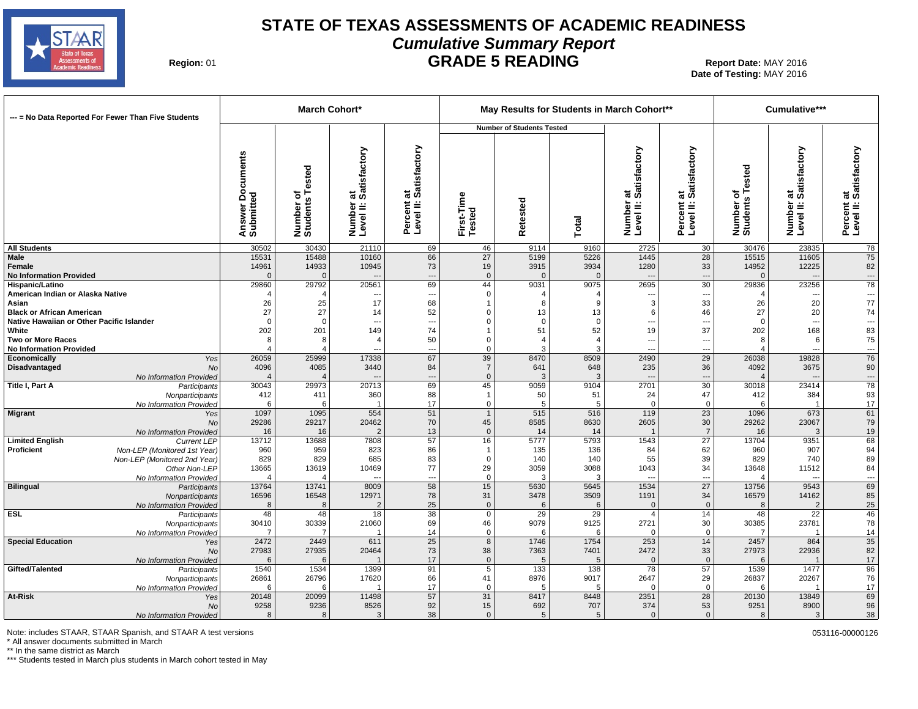# STATE OF TEXAS ASSESSMENTS OF ACADEMIC READINESS

## *Cumulative Summary Report*

## GRADE 5 READING

**Region:** 01

**Report Date:** MAY 2016
**Date of Testing:** MAY 2016

| --- = No Data Reported For Fewer Than Five Students | | March Cohort* | | | | May Results for Students in March Cohort** | | | | | Cumulative*** | | |
|---|---|---|---|---|---|---|---|---|---|---|---|---|---|
| | | | | | | Number of Students Tested | | | | | | | |
| | | Answer Documents Submitted | Number of Students Tested | Number at Level II: Satisfactory | Percent at Level II: Satisfactory | First-Time Tested | Retested | Total | Number at Level II: Satisfactory | Percent at Level II: Satisfactory | Number of Students Tested | Number at Level II: Satisfactory | Percent at Level II: Satisfactory |
| **All Students** | | 30502 | 30430 | 21110 | 69 | 46 | 9114 | 9160 | 2725 | 30 | 30476 | 23835 | 78 |
| **Male** | | 15531 | 15488 | 10160 | 66 | 27 | 5199 | 5226 | 1445 | 28 | 15515 | 11605 | 75 |
| **Female** | | 14961 | 14933 | 10945 | 73 | 19 | 3915 | 3934 | 1280 | 33 | 14952 | 12225 | 82 |
| **No Information Provided** | | 0 | 0 | --- | --- | 0 | 0 | 0 | --- | --- | 0 | --- | --- |
| **Hispanic/Latino** | | 29860 | 29792 | 20561 | 69 | 44 | 9031 | 9075 | 2695 | 30 | 29836 | 23256 | 78 |
| **American Indian or Alaska Native** | | 4 | 4 | --- | --- | 0 | 4 | 4 | --- | --- | 4 | --- | --- |
| **Asian** | | 26 | 25 | 17 | 68 | 1 | 8 | 9 | 3 | 33 | 26 | 20 | 77 |
| **Black or African American** | | 27 | 27 | 14 | 52 | 0 | 13 | 13 | 6 | 46 | 27 | 20 | 74 |
| **Native Hawaiian or Other Pacific Islander** | | 0 | 0 | --- | --- | 0 | 0 | 0 | --- | --- | 0 | --- | --- |
| **White** | | 202 | 201 | 149 | 74 | 1 | 51 | 52 | 19 | 37 | 202 | 168 | 83 |
| **Two or More Races** | | 8 | 8 | 4 | 50 | 0 | 4 | 4 | --- | --- | 8 | 6 | 75 |
| **No Information Provided** | | 4 | 4 | --- | --- | 0 | 3 | 3 | --- | --- | 4 | --- | --- |
| **Economically Disadvantaged** | *Yes* | 26059 | 25999 | 17338 | 67 | 39 | 8470 | 8509 | 2490 | 29 | 26038 | 19828 | 76 |
| | *No* | 4096 | 4085 | 3440 | 84 | 7 | 641 | 648 | 235 | 36 | 4092 | 3675 | 90 |
| | *No Information Provided* | 4 | 4 | --- | --- | 0 | 3 | 3 | --- | --- | 4 | --- | --- |
| **Title I, Part A** | *Participants* | 30043 | 29973 | 20713 | 69 | 45 | 9059 | 9104 | 2701 | 30 | 30018 | 23414 | 78 |
| | *Nonparticipants* | 412 | 411 | 360 | 88 | 1 | 50 | 51 | 24 | 47 | 412 | 384 | 93 |
| | *No Information Provided* | 6 | 6 | 1 | 17 | 0 | 5 | 5 | 0 | 0 | 6 | 1 | 17 |
| **Migrant** | *Yes* | 1097 | 1095 | 554 | 51 | 1 | 515 | 516 | 119 | 23 | 1096 | 673 | 61 |
| | *No* | 29286 | 29217 | 20462 | 70 | 45 | 8585 | 8630 | 2605 | 30 | 29262 | 23067 | 79 |
| | *No Information Provided* | 16 | 16 | 2 | 13 | 0 | 14 | 14 | 1 | 7 | 16 | 3 | 19 |
| **Limited English Proficient** | *Current LEP* | 13712 | 13688 | 7808 | 57 | 16 | 5777 | 5793 | 1543 | 27 | 13704 | 9351 | 68 |
| | *Non-LEP (Monitored 1st Year)* | 960 | 959 | 823 | 86 | 1 | 135 | 136 | 84 | 62 | 960 | 907 | 94 |
| | *Non-LEP (Monitored 2nd Year)* | 829 | 829 | 685 | 83 | 0 | 140 | 140 | 55 | 39 | 829 | 740 | 89 |
| | *Other Non-LEP* | 13665 | 13619 | 10469 | 77 | 29 | 3059 | 3088 | 1043 | 34 | 13648 | 11512 | 84 |
| | *No Information Provided* | 4 | 4 | --- | --- | 0 | 3 | 3 | --- | --- | 4 | --- | --- |
| **Bilingual** | *Participants* | 13764 | 13741 | 8009 | 58 | 15 | 5630 | 5645 | 1534 | 27 | 13756 | 9543 | 69 |
| | *Nonparticipants* | 16596 | 16548 | 12971 | 78 | 31 | 3478 | 3509 | 1191 | 34 | 16579 | 14162 | 85 |
| | *No Information Provided* | 8 | 8 | 2 | 25 | 0 | 6 | 6 | 0 | 0 | 8 | 2 | 25 |
| **ESL** | *Participants* | 48 | 48 | 18 | 38 | 0 | 29 | 29 | 4 | 14 | 48 | 22 | 46 |
| | *Nonparticipants* | 30410 | 30339 | 21060 | 69 | 46 | 9079 | 9125 | 2721 | 30 | 30385 | 23781 | 78 |
| | *No Information Provided* | 7 | 7 | 1 | 14 | 0 | 6 | 6 | 0 | 0 | 7 | 1 | 14 |
| **Special Education** | *Yes* | 2472 | 2449 | 611 | 25 | 8 | 1746 | 1754 | 253 | 14 | 2457 | 864 | 35 |
| | *No* | 27983 | 27935 | 20464 | 73 | 38 | 7363 | 7401 | 2472 | 33 | 27973 | 22936 | 82 |
| | *No Information Provided* | 6 | 6 | 1 | 17 | 0 | 5 | 5 | 0 | 0 | 6 | 1 | 17 |
| **Gifted/Talented** | *Participants* | 1540 | 1534 | 1399 | 91 | 5 | 133 | 138 | 78 | 57 | 1539 | 1477 | 96 |
| | *Nonparticipants* | 26861 | 26796 | 17620 | 66 | 41 | 8976 | 9017 | 2647 | 29 | 26837 | 20267 | 76 |
| | *No Information Provided* | 6 | 6 | 1 | 17 | 0 | 5 | 5 | 0 | 0 | 6 | 1 | 17 |
| **At-Risk** | *Yes* | 20148 | 20099 | 11498 | 57 | 31 | 8417 | 8448 | 2351 | 28 | 20130 | 13849 | 69 |
| | *No* | 9258 | 9236 | 8526 | 92 | 15 | 692 | 707 | 374 | 53 | 9251 | 8900 | 96 |
| | *No Information Provided* | 8 | 8 | 3 | 38 | 0 | 5 | 5 | 0 | 0 | 8 | 3 | 38 |

Note: includes STAAR, STAAR Spanish, and STAAR A test versions
* All answer documents submitted in March
** In the same district as March
*** Students tested in March plus students in March cohort tested in May

053116-00000126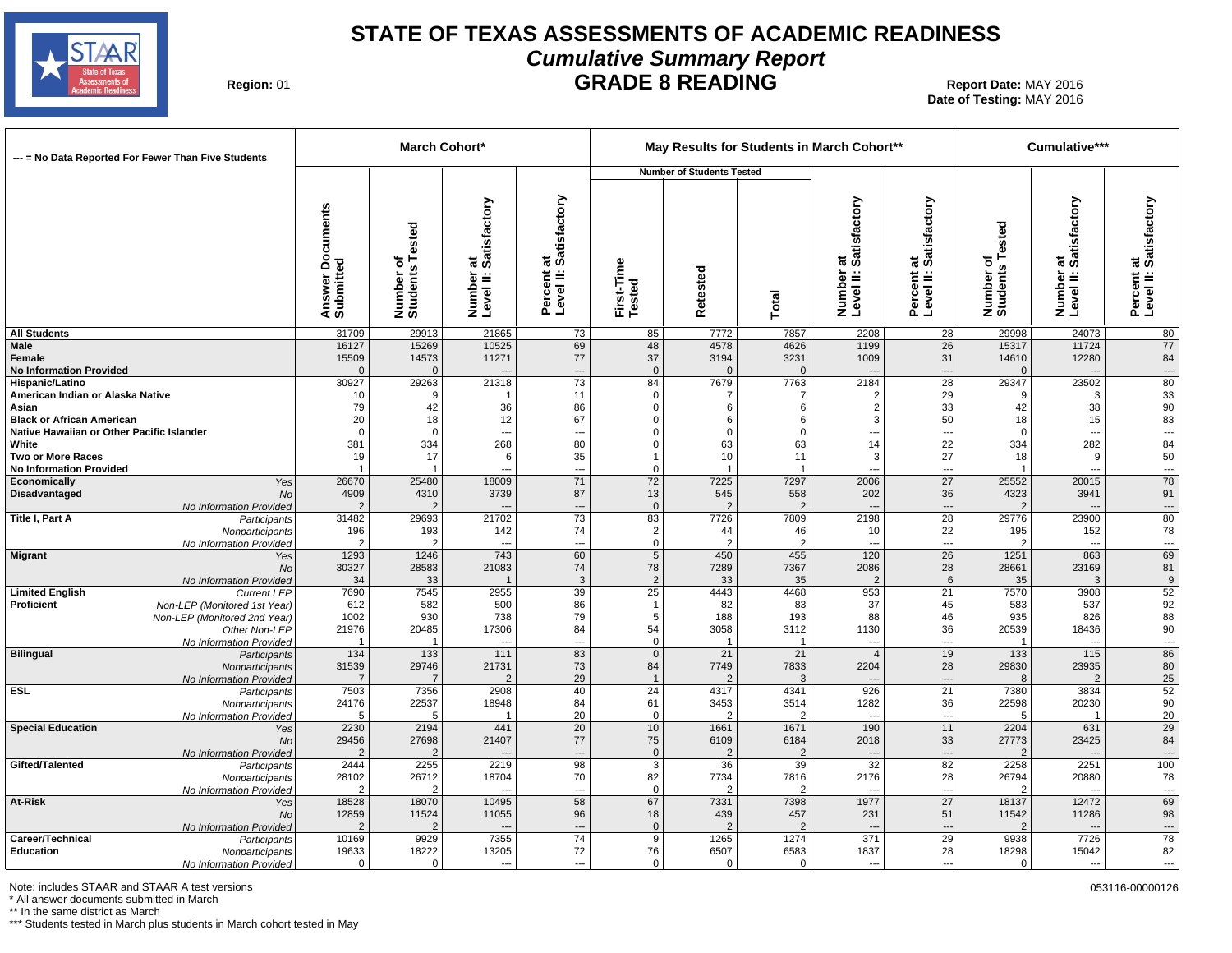# STATE OF TEXAS ASSESSMENTS OF ACADEMIC READINESS

## *Cumulative Summary Report*

## GRADE 8 READING

**Region:** 01

**Report Date:** MAY 2016
**Date of Testing:** MAY 2016

| --- = No Data Reported For Fewer Than Five Students | | March Cohort* | | | | May Results for Students in March Cohort** | | | | | Cumulative*** | | |
|---|---|---|---|---|---|---|---|---|---|---|---|---|---|
| | | | | | | Number of Students Tested | | | | | | | |
| | | Answer Documents Submitted | Number of Students Tested | Number at Level II: Satisfactory | Percent at Level II: Satisfactory | First-Time Tested | Retested | Total | Number at Level II: Satisfactory | Percent at Level II: Satisfactory | Number of Students Tested | Number at Level II: Satisfactory | Percent at Level II: Satisfactory |
| **All Students** | | 31709 | 29913 | 21865 | 73 | 85 | 7772 | 7857 | 2208 | 28 | 29998 | 24073 | 80 |
| **Male** | | 16127 | 15269 | 10525 | 69 | 48 | 4578 | 4626 | 1199 | 26 | 15317 | 11724 | 77 |
| **Female** | | 15509 | 14573 | 11271 | 77 | 37 | 3194 | 3231 | 1009 | 31 | 14610 | 12280 | 84 |
| **No Information Provided** | | 0 | 0 | --- | --- | 0 | 0 | 0 | --- | --- | 0 | --- | --- |
| **Hispanic/Latino** | | 30927 | 29263 | 21318 | 73 | 84 | 7679 | 7763 | 2184 | 28 | 29347 | 23502 | 80 |
| **American Indian or Alaska Native** | | 10 | 9 | 1 | 11 | 0 | 7 | 7 | 2 | 29 | 9 | 3 | 33 |
| **Asian** | | 79 | 42 | 36 | 86 | 0 | 6 | 6 | 2 | 33 | 42 | 38 | 90 |
| **Black or African American** | | 20 | 18 | 12 | 67 | 0 | 6 | 6 | 3 | 50 | 18 | 15 | 83 |
| **Native Hawaiian or Other Pacific Islander** | | 0 | 0 | --- | --- | 0 | 0 | 0 | --- | --- | 0 | --- | --- |
| **White** | | 381 | 334 | 268 | 80 | 0 | 63 | 63 | 14 | 22 | 334 | 282 | 84 |
| **Two or More Races** | | 19 | 17 | 6 | 35 | 1 | 10 | 11 | 3 | 27 | 18 | 9 | 50 |
| **No Information Provided** | | 1 | 1 | --- | --- | 0 | 1 | 1 | --- | --- | 1 | --- | --- |
| **Economically Disadvantaged** | *Yes* | 26670 | 25480 | 18009 | 71 | 72 | 7225 | 7297 | 2006 | 27 | 25552 | 20015 | 78 |
| | *No* | 4909 | 4310 | 3739 | 87 | 13 | 545 | 558 | 202 | 36 | 4323 | 3941 | 91 |
| | *No Information Provided* | 2 | 2 | --- | --- | 0 | 2 | 2 | --- | --- | 2 | --- | --- |
| **Title I, Part A** | *Participants* | 31482 | 29693 | 21702 | 73 | 83 | 7726 | 7809 | 2198 | 28 | 29776 | 23900 | 80 |
| | *Nonparticipants* | 196 | 193 | 142 | 74 | 2 | 44 | 46 | 10 | 22 | 195 | 152 | 78 |
| | *No Information Provided* | 2 | 2 | --- | --- | 0 | 2 | 2 | --- | --- | 2 | --- | --- |
| **Migrant** | *Yes* | 1293 | 1246 | 743 | 60 | 5 | 450 | 455 | 120 | 26 | 1251 | 863 | 69 |
| | *No* | 30327 | 28583 | 21083 | 74 | 78 | 7289 | 7367 | 2086 | 28 | 28661 | 23169 | 81 |
| | *No Information Provided* | 34 | 33 | 1 | 3 | 2 | 33 | 35 | 2 | 6 | 35 | 3 | 9 |
| **Limited English Proficient** | *Current LEP* | 7690 | 7545 | 2955 | 39 | 25 | 4443 | 4468 | 953 | 21 | 7570 | 3908 | 52 |
| | *Non-LEP (Monitored 1st Year)* | 612 | 582 | 500 | 86 | 1 | 82 | 83 | 37 | 45 | 583 | 537 | 92 |
| | *Non-LEP (Monitored 2nd Year)* | 1002 | 930 | 738 | 79 | 5 | 188 | 193 | 88 | 46 | 935 | 826 | 88 |
| | *Other Non-LEP* | 21976 | 20485 | 17306 | 84 | 54 | 3058 | 3112 | 1130 | 36 | 20539 | 18436 | 90 |
| | *No Information Provided* | 1 | 1 | --- | --- | 0 | 1 | 1 | --- | --- | 1 | --- | --- |
| **Bilingual** | *Participants* | 134 | 133 | 111 | 83 | 0 | 21 | 21 | 4 | 19 | 133 | 115 | 86 |
| | *Nonparticipants* | 31539 | 29746 | 21731 | 73 | 84 | 7749 | 7833 | 2204 | 28 | 29830 | 23935 | 80 |
| | *No Information Provided* | 7 | 7 | 2 | 29 | 1 | 2 | 3 | --- | --- | 8 | 2 | 25 |
| **ESL** | *Participants* | 7503 | 7356 | 2908 | 40 | 24 | 4317 | 4341 | 926 | 21 | 7380 | 3834 | 52 |
| | *Nonparticipants* | 24176 | 22537 | 18948 | 84 | 61 | 3453 | 3514 | 1282 | 36 | 22598 | 20230 | 90 |
| | *No Information Provided* | 5 | 5 | 1 | 20 | 0 | 2 | 2 | --- | --- | 5 | 1 | 20 |
| **Special Education** | *Yes* | 2230 | 2194 | 441 | 20 | 10 | 1661 | 1671 | 190 | 11 | 2204 | 631 | 29 |
| | *No* | 29456 | 27698 | 21407 | 77 | 75 | 6109 | 6184 | 2018 | 33 | 27773 | 23425 | 84 |
| | *No Information Provided* | 2 | 2 | --- | --- | 0 | 2 | 2 | --- | --- | 2 | --- | --- |
| **Gifted/Talented** | *Participants* | 2444 | 2255 | 2219 | 98 | 3 | 36 | 39 | 32 | 82 | 2258 | 2251 | 100 |
| | *Nonparticipants* | 28102 | 26712 | 18704 | 70 | 82 | 7734 | 7816 | 2176 | 28 | 26794 | 20880 | 78 |
| | *No Information Provided* | 2 | 2 | --- | --- | 0 | 2 | 2 | --- | --- | 2 | --- | --- |
| **At-Risk** | *Yes* | 18528 | 18070 | 10495 | 58 | 67 | 7331 | 7398 | 1977 | 27 | 18137 | 12472 | 69 |
| | *No* | 12859 | 11524 | 11055 | 96 | 18 | 439 | 457 | 231 | 51 | 11542 | 11286 | 98 |
| | *No Information Provided* | 2 | 2 | --- | --- | 0 | 2 | 2 | --- | --- | 2 | --- | --- |
| **Career/Technical Education** | *Participants* | 10169 | 9929 | 7355 | 74 | 9 | 1265 | 1274 | 371 | 29 | 9938 | 7726 | 78 |
| | *Nonparticipants* | 19633 | 18222 | 13205 | 72 | 76 | 6507 | 6583 | 1837 | 28 | 18298 | 15042 | 82 |
| | *No Information Provided* | 0 | 0 | --- | --- | 0 | 0 | 0 | --- | --- | 0 | --- | --- |

Note: includes STAAR and STAAR A test versions

\* All answer documents submitted in March

\*\* In the same district as March

\*\*\* Students tested in March plus students in March cohort tested in May

053116-00000126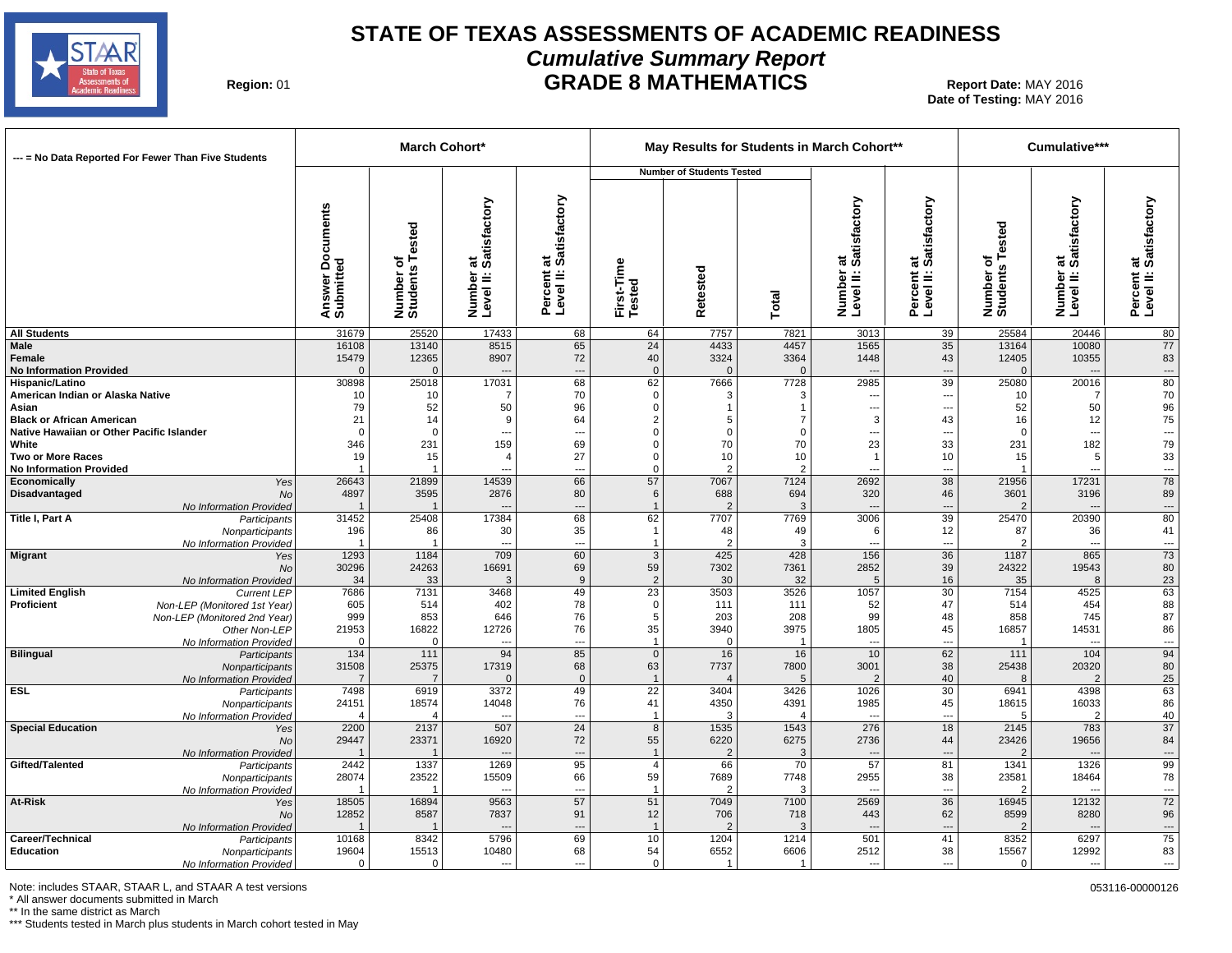# STATE OF TEXAS ASSESSMENTS OF ACADEMIC READINESS

## *Cumulative Summary Report*

## GRADE 8 MATHEMATICS

**Region:** 01

**Report Date:** MAY 2016
**Date of Testing:** MAY 2016

| --- = No Data Reported For Fewer Than Five Students | | March Cohort* | | | | May Results for Students in March Cohort** | | | | | Cumulative*** | | |
|---|---|---|---|---|---|---|---|---|---|---|---|---|---|
| | | | | | | Number of Students Tested | | | | | | | |
| | | Answer Documents Submitted | Number of Students Tested | Number at Level II: Satisfactory | Percent at Level II: Satisfactory | First-Time Tested | Retested | Total | Number at Level II: Satisfactory | Percent at Level II: Satisfactory | Number of Students Tested | Number at Level II: Satisfactory | Percent at Level II: Satisfactory |
| **All Students** | | 31679 | 25520 | 17433 | 68 | 64 | 7757 | 7821 | 3013 | 39 | 25584 | 20446 | 80 |
| **Male** | | 16108 | 13140 | 8515 | 65 | 24 | 4433 | 4457 | 1565 | 35 | 13164 | 10080 | 77 |
| **Female** | | 15479 | 12365 | 8907 | 72 | 40 | 3324 | 3364 | 1448 | 43 | 12405 | 10355 | 83 |
| **No Information Provided** | | 0 | 0 | --- | --- | 0 | 0 | 0 | --- | --- | 0 | --- | --- |
| **Hispanic/Latino** | | 30898 | 25018 | 17031 | 68 | 62 | 7666 | 7728 | 2985 | 39 | 25080 | 20016 | 80 |
| **American Indian or Alaska Native** | | 10 | 10 | 7 | 70 | 0 | 3 | 3 | --- | --- | 10 | 7 | 70 |
| **Asian** | | 79 | 52 | 50 | 96 | 0 | 1 | 1 | --- | --- | 52 | 50 | 96 |
| **Black or African American** | | 21 | 14 | 9 | 64 | 2 | 5 | 7 | 3 | 43 | 16 | 12 | 75 |
| **Native Hawaiian or Other Pacific Islander** | | 0 | 0 | --- | --- | 0 | 0 | 0 | --- | --- | 0 | --- | --- |
| **White** | | 346 | 231 | 159 | 69 | 0 | 70 | 70 | 23 | 33 | 231 | 182 | 79 |
| **Two or More Races** | | 19 | 15 | 4 | 27 | 0 | 10 | 10 | 1 | 10 | 15 | 5 | 33 |
| **No Information Provided** | | 1 | 1 | --- | --- | 0 | 2 | 2 | --- | --- | 1 | --- | --- |
| **Economically Disadvantaged** | *Yes* | 26643 | 21899 | 14539 | 66 | 57 | 7067 | 7124 | 2692 | 38 | 21956 | 17231 | 78 |
| | *No* | 4897 | 3595 | 2876 | 80 | 6 | 688 | 694 | 320 | 46 | 3601 | 3196 | 89 |
| | *No Information Provided* | 1 | 1 | --- | --- | 1 | 2 | 3 | --- | --- | 2 | --- | --- |
| **Title I, Part A** | *Participants* | 31452 | 25408 | 17384 | 68 | 62 | 7707 | 7769 | 3006 | 39 | 25470 | 20390 | 80 |
| | *Nonparticipants* | 196 | 86 | 30 | 35 | 1 | 48 | 49 | 6 | 12 | 87 | 36 | 41 |
| | *No Information Provided* | 1 | 1 | --- | --- | 1 | 2 | 3 | --- | --- | 2 | --- | --- |
| **Migrant** | *Yes* | 1293 | 1184 | 709 | 60 | 3 | 425 | 428 | 156 | 36 | 1187 | 865 | 73 |
| | *No* | 30296 | 24263 | 16691 | 69 | 59 | 7302 | 7361 | 2852 | 39 | 24322 | 19543 | 80 |
| | *No Information Provided* | 34 | 33 | 3 | 9 | 2 | 30 | 32 | 5 | 16 | 35 | 8 | 23 |
| **Limited English Proficient** | *Current LEP* | 7686 | 7131 | 3468 | 49 | 23 | 3503 | 3526 | 1057 | 30 | 7154 | 4525 | 63 |
| | *Non-LEP (Monitored 1st Year)* | 605 | 514 | 402 | 78 | 0 | 111 | 111 | 52 | 47 | 514 | 454 | 88 |
| | *Non-LEP (Monitored 2nd Year)* | 999 | 853 | 646 | 76 | 5 | 203 | 208 | 99 | 48 | 858 | 745 | 87 |
| | *Other Non-LEP* | 21953 | 16822 | 12726 | 76 | 35 | 3940 | 3975 | 1805 | 45 | 16857 | 14531 | 86 |
| | *No Information Provided* | 0 | 0 | --- | --- | 1 | 0 | 1 | --- | --- | 1 | --- | --- |
| **Bilingual** | *Participants* | 134 | 111 | 94 | 85 | 0 | 16 | 16 | 10 | 62 | 111 | 104 | 94 |
| | *Nonparticipants* | 31508 | 25375 | 17319 | 68 | 63 | 7737 | 7800 | 3001 | 38 | 25438 | 20320 | 80 |
| | *No Information Provided* | 7 | 7 | 0 | 0 | 1 | 4 | 5 | 2 | 40 | 8 | 2 | 25 |
| **ESL** | *Participants* | 7498 | 6919 | 3372 | 49 | 22 | 3404 | 3426 | 1026 | 30 | 6941 | 4398 | 63 |
| | *Nonparticipants* | 24151 | 18574 | 14048 | 76 | 41 | 4350 | 4391 | 1985 | 45 | 18615 | 16033 | 86 |
| | *No Information Provided* | 4 | 4 | --- | --- | 1 | 3 | 4 | --- | --- | 5 | 2 | 40 |
| **Special Education** | *Yes* | 2200 | 2137 | 507 | 24 | 8 | 1535 | 1543 | 276 | 18 | 2145 | 783 | 37 |
| | *No* | 29447 | 23371 | 16920 | 72 | 55 | 6220 | 6275 | 2736 | 44 | 23426 | 19656 | 84 |
| | *No Information Provided* | 1 | 1 | --- | --- | 1 | 2 | 3 | --- | --- | 2 | --- | --- |
| **Gifted/Talented** | *Participants* | 2442 | 1337 | 1269 | 95 | 4 | 66 | 70 | 57 | 81 | 1341 | 1326 | 99 |
| | *Nonparticipants* | 28074 | 23522 | 15509 | 66 | 59 | 7689 | 7748 | 2955 | 38 | 23581 | 18464 | 78 |
| | *No Information Provided* | 1 | 1 | --- | --- | 1 | 2 | 3 | --- | --- | 2 | --- | --- |
| **At-Risk** | *Yes* | 18505 | 16894 | 9563 | 57 | 51 | 7049 | 7100 | 2569 | 36 | 16945 | 12132 | 72 |
| | *No* | 12852 | 8587 | 7837 | 91 | 12 | 706 | 718 | 443 | 62 | 8599 | 8280 | 96 |
| | *No Information Provided* | 1 | 1 | --- | --- | 1 | 2 | 3 | --- | --- | 2 | --- | --- |
| **Career/Technical Education** | *Participants* | 10168 | 8342 | 5796 | 69 | 10 | 1204 | 1214 | 501 | 41 | 8352 | 6297 | 75 |
| | *Nonparticipants* | 19604 | 15513 | 10480 | 68 | 54 | 6552 | 6606 | 2512 | 38 | 15567 | 12992 | 83 |
| | *No Information Provided* | 0 | 0 | --- | --- | 0 | 1 | 1 | --- | --- | 0 | --- | --- |

Note: includes STAAR, STAAR L, and STAAR A test versions
\* All answer documents submitted in March
\*\* In the same district as March
\*\*\* Students tested in March plus students in March cohort tested in May

053116-00000126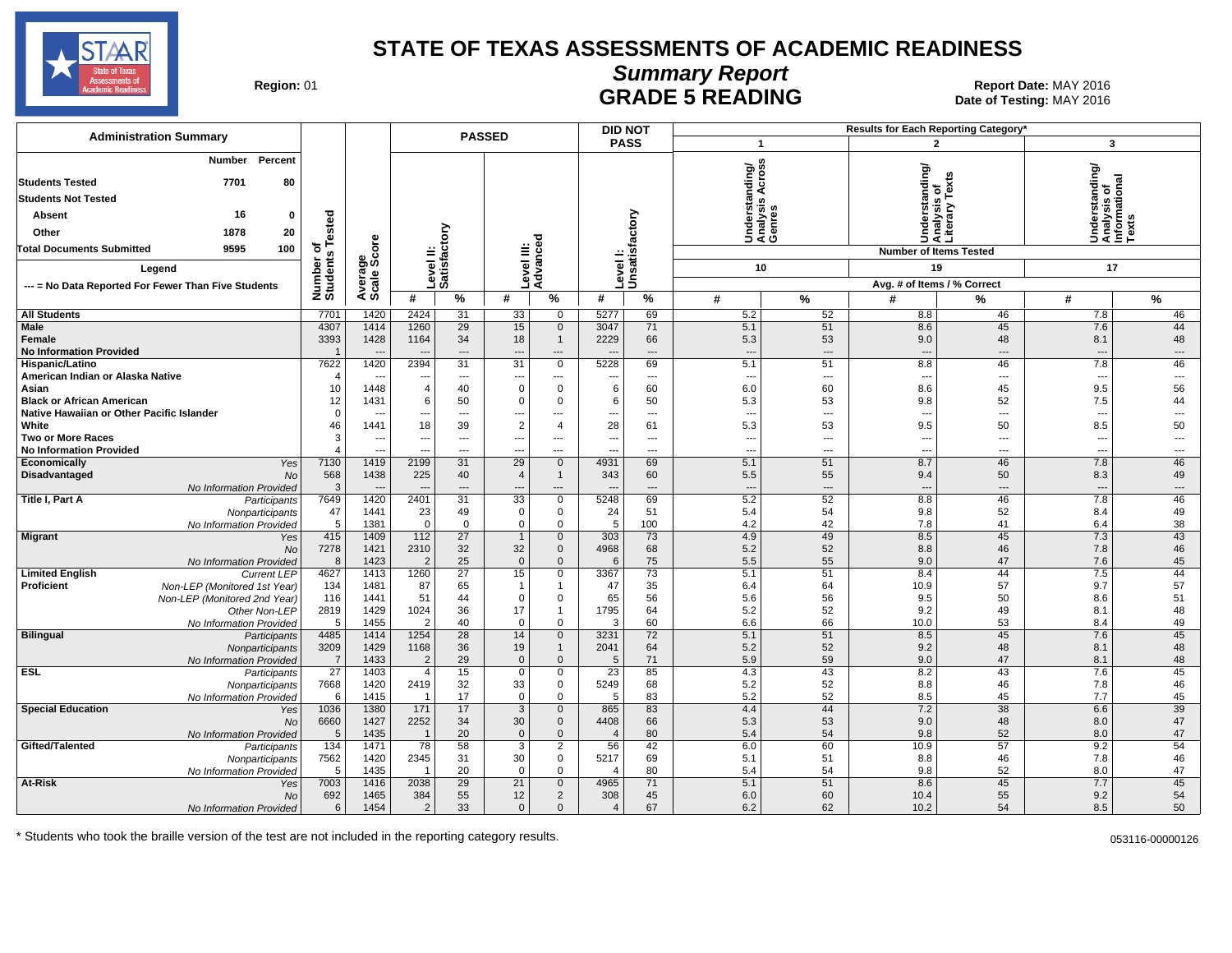# STATE OF TEXAS ASSESSMENTS OF ACADEMIC READINESS

## Summary Report

## GRADE 5 READING

**Region:** 01

**Report Date:** MAY 2016
**Date of Testing:** MAY 2016

### Administration Summary

| | Number | Percent |
|---|---|---|
| Students Tested | 7701 | 80 |
| Students Not Tested | | |
| Absent | 16 | 0 |
| Other | 1878 | 20 |
| Total Documents Submitted | 9595 | 100 |

**Legend**

--- = No Data Reported For Fewer Than Five Students

| Group | | Number of Students Tested | Average Scale Score | PASSED Level II: Satisfactory # | PASSED Level II: Satisfactory % | PASSED Level III: Advanced # | PASSED Level III: Advanced % | DID NOT PASS Level I: Unsatisfactory # | DID NOT PASS Level I: Unsatisfactory % | 1 Understanding/Analysis Across Genres (10 items) # | 1 % | 2 Understanding/Analysis of Literary Texts (19 items) # | 2 % | 3 Understanding/Analysis of Informational Texts (17 items) # | 3 % |
|---|---|---|---|---|---|---|---|---|---|---|---|---|---|---|---|
| All Students | | 7701 | 1420 | 2424 | 31 | 33 | 0 | 5277 | 69 | 5.2 | 52 | 8.8 | 46 | 7.8 | 46 |
| Male | | 4307 | 1414 | 1260 | 29 | 15 | 0 | 3047 | 71 | 5.1 | 51 | 8.6 | 45 | 7.6 | 44 |
| Female | | 3393 | 1428 | 1164 | 34 | 18 | 1 | 2229 | 66 | 5.3 | 53 | 9.0 | 48 | 8.1 | 48 |
| No Information Provided | | 1 | --- | --- | --- | --- | --- | --- | --- | --- | --- | --- | --- | --- | --- |
| Hispanic/Latino | | 7622 | 1420 | 2394 | 31 | 31 | 0 | 5228 | 69 | 5.1 | 51 | 8.8 | 46 | 7.8 | 46 |
| American Indian or Alaska Native | | 4 | --- | --- | --- | --- | --- | --- | --- | --- | --- | --- | --- | --- | --- |
| Asian | | 10 | 1448 | 4 | 40 | 0 | 0 | 6 | 60 | 6.0 | 60 | 8.6 | 45 | 9.5 | 56 |
| Black or African American | | 12 | 1431 | 6 | 50 | 0 | 0 | 6 | 50 | 5.3 | 53 | 9.8 | 52 | 7.5 | 44 |
| Native Hawaiian or Other Pacific Islander | | 0 | --- | --- | --- | --- | --- | --- | --- | --- | --- | --- | --- | --- | --- |
| White | | 46 | 1441 | 18 | 39 | 2 | 4 | 28 | 61 | 5.3 | 53 | 9.5 | 50 | 8.5 | 50 |
| Two or More Races | | 3 | --- | --- | --- | --- | --- | --- | --- | --- | --- | --- | --- | --- | --- |
| No Information Provided | | 4 | --- | --- | --- | --- | --- | --- | --- | --- | --- | --- | --- | --- | --- |
| Economically Disadvantaged | Yes | 7130 | 1419 | 2199 | 31 | 29 | 0 | 4931 | 69 | 5.1 | 51 | 8.7 | 46 | 7.8 | 46 |
| | No | 568 | 1438 | 225 | 40 | 4 | 1 | 343 | 60 | 5.5 | 55 | 9.4 | 50 | 8.3 | 49 |
| | No Information Provided | 3 | --- | --- | --- | --- | --- | --- | --- | --- | --- | --- | --- | --- | --- |
| Title I, Part A | Participants | 7649 | 1420 | 2401 | 31 | 33 | 0 | 5248 | 69 | 5.2 | 52 | 8.8 | 46 | 7.8 | 46 |
| | Nonparticipants | 47 | 1441 | 23 | 49 | 0 | 0 | 24 | 51 | 5.4 | 54 | 9.8 | 52 | 8.4 | 49 |
| | No Information Provided | 5 | 1381 | 0 | 0 | 0 | 0 | 5 | 100 | 4.2 | 42 | 7.8 | 41 | 6.4 | 38 |
| Migrant | Yes | 415 | 1409 | 112 | 27 | 1 | 0 | 303 | 73 | 4.9 | 49 | 8.5 | 45 | 7.3 | 43 |
| | No | 7278 | 1421 | 2310 | 32 | 32 | 0 | 4968 | 68 | 5.2 | 52 | 8.8 | 46 | 7.8 | 46 |
| | No Information Provided | 8 | 1423 | 2 | 25 | 0 | 0 | 6 | 75 | 5.5 | 55 | 9.0 | 47 | 7.6 | 45 |
| Limited English Proficient | Current LEP | 4627 | 1413 | 1260 | 27 | 15 | 0 | 3367 | 73 | 5.1 | 51 | 8.4 | 44 | 7.5 | 44 |
| | Non-LEP (Monitored 1st Year) | 134 | 1481 | 87 | 65 | 1 | 1 | 47 | 35 | 6.4 | 64 | 10.9 | 57 | 9.7 | 57 |
| | Non-LEP (Monitored 2nd Year) | 116 | 1441 | 51 | 44 | 0 | 0 | 65 | 56 | 5.6 | 56 | 9.5 | 50 | 8.6 | 51 |
| | Other Non-LEP | 2819 | 1429 | 1024 | 36 | 17 | 1 | 1795 | 64 | 5.2 | 52 | 9.2 | 49 | 8.1 | 48 |
| | No Information Provided | 5 | 1455 | 2 | 40 | 0 | 0 | 3 | 60 | 6.6 | 66 | 10.0 | 53 | 8.4 | 49 |
| Bilingual | Participants | 4485 | 1414 | 1254 | 28 | 14 | 0 | 3231 | 72 | 5.1 | 51 | 8.5 | 45 | 7.6 | 45 |
| | Nonparticipants | 3209 | 1429 | 1168 | 36 | 19 | 1 | 2041 | 64 | 5.2 | 52 | 9.2 | 48 | 8.1 | 48 |
| | No Information Provided | 7 | 1433 | 2 | 29 | 0 | 0 | 5 | 71 | 5.9 | 59 | 9.0 | 47 | 8.1 | 48 |
| ESL | Participants | 27 | 1403 | 4 | 15 | 0 | 0 | 23 | 85 | 4.3 | 43 | 8.2 | 43 | 7.6 | 45 |
| | Nonparticipants | 7668 | 1420 | 2419 | 32 | 33 | 0 | 5249 | 68 | 5.2 | 52 | 8.8 | 46 | 7.8 | 46 |
| | No Information Provided | 6 | 1415 | 1 | 17 | 0 | 0 | 5 | 83 | 5.2 | 52 | 8.5 | 45 | 7.7 | 45 |
| Special Education | Yes | 1036 | 1380 | 171 | 17 | 3 | 0 | 865 | 83 | 4.4 | 44 | 7.2 | 38 | 6.6 | 39 |
| | No | 6660 | 1427 | 2252 | 34 | 30 | 0 | 4408 | 66 | 5.3 | 53 | 9.0 | 48 | 8.0 | 47 |
| | No Information Provided | 5 | 1435 | 1 | 20 | 0 | 0 | 4 | 80 | 5.4 | 54 | 9.8 | 52 | 8.0 | 47 |
| Gifted/Talented | Participants | 134 | 1471 | 78 | 58 | 3 | 2 | 56 | 42 | 6.0 | 60 | 10.9 | 57 | 9.2 | 54 |
| | Nonparticipants | 7562 | 1420 | 2345 | 31 | 30 | 0 | 5217 | 69 | 5.1 | 51 | 8.8 | 46 | 7.8 | 46 |
| | No Information Provided | 5 | 1435 | 1 | 20 | 0 | 0 | 4 | 80 | 5.4 | 54 | 9.8 | 52 | 8.0 | 47 |
| At-Risk | Yes | 7003 | 1416 | 2038 | 29 | 21 | 0 | 4965 | 71 | 5.1 | 51 | 8.6 | 45 | 7.7 | 45 |
| | No | 692 | 1465 | 384 | 55 | 12 | 2 | 308 | 45 | 6.0 | 60 | 10.4 | 55 | 9.2 | 54 |
| | No Information Provided | 6 | 1454 | 2 | 33 | 0 | 0 | 4 | 67 | 6.2 | 62 | 10.2 | 54 | 8.5 | 50 |

Results for Each Reporting Category*: Number of Items Tested — 1: 10; 2: 19; 3: 17. Avg. # of Items / % Correct.

\* Students who took the braille version of the test are not included in the reporting category results.

053116-00000126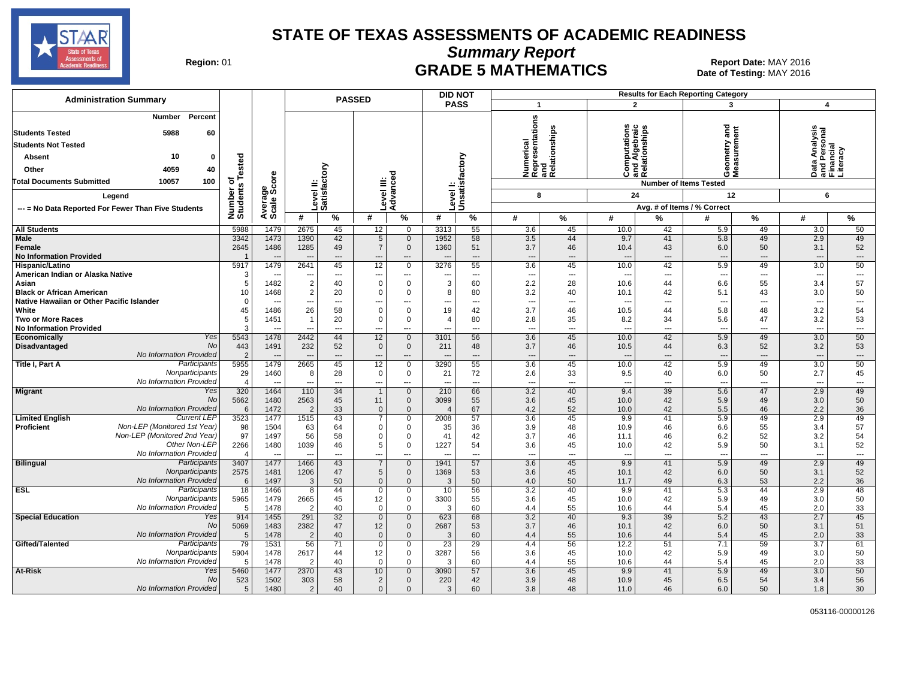# STATE OF TEXAS ASSESSMENTS OF ACADEMIC READINESS

## Summary Report

## GRADE 5 MATHEMATICS

**Region:** 01

**Report Date:** MAY 2016
**Date of Testing:** MAY 2016

| Administration Summary | Number | Percent |
|---|---|---|
| Students Tested | 5988 | 60 |
| Students Not Tested | | |
| Absent | 10 | 0 |
| Other | 4059 | 40 |
| Total Documents Submitted | 10057 | 100 |

Legend: --- = No Data Reported For Fewer Than Five Students

Results for Each Reporting Category: 1 = Numerical Representations and Relationships (Number of Items Tested: 8); 2 = Computations and Algebraic Relationships (24); 3 = Geometry and Measurement (12); 4 = Data Analysis and Personal Financial Literacy (6). Values are Avg. # of Items / % Correct.

| Group | | Number of Students Tested | Average Scale Score | Level II: Satisfactory # | Level II: Satisfactory % | Level III: Advanced # | Level III: Advanced % | Level I: Unsatisfactory # | Level I: Unsatisfactory % | Cat 1 # | Cat 1 % | Cat 2 # | Cat 2 % | Cat 3 # | Cat 3 % | Cat 4 # | Cat 4 % |
|---|---|---|---|---|---|---|---|---|---|---|---|---|---|---|---|---|---|
| All Students | | 5988 | 1479 | 2675 | 45 | 12 | 0 | 3313 | 55 | 3.6 | 45 | 10.0 | 42 | 5.9 | 49 | 3.0 | 50 |
| Male | | 3342 | 1473 | 1390 | 42 | 5 | 0 | 1952 | 58 | 3.5 | 44 | 9.7 | 41 | 5.8 | 49 | 2.9 | 49 |
| Female | | 2645 | 1486 | 1285 | 49 | 7 | 0 | 1360 | 51 | 3.7 | 46 | 10.4 | 43 | 6.0 | 50 | 3.1 | 52 |
| No Information Provided | | 1 | --- | --- | --- | --- | --- | --- | --- | --- | --- | --- | --- | --- | --- | --- | --- |
| Hispanic/Latino | | 5917 | 1479 | 2641 | 45 | 12 | 0 | 3276 | 55 | 3.6 | 45 | 10.0 | 42 | 5.9 | 49 | 3.0 | 50 |
| American Indian or Alaska Native | | 3 | --- | --- | --- | --- | --- | --- | --- | --- | --- | --- | --- | --- | --- | --- | --- |
| Asian | | 5 | 1482 | 2 | 40 | 0 | 0 | 3 | 60 | 2.2 | 28 | 10.6 | 44 | 6.6 | 55 | 3.4 | 57 |
| Black or African American | | 10 | 1468 | 2 | 20 | 0 | 0 | 8 | 80 | 3.2 | 40 | 10.1 | 42 | 5.1 | 43 | 3.0 | 50 |
| Native Hawaiian or Other Pacific Islander | | 0 | --- | --- | --- | --- | --- | --- | --- | --- | --- | --- | --- | --- | --- | --- | --- |
| White | | 45 | 1486 | 26 | 58 | 0 | 0 | 19 | 42 | 3.7 | 46 | 10.5 | 44 | 5.8 | 48 | 3.2 | 54 |
| Two or More Races | | 5 | 1451 | 1 | 20 | 0 | 0 | 4 | 80 | 2.8 | 35 | 8.2 | 34 | 5.6 | 47 | 3.2 | 53 |
| No Information Provided | | 3 | --- | --- | --- | --- | --- | --- | --- | --- | --- | --- | --- | --- | --- | --- | --- |
| Economically Disadvantaged | Yes | 5543 | 1478 | 2442 | 44 | 12 | 0 | 3101 | 56 | 3.6 | 45 | 10.0 | 42 | 5.9 | 49 | 3.0 | 50 |
| | No | 443 | 1491 | 232 | 52 | 0 | 0 | 211 | 48 | 3.7 | 46 | 10.5 | 44 | 6.3 | 52 | 3.2 | 53 |
| | No Information Provided | 2 | --- | --- | --- | --- | --- | --- | --- | --- | --- | --- | --- | --- | --- | --- | --- |
| Title I, Part A | Participants | 5955 | 1479 | 2665 | 45 | 12 | 0 | 3290 | 55 | 3.6 | 45 | 10.0 | 42 | 5.9 | 49 | 3.0 | 50 |
| | Nonparticipants | 29 | 1460 | 8 | 28 | 0 | 0 | 21 | 72 | 2.6 | 33 | 9.5 | 40 | 6.0 | 50 | 2.7 | 45 |
| | No Information Provided | 4 | --- | --- | --- | --- | --- | --- | --- | --- | --- | --- | --- | --- | --- | --- | --- |
| Migrant | Yes | 320 | 1464 | 110 | 34 | 1 | 0 | 210 | 66 | 3.2 | 40 | 9.4 | 39 | 5.6 | 47 | 2.9 | 49 |
| | No | 5662 | 1480 | 2563 | 45 | 11 | 0 | 3099 | 55 | 3.6 | 45 | 10.0 | 42 | 5.9 | 49 | 3.0 | 50 |
| | No Information Provided | 6 | 1472 | 2 | 33 | 0 | 0 | 4 | 67 | 4.2 | 52 | 10.0 | 42 | 5.5 | 46 | 2.2 | 36 |
| Limited English Proficient | Current LEP | 3523 | 1477 | 1515 | 43 | 7 | 0 | 2008 | 57 | 3.6 | 45 | 9.9 | 41 | 5.9 | 49 | 2.9 | 49 |
| | Non-LEP (Monitored 1st Year) | 98 | 1504 | 63 | 64 | 0 | 0 | 35 | 36 | 3.9 | 48 | 10.9 | 46 | 6.6 | 55 | 3.4 | 57 |
| | Non-LEP (Monitored 2nd Year) | 97 | 1497 | 56 | 58 | 0 | 0 | 41 | 42 | 3.7 | 46 | 11.1 | 46 | 6.2 | 52 | 3.2 | 54 |
| | Other Non-LEP | 2266 | 1480 | 1039 | 46 | 5 | 0 | 1227 | 54 | 3.6 | 45 | 10.0 | 42 | 5.9 | 50 | 3.1 | 52 |
| | No Information Provided | 4 | --- | --- | --- | --- | --- | --- | --- | --- | --- | --- | --- | --- | --- | --- | --- |
| Bilingual | Participants | 3407 | 1477 | 1466 | 43 | 7 | 0 | 1941 | 57 | 3.6 | 45 | 9.9 | 41 | 5.9 | 49 | 2.9 | 49 |
| | Nonparticipants | 2575 | 1481 | 1206 | 47 | 5 | 0 | 1369 | 53 | 3.6 | 45 | 10.1 | 42 | 6.0 | 50 | 3.1 | 52 |
| | No Information Provided | 6 | 1497 | 3 | 50 | 0 | 0 | 3 | 50 | 4.0 | 50 | 11.7 | 49 | 6.3 | 53 | 2.2 | 36 |
| ESL | Participants | 18 | 1466 | 8 | 44 | 0 | 0 | 10 | 56 | 3.2 | 40 | 9.9 | 41 | 5.3 | 44 | 2.9 | 48 |
| | Nonparticipants | 5965 | 1479 | 2665 | 45 | 12 | 0 | 3300 | 55 | 3.6 | 45 | 10.0 | 42 | 5.9 | 49 | 3.0 | 50 |
| | No Information Provided | 5 | 1478 | 2 | 40 | 0 | 0 | 3 | 60 | 4.4 | 55 | 10.6 | 44 | 5.4 | 45 | 2.0 | 33 |
| Special Education | Yes | 914 | 1455 | 291 | 32 | 0 | 0 | 623 | 68 | 3.2 | 40 | 9.3 | 39 | 5.2 | 43 | 2.7 | 45 |
| | No | 5069 | 1483 | 2382 | 47 | 12 | 0 | 2687 | 53 | 3.7 | 46 | 10.1 | 42 | 6.0 | 50 | 3.1 | 51 |
| | No Information Provided | 5 | 1478 | 2 | 40 | 0 | 0 | 3 | 60 | 4.4 | 55 | 10.6 | 44 | 5.4 | 45 | 2.0 | 33 |
| Gifted/Talented | Participants | 79 | 1531 | 56 | 71 | 0 | 0 | 23 | 29 | 4.4 | 56 | 12.2 | 51 | 7.1 | 59 | 3.7 | 61 |
| | Nonparticipants | 5904 | 1478 | 2617 | 44 | 12 | 0 | 3287 | 56 | 3.6 | 45 | 10.0 | 42 | 5.9 | 49 | 3.0 | 50 |
| | No Information Provided | 5 | 1478 | 2 | 40 | 0 | 0 | 3 | 60 | 4.4 | 55 | 10.6 | 44 | 5.4 | 45 | 2.0 | 33 |
| At-Risk | Yes | 5460 | 1477 | 2370 | 43 | 10 | 0 | 3090 | 57 | 3.6 | 45 | 9.9 | 41 | 5.9 | 49 | 3.0 | 50 |
| | No | 523 | 1502 | 303 | 58 | 2 | 0 | 220 | 42 | 3.9 | 48 | 10.9 | 45 | 6.5 | 54 | 3.4 | 56 |
| | No Information Provided | 5 | 1480 | 2 | 40 | 0 | 0 | 3 | 60 | 3.8 | 48 | 11.0 | 46 | 6.0 | 50 | 1.8 | 30 |

053116-00000126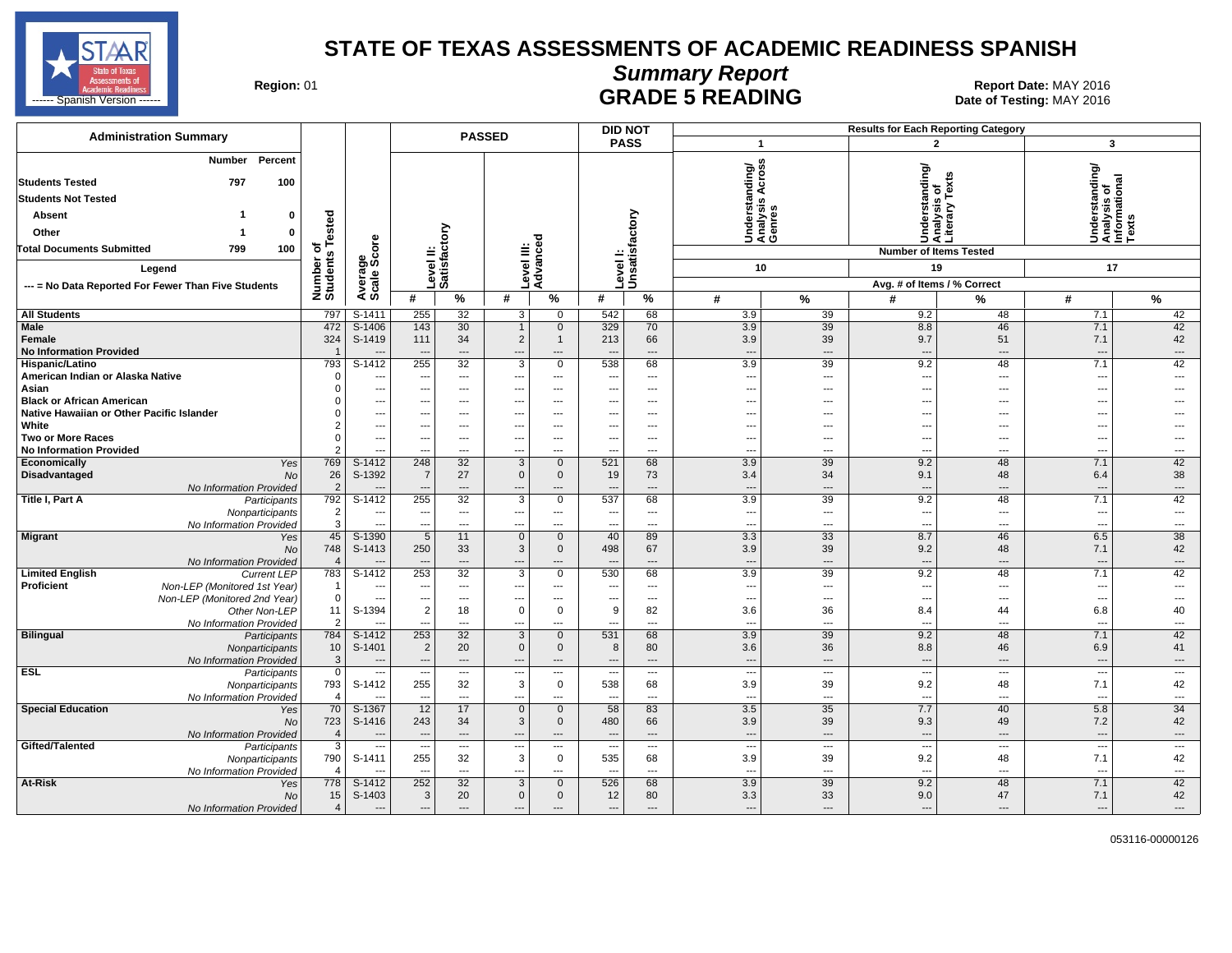# STATE OF TEXAS ASSESSMENTS OF ACADEMIC READINESS SPANISH

## Summary Report

## GRADE 5 READING

Region: 01

Report Date: MAY 2016
Date of Testing: MAY 2016

STAAR State of Texas Assessments of Academic Readiness ------ Spanish Version ------

| Administration Summary | Number | Percent |
|---|---|---|
| Students Tested | 797 | 100 |
| Students Not Tested | | |
| Absent | 1 | 0 |
| Other | 1 | 0 |
| Total Documents Submitted | 799 | 100 |

Legend

--- = No Data Reported For Fewer Than Five Students

Results for Each Reporting Category: 1 = Understanding/ Analysis Across Genres (Number of Items Tested: 10); 2 = Understanding/ Analysis of Literary Texts (Number of Items Tested: 19); 3 = Understanding/ Analysis of Informational Texts (Number of Items Tested: 17). Avg. # of Items / % Correct.

| Group | | Number of Students Tested | Average Scale Score | Passed Level II: Satisfactory # | Passed Level II: Satisfactory % | Passed Level III: Advanced # | Passed Level III: Advanced % | Did Not Pass Level I: Unsatisfactory # | Did Not Pass Level I: Unsatisfactory % | Cat. 1 # | Cat. 1 % | Cat. 2 # | Cat. 2 % | Cat. 3 # | Cat. 3 % |
|---|---|---|---|---|---|---|---|---|---|---|---|---|---|---|---|
| All Students | | 797 | S-1411 | 255 | 32 | 3 | 0 | 542 | 68 | 3.9 | 39 | 9.2 | 48 | 7.1 | 42 |
| Male | | 472 | S-1406 | 143 | 30 | 1 | 0 | 329 | 70 | 3.9 | 39 | 8.8 | 46 | 7.1 | 42 |
| Female | | 324 | S-1419 | 111 | 34 | 2 | 1 | 213 | 66 | 3.9 | 39 | 9.7 | 51 | 7.1 | 42 |
| No Information Provided | | 1 | --- | --- | --- | --- | --- | --- | --- | --- | --- | --- | --- | --- | --- |
| Hispanic/Latino | | 793 | S-1412 | 255 | 32 | 3 | 0 | 538 | 68 | 3.9 | 39 | 9.2 | 48 | 7.1 | 42 |
| American Indian or Alaska Native | | 0 | --- | --- | --- | --- | --- | --- | --- | --- | --- | --- | --- | --- | --- |
| Asian | | 0 | --- | --- | --- | --- | --- | --- | --- | --- | --- | --- | --- | --- | --- |
| Black or African American | | 0 | --- | --- | --- | --- | --- | --- | --- | --- | --- | --- | --- | --- | --- |
| Native Hawaiian or Other Pacific Islander | | 0 | --- | --- | --- | --- | --- | --- | --- | --- | --- | --- | --- | --- | --- |
| White | | 2 | --- | --- | --- | --- | --- | --- | --- | --- | --- | --- | --- | --- | --- |
| Two or More Races | | 0 | --- | --- | --- | --- | --- | --- | --- | --- | --- | --- | --- | --- | --- |
| No Information Provided | | 2 | --- | --- | --- | --- | --- | --- | --- | --- | --- | --- | --- | --- | --- |
| Economically Disadvantaged | *Yes* | 769 | S-1412 | 248 | 32 | 3 | 0 | 521 | 68 | 3.9 | 39 | 9.2 | 48 | 7.1 | 42 |
| | *No* | 26 | S-1392 | 7 | 27 | 0 | 0 | 19 | 73 | 3.4 | 34 | 9.1 | 48 | 6.4 | 38 |
| | *No Information Provided* | 2 | --- | --- | --- | --- | --- | --- | --- | --- | --- | --- | --- | --- | --- |
| Title I, Part A | *Participants* | 792 | S-1412 | 255 | 32 | 3 | 0 | 537 | 68 | 3.9 | 39 | 9.2 | 48 | 7.1 | 42 |
| | *Nonparticipants* | 2 | --- | --- | --- | --- | --- | --- | --- | --- | --- | --- | --- | --- | --- |
| | *No Information Provided* | 3 | --- | --- | --- | --- | --- | --- | --- | --- | --- | --- | --- | --- | --- |
| Migrant | *Yes* | 45 | S-1390 | 5 | 11 | 0 | 0 | 40 | 89 | 3.3 | 33 | 8.7 | 46 | 6.5 | 38 |
| | *No* | 748 | S-1413 | 250 | 33 | 3 | 0 | 498 | 67 | 3.9 | 39 | 9.2 | 48 | 7.1 | 42 |
| | *No Information Provided* | 4 | --- | --- | --- | --- | --- | --- | --- | --- | --- | --- | --- | --- | --- |
| Limited English Proficient | *Current LEP* | 783 | S-1412 | 253 | 32 | 3 | 0 | 530 | 68 | 3.9 | 39 | 9.2 | 48 | 7.1 | 42 |
| | *Non-LEP (Monitored 1st Year)* | 1 | --- | --- | --- | --- | --- | --- | --- | --- | --- | --- | --- | --- | --- |
| | *Non-LEP (Monitored 2nd Year)* | 0 | --- | --- | --- | --- | --- | --- | --- | --- | --- | --- | --- | --- | --- |
| | *Other Non-LEP* | 11 | S-1394 | 2 | 18 | 0 | 0 | 9 | 82 | 3.6 | 36 | 8.4 | 44 | 6.8 | 40 |
| | *No Information Provided* | 2 | --- | --- | --- | --- | --- | --- | --- | --- | --- | --- | --- | --- | --- |
| Bilingual | *Participants* | 784 | S-1412 | 253 | 32 | 3 | 0 | 531 | 68 | 3.9 | 39 | 9.2 | 48 | 7.1 | 42 |
| | *Nonparticipants* | 10 | S-1401 | 2 | 20 | 0 | 0 | 8 | 80 | 3.6 | 36 | 8.8 | 46 | 6.9 | 41 |
| | *No Information Provided* | 3 | --- | --- | --- | --- | --- | --- | --- | --- | --- | --- | --- | --- | --- |
| ESL | *Participants* | 0 | --- | --- | --- | --- | --- | --- | --- | --- | --- | --- | --- | --- | --- |
| | *Nonparticipants* | 793 | S-1412 | 255 | 32 | 3 | 0 | 538 | 68 | 3.9 | 39 | 9.2 | 48 | 7.1 | 42 |
| | *No Information Provided* | 4 | --- | --- | --- | --- | --- | --- | --- | --- | --- | --- | --- | --- | --- |
| Special Education | *Yes* | 70 | S-1367 | 12 | 17 | 0 | 0 | 58 | 83 | 3.5 | 35 | 7.7 | 40 | 5.8 | 34 |
| | *No* | 723 | S-1416 | 243 | 34 | 3 | 0 | 480 | 66 | 3.9 | 39 | 9.3 | 49 | 7.2 | 42 |
| | *No Information Provided* | 4 | --- | --- | --- | --- | --- | --- | --- | --- | --- | --- | --- | --- | --- |
| Gifted/Talented | *Participants* | 3 | --- | --- | --- | --- | --- | --- | --- | --- | --- | --- | --- | --- | --- |
| | *Nonparticipants* | 790 | S-1411 | 255 | 32 | 3 | 0 | 535 | 68 | 3.9 | 39 | 9.2 | 48 | 7.1 | 42 |
| | *No Information Provided* | 4 | --- | --- | --- | --- | --- | --- | --- | --- | --- | --- | --- | --- | --- |
| At-Risk | *Yes* | 778 | S-1412 | 252 | 32 | 3 | 0 | 526 | 68 | 3.9 | 39 | 9.2 | 48 | 7.1 | 42 |
| | *No* | 15 | S-1403 | 3 | 20 | 0 | 0 | 12 | 80 | 3.3 | 33 | 9.0 | 47 | 7.1 | 42 |
| | *No Information Provided* | 4 | --- | --- | --- | --- | --- | --- | --- | --- | --- | --- | --- | --- | --- |

053116-00000126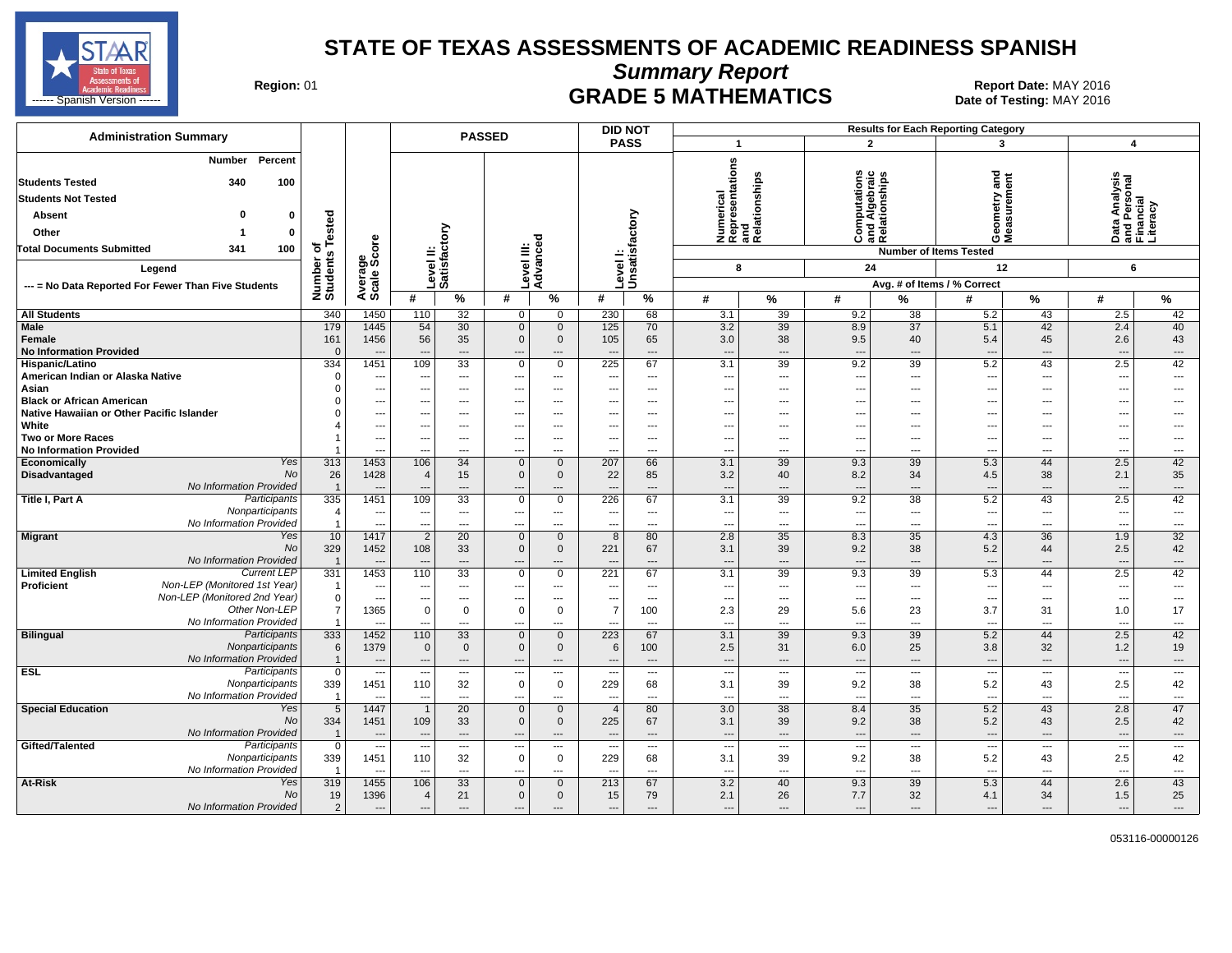# STATE OF TEXAS ASSESSMENTS OF ACADEMIC READINESS SPANISH

## *Summary Report*

## GRADE 5 MATHEMATICS

**Region:** 01

**Report Date:** MAY 2016
**Date of Testing:** MAY 2016

### Administration Summary

| | Number | Percent |
|---|---|---|
| **Students Tested** | 340 | 100 |
| **Students Not Tested** | | |
| **Absent** | 0 | 0 |
| **Other** | 1 | 0 |
| **Total Documents Submitted** | 341 | 100 |

**Legend**

--- = No Data Reported For Fewer Than Five Students

Results for Each Reporting Category: 1 – Numerical Representations and Relationships (Number of Items Tested: 8); 2 – Computations and Algebraic Relationships (24); 3 – Geometry and Measurement (12); 4 – Data Analysis and Personal Financial Literacy (6). Values are Avg. # of Items / % Correct.

| Group | | Number of Students Tested | Average Scale Score | PASSED Level II: Satisfactory # | PASSED Level II: Satisfactory % | PASSED Level III: Advanced # | PASSED Level III: Advanced % | DID NOT PASS Level I: Unsatisfactory # | DID NOT PASS Level I: Unsatisfactory % | 1 # | 1 % | 2 # | 2 % | 3 # | 3 % | 4 # | 4 % |
|---|---|---|---|---|---|---|---|---|---|---|---|---|---|---|---|---|---|
| **All Students** | | 340 | 1450 | 110 | 32 | 0 | 0 | 230 | 68 | 3.1 | 39 | 9.2 | 38 | 5.2 | 43 | 2.5 | 42 |
| **Male** | | 179 | 1445 | 54 | 30 | 0 | 0 | 125 | 70 | 3.2 | 39 | 8.9 | 37 | 5.1 | 42 | 2.4 | 40 |
| **Female** | | 161 | 1456 | 56 | 35 | 0 | 0 | 105 | 65 | 3.0 | 38 | 9.5 | 40 | 5.4 | 45 | 2.6 | 43 |
| **No Information Provided** | | 0 | --- | --- | --- | --- | --- | --- | --- | --- | --- | --- | --- | --- | --- | --- | --- |
| **Hispanic/Latino** | | 334 | 1451 | 109 | 33 | 0 | 0 | 225 | 67 | 3.1 | 39 | 9.2 | 39 | 5.2 | 43 | 2.5 | 42 |
| **American Indian or Alaska Native** | | 0 | --- | --- | --- | --- | --- | --- | --- | --- | --- | --- | --- | --- | --- | --- | --- |
| **Asian** | | 0 | --- | --- | --- | --- | --- | --- | --- | --- | --- | --- | --- | --- | --- | --- | --- |
| **Black or African American** | | 0 | --- | --- | --- | --- | --- | --- | --- | --- | --- | --- | --- | --- | --- | --- | --- |
| **Native Hawaiian or Other Pacific Islander** | | 0 | --- | --- | --- | --- | --- | --- | --- | --- | --- | --- | --- | --- | --- | --- | --- |
| **White** | | 4 | --- | --- | --- | --- | --- | --- | --- | --- | --- | --- | --- | --- | --- | --- | --- |
| **Two or More Races** | | 1 | --- | --- | --- | --- | --- | --- | --- | --- | --- | --- | --- | --- | --- | --- | --- |
| **No Information Provided** | | 1 | --- | --- | --- | --- | --- | --- | --- | --- | --- | --- | --- | --- | --- | --- | --- |
| **Economically Disadvantaged** | *Yes* | 313 | 1453 | 106 | 34 | 0 | 0 | 207 | 66 | 3.1 | 39 | 9.3 | 39 | 5.3 | 44 | 2.5 | 42 |
| | *No* | 26 | 1428 | 4 | 15 | 0 | 0 | 22 | 85 | 3.2 | 40 | 8.2 | 34 | 4.5 | 38 | 2.1 | 35 |
| | *No Information Provided* | 1 | --- | --- | --- | --- | --- | --- | --- | --- | --- | --- | --- | --- | --- | --- | --- |
| **Title I, Part A** | *Participants* | 335 | 1451 | 109 | 33 | 0 | 0 | 226 | 67 | 3.1 | 39 | 9.2 | 38 | 5.2 | 43 | 2.5 | 42 |
| | *Nonparticipants* | 4 | --- | --- | --- | --- | --- | --- | --- | --- | --- | --- | --- | --- | --- | --- | --- |
| | *No Information Provided* | 1 | --- | --- | --- | --- | --- | --- | --- | --- | --- | --- | --- | --- | --- | --- | --- |
| **Migrant** | *Yes* | 10 | 1417 | 2 | 20 | 0 | 0 | 8 | 80 | 2.8 | 35 | 8.3 | 35 | 4.3 | 36 | 1.9 | 32 |
| | *No* | 329 | 1452 | 108 | 33 | 0 | 0 | 221 | 67 | 3.1 | 39 | 9.2 | 38 | 5.2 | 44 | 2.5 | 42 |
| | *No Information Provided* | 1 | --- | --- | --- | --- | --- | --- | --- | --- | --- | --- | --- | --- | --- | --- | --- |
| **Limited English Proficient** | *Current LEP* | 331 | 1453 | 110 | 33 | 0 | 0 | 221 | 67 | 3.1 | 39 | 9.3 | 39 | 5.3 | 44 | 2.5 | 42 |
| | *Non-LEP (Monitored 1st Year)* | 1 | --- | --- | --- | --- | --- | --- | --- | --- | --- | --- | --- | --- | --- | --- | --- |
| | *Non-LEP (Monitored 2nd Year)* | 0 | --- | --- | --- | --- | --- | --- | --- | --- | --- | --- | --- | --- | --- | --- | --- |
| | *Other Non-LEP* | 7 | 1365 | 0 | 0 | 0 | 0 | 7 | 100 | 2.3 | 29 | 5.6 | 23 | 3.7 | 31 | 1.0 | 17 |
| | *No Information Provided* | 1 | --- | --- | --- | --- | --- | --- | --- | --- | --- | --- | --- | --- | --- | --- | --- |
| **Bilingual** | *Participants* | 333 | 1452 | 110 | 33 | 0 | 0 | 223 | 67 | 3.1 | 39 | 9.3 | 39 | 5.2 | 44 | 2.5 | 42 |
| | *Nonparticipants* | 6 | 1379 | 0 | 0 | 0 | 0 | 6 | 100 | 2.5 | 31 | 6.0 | 25 | 3.8 | 32 | 1.2 | 19 |
| | *No Information Provided* | 1 | --- | --- | --- | --- | --- | --- | --- | --- | --- | --- | --- | --- | --- | --- | --- |
| **ESL** | *Participants* | 0 | --- | --- | --- | --- | --- | --- | --- | --- | --- | --- | --- | --- | --- | --- | --- |
| | *Nonparticipants* | 339 | 1451 | 110 | 32 | 0 | 0 | 229 | 68 | 3.1 | 39 | 9.2 | 38 | 5.2 | 43 | 2.5 | 42 |
| | *No Information Provided* | 1 | --- | --- | --- | --- | --- | --- | --- | --- | --- | --- | --- | --- | --- | --- | --- |
| **Special Education** | *Yes* | 5 | 1447 | 1 | 20 | 0 | 0 | 4 | 80 | 3.0 | 38 | 8.4 | 35 | 5.2 | 43 | 2.8 | 47 |
| | *No* | 334 | 1451 | 109 | 33 | 0 | 0 | 225 | 67 | 3.1 | 39 | 9.2 | 38 | 5.2 | 43 | 2.5 | 42 |
| | *No Information Provided* | 1 | --- | --- | --- | --- | --- | --- | --- | --- | --- | --- | --- | --- | --- | --- | --- |
| **Gifted/Talented** | *Participants* | 0 | --- | --- | --- | --- | --- | --- | --- | --- | --- | --- | --- | --- | --- | --- | --- |
| | *Nonparticipants* | 339 | 1451 | 110 | 32 | 0 | 0 | 229 | 68 | 3.1 | 39 | 9.2 | 38 | 5.2 | 43 | 2.5 | 42 |
| | *No Information Provided* | 1 | --- | --- | --- | --- | --- | --- | --- | --- | --- | --- | --- | --- | --- | --- | --- |
| **At-Risk** | *Yes* | 319 | 1455 | 106 | 33 | 0 | 0 | 213 | 67 | 3.2 | 40 | 9.3 | 39 | 5.3 | 44 | 2.6 | 43 |
| | *No* | 19 | 1396 | 4 | 21 | 0 | 0 | 15 | 79 | 2.1 | 26 | 7.7 | 32 | 4.1 | 34 | 1.5 | 25 |
| | *No Information Provided* | 2 | --- | --- | --- | --- | --- | --- | --- | --- | --- | --- | --- | --- | --- | --- | --- |

053116-00000126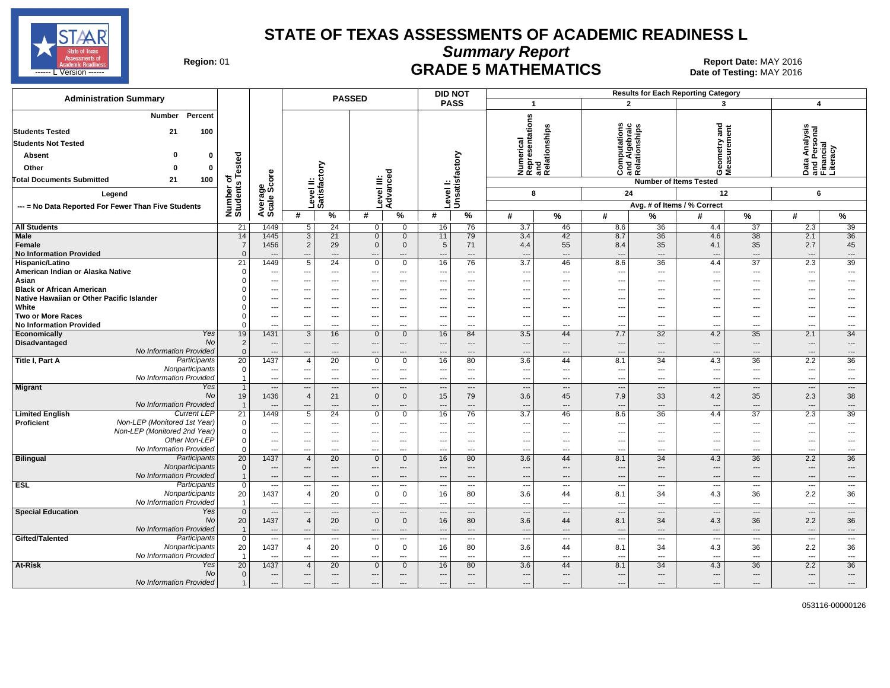# STATE OF TEXAS ASSESSMENTS OF ACADEMIC READINESS L

## *Summary Report*

## GRADE 5 MATHEMATICS

**Region:** 01

**Report Date:** MAY 2016
**Date of Testing:** MAY 2016

| Administration Summary | Number | Percent |
|---|---|---|
| **Students Tested** | 21 | 100 |
| **Students Not Tested** | | |
| Absent | 0 | 0 |
| Other | 0 | 0 |
| **Total Documents Submitted** | 21 | 100 |

**Legend**
--- = No Data Reported For Fewer Than Five Students

Results for Each Reporting Category: 1 = Numerical Representations and Relationships (Number of Items Tested: 8); 2 = Computations and Algebraic Relationships (24); 3 = Geometry and Measurement (12); 4 = Data Analysis and Personal Financial Literacy (6). Reporting category columns show Avg. # of Items / % Correct.

| Group | | Number of Students Tested | Average Scale Score | PASSED Level II: Satisfactory # | PASSED Level II: Satisfactory % | PASSED Level III: Advanced # | PASSED Level III: Advanced % | DID NOT PASS Level I: Unsatisfactory # | DID NOT PASS Level I: Unsatisfactory % | 1 # | 1 % | 2 # | 2 % | 3 # | 3 % | 4 # | 4 % |
|---|---|---|---|---|---|---|---|---|---|---|---|---|---|---|---|---|---|
| **All Students** | | 21 | 1449 | 5 | 24 | 0 | 0 | 16 | 76 | 3.7 | 46 | 8.6 | 36 | 4.4 | 37 | 2.3 | 39 |
| **Male** | | 14 | 1445 | 3 | 21 | 0 | 0 | 11 | 79 | 3.4 | 42 | 8.7 | 36 | 4.6 | 38 | 2.1 | 36 |
| **Female** | | 7 | 1456 | 2 | 29 | 0 | 0 | 5 | 71 | 4.4 | 55 | 8.4 | 35 | 4.1 | 35 | 2.7 | 45 |
| **No Information Provided** | | 0 | --- | --- | --- | --- | --- | --- | --- | --- | --- | --- | --- | --- | --- | --- | --- |
| **Hispanic/Latino** | | 21 | 1449 | 5 | 24 | 0 | 0 | 16 | 76 | 3.7 | 46 | 8.6 | 36 | 4.4 | 37 | 2.3 | 39 |
| **American Indian or Alaska Native** | | 0 | --- | --- | --- | --- | --- | --- | --- | --- | --- | --- | --- | --- | --- | --- | --- |
| **Asian** | | 0 | --- | --- | --- | --- | --- | --- | --- | --- | --- | --- | --- | --- | --- | --- | --- |
| **Black or African American** | | 0 | --- | --- | --- | --- | --- | --- | --- | --- | --- | --- | --- | --- | --- | --- | --- |
| **Native Hawaiian or Other Pacific Islander** | | 0 | --- | --- | --- | --- | --- | --- | --- | --- | --- | --- | --- | --- | --- | --- | --- |
| **White** | | 0 | --- | --- | --- | --- | --- | --- | --- | --- | --- | --- | --- | --- | --- | --- | --- |
| **Two or More Races** | | 0 | --- | --- | --- | --- | --- | --- | --- | --- | --- | --- | --- | --- | --- | --- | --- |
| **No Information Provided** | | 0 | --- | --- | --- | --- | --- | --- | --- | --- | --- | --- | --- | --- | --- | --- | --- |
| **Economically Disadvantaged** | *Yes* | 19 | 1431 | 3 | 16 | 0 | 0 | 16 | 84 | 3.5 | 44 | 7.7 | 32 | 4.2 | 35 | 2.1 | 34 |
| | *No* | 2 | --- | --- | --- | --- | --- | --- | --- | --- | --- | --- | --- | --- | --- | --- | --- |
| | *No Information Provided* | 0 | --- | --- | --- | --- | --- | --- | --- | --- | --- | --- | --- | --- | --- | --- | --- |
| **Title I, Part A** | *Participants* | 20 | 1437 | 4 | 20 | 0 | 0 | 16 | 80 | 3.6 | 44 | 8.1 | 34 | 4.3 | 36 | 2.2 | 36 |
| | *Nonparticipants* | 0 | --- | --- | --- | --- | --- | --- | --- | --- | --- | --- | --- | --- | --- | --- | --- |
| | *No Information Provided* | 1 | --- | --- | --- | --- | --- | --- | --- | --- | --- | --- | --- | --- | --- | --- | --- |
| **Migrant** | *Yes* | 1 | --- | --- | --- | --- | --- | --- | --- | --- | --- | --- | --- | --- | --- | --- | --- |
| | *No* | 19 | 1436 | 4 | 21 | 0 | 0 | 15 | 79 | 3.6 | 45 | 7.9 | 33 | 4.2 | 35 | 2.3 | 38 |
| | *No Information Provided* | 1 | --- | --- | --- | --- | --- | --- | --- | --- | --- | --- | --- | --- | --- | --- | --- |
| **Limited English Proficient** | *Current LEP* | 21 | 1449 | 5 | 24 | 0 | 0 | 16 | 76 | 3.7 | 46 | 8.6 | 36 | 4.4 | 37 | 2.3 | 39 |
| | *Non-LEP (Monitored 1st Year)* | 0 | --- | --- | --- | --- | --- | --- | --- | --- | --- | --- | --- | --- | --- | --- | --- |
| | *Non-LEP (Monitored 2nd Year)* | 0 | --- | --- | --- | --- | --- | --- | --- | --- | --- | --- | --- | --- | --- | --- | --- |
| | *Other Non-LEP* | 0 | --- | --- | --- | --- | --- | --- | --- | --- | --- | --- | --- | --- | --- | --- | --- |
| | *No Information Provided* | 0 | --- | --- | --- | --- | --- | --- | --- | --- | --- | --- | --- | --- | --- | --- | --- |
| **Bilingual** | *Participants* | 20 | 1437 | 4 | 20 | 0 | 0 | 16 | 80 | 3.6 | 44 | 8.1 | 34 | 4.3 | 36 | 2.2 | 36 |
| | *Nonparticipants* | 0 | --- | --- | --- | --- | --- | --- | --- | --- | --- | --- | --- | --- | --- | --- | --- |
| | *No Information Provided* | 1 | --- | --- | --- | --- | --- | --- | --- | --- | --- | --- | --- | --- | --- | --- | --- |
| **ESL** | *Participants* | 0 | --- | --- | --- | --- | --- | --- | --- | --- | --- | --- | --- | --- | --- | --- | --- |
| | *Nonparticipants* | 20 | 1437 | 4 | 20 | 0 | 0 | 16 | 80 | 3.6 | 44 | 8.1 | 34 | 4.3 | 36 | 2.2 | 36 |
| | *No Information Provided* | 1 | --- | --- | --- | --- | --- | --- | --- | --- | --- | --- | --- | --- | --- | --- | --- |
| **Special Education** | *Yes* | 0 | --- | --- | --- | --- | --- | --- | --- | --- | --- | --- | --- | --- | --- | --- | --- |
| | *No* | 20 | 1437 | 4 | 20 | 0 | 0 | 16 | 80 | 3.6 | 44 | 8.1 | 34 | 4.3 | 36 | 2.2 | 36 |
| | *No Information Provided* | 1 | --- | --- | --- | --- | --- | --- | --- | --- | --- | --- | --- | --- | --- | --- | --- |
| **Gifted/Talented** | *Participants* | 0 | --- | --- | --- | --- | --- | --- | --- | --- | --- | --- | --- | --- | --- | --- | --- |
| | *Nonparticipants* | 20 | 1437 | 4 | 20 | 0 | 0 | 16 | 80 | 3.6 | 44 | 8.1 | 34 | 4.3 | 36 | 2.2 | 36 |
| | *No Information Provided* | 1 | --- | --- | --- | --- | --- | --- | --- | --- | --- | --- | --- | --- | --- | --- | --- |
| **At-Risk** | *Yes* | 20 | 1437 | 4 | 20 | 0 | 0 | 16 | 80 | 3.6 | 44 | 8.1 | 34 | 4.3 | 36 | 2.2 | 36 |
| | *No* | 0 | --- | --- | --- | --- | --- | --- | --- | --- | --- | --- | --- | --- | --- | --- | --- |
| | *No Information Provided* | 1 | --- | --- | --- | --- | --- | --- | --- | --- | --- | --- | --- | --- | --- | --- | --- |

053116-00000126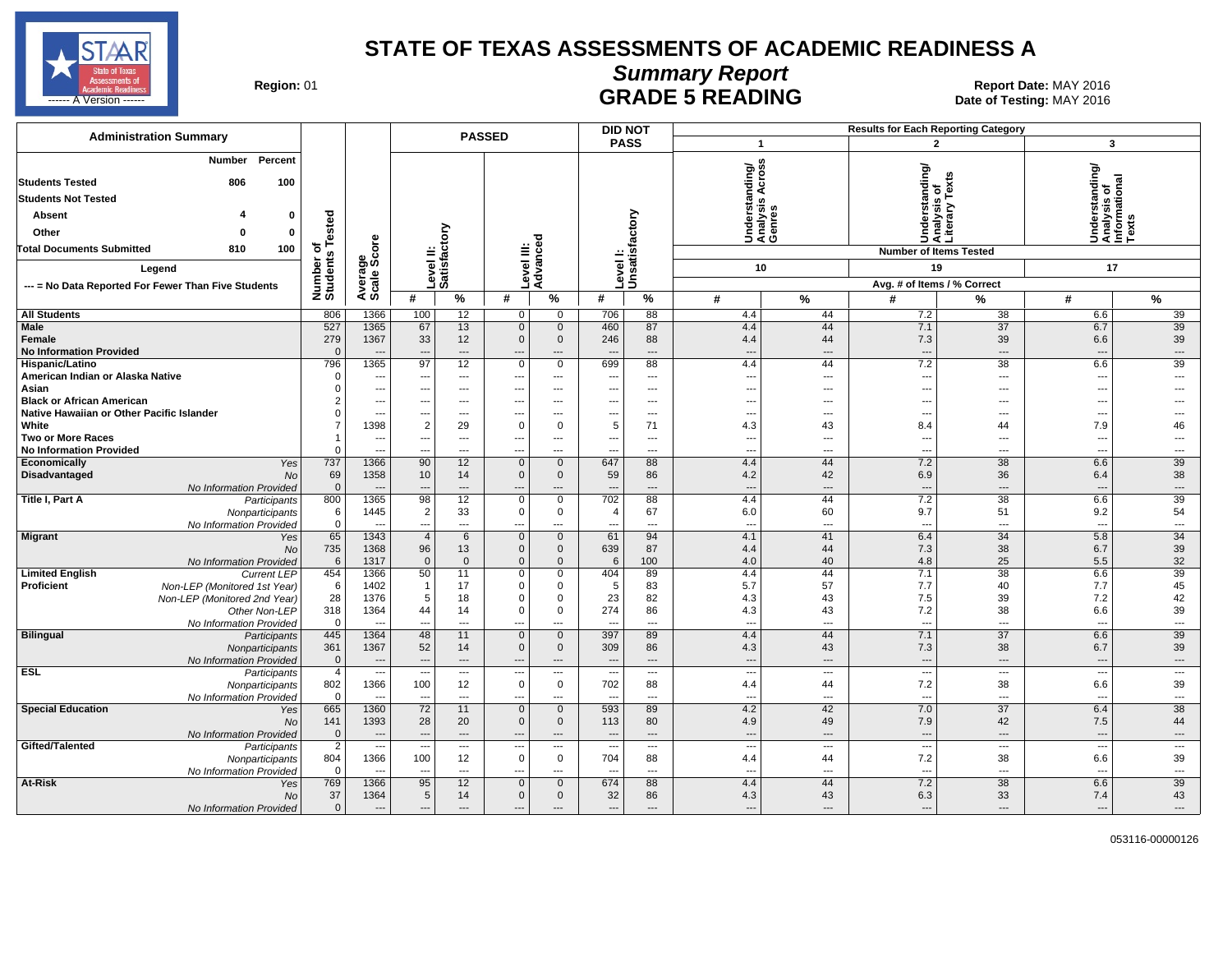# STATE OF TEXAS ASSESSMENTS OF ACADEMIC READINESS A

## Summary Report

## GRADE 5 READING

**Region:** 01

**Report Date:** MAY 2016
**Date of Testing:** MAY 2016

### Administration Summary

| | Number | Percent |
|---|---|---|
| Students Tested | 806 | 100 |
| Students Not Tested | | |
| Absent | 4 | 0 |
| Other | 0 | 0 |
| Total Documents Submitted | 810 | 100 |

Legend

--- = No Data Reported For Fewer Than Five Students

| | | Number of Students Tested | Average Scale Score | PASSED Level II: Satisfactory # | PASSED Level II: Satisfactory % | PASSED Level III: Advanced # | PASSED Level III: Advanced % | DID NOT PASS Level I: Unsatisfactory # | DID NOT PASS Level I: Unsatisfactory % | 1 Understanding/Analysis Across Genres (10 items) # | 1 % | 2 Understanding/Analysis of Literary Texts (19 items) # | 2 % | 3 Understanding/Analysis of Informational Texts (17 items) # | 3 % |
|---|---|---|---|---|---|---|---|---|---|---|---|---|---|---|---|
| All Students | | 806 | 1366 | 100 | 12 | 0 | 0 | 706 | 88 | 4.4 | 44 | 7.2 | 38 | 6.6 | 39 |
| Male | | 527 | 1365 | 67 | 13 | 0 | 0 | 460 | 87 | 4.4 | 44 | 7.1 | 37 | 6.7 | 39 |
| Female | | 279 | 1367 | 33 | 12 | 0 | 0 | 246 | 88 | 4.4 | 44 | 7.3 | 39 | 6.6 | 39 |
| No Information Provided | | 0 | --- | --- | --- | --- | --- | --- | --- | --- | --- | --- | --- | --- | --- |
| Hispanic/Latino | | 796 | 1365 | 97 | 12 | 0 | 0 | 699 | 88 | 4.4 | 44 | 7.2 | 38 | 6.6 | 39 |
| American Indian or Alaska Native | | 0 | --- | --- | --- | --- | --- | --- | --- | --- | --- | --- | --- | --- | --- |
| Asian | | 0 | --- | --- | --- | --- | --- | --- | --- | --- | --- | --- | --- | --- | --- |
| Black or African American | | 2 | --- | --- | --- | --- | --- | --- | --- | --- | --- | --- | --- | --- | --- |
| Native Hawaiian or Other Pacific Islander | | 0 | --- | --- | --- | --- | --- | --- | --- | --- | --- | --- | --- | --- | --- |
| White | | 7 | 1398 | 2 | 29 | 0 | 0 | 5 | 71 | 4.3 | 43 | 8.4 | 44 | 7.9 | 46 |
| Two or More Races | | 1 | --- | --- | --- | --- | --- | --- | --- | --- | --- | --- | --- | --- | --- |
| No Information Provided | | 0 | --- | --- | --- | --- | --- | --- | --- | --- | --- | --- | --- | --- | --- |
| Economically Disadvantaged | Yes | 737 | 1366 | 90 | 12 | 0 | 0 | 647 | 88 | 4.4 | 44 | 7.2 | 38 | 6.6 | 39 |
| | No | 69 | 1358 | 10 | 14 | 0 | 0 | 59 | 86 | 4.2 | 42 | 6.9 | 36 | 6.4 | 38 |
| | No Information Provided | 0 | --- | --- | --- | --- | --- | --- | --- | --- | --- | --- | --- | --- | --- |
| Title I, Part A | Participants | 800 | 1365 | 98 | 12 | 0 | 0 | 702 | 88 | 4.4 | 44 | 7.2 | 38 | 6.6 | 39 |
| | Nonparticipants | 6 | 1445 | 2 | 33 | 0 | 0 | 4 | 67 | 6.0 | 60 | 9.7 | 51 | 9.2 | 54 |
| | No Information Provided | 0 | --- | --- | --- | --- | --- | --- | --- | --- | --- | --- | --- | --- | --- |
| Migrant | Yes | 65 | 1343 | 4 | 6 | 0 | 0 | 61 | 94 | 4.1 | 41 | 6.4 | 34 | 5.8 | 34 |
| | No | 735 | 1368 | 96 | 13 | 0 | 0 | 639 | 87 | 4.4 | 44 | 7.3 | 38 | 6.7 | 39 |
| | No Information Provided | 6 | 1317 | 0 | 0 | 0 | 0 | 6 | 100 | 4.0 | 40 | 4.8 | 25 | 5.5 | 32 |
| Limited English Proficient | Current LEP | 454 | 1366 | 50 | 11 | 0 | 0 | 404 | 89 | 4.4 | 44 | 7.1 | 38 | 6.6 | 39 |
| | Non-LEP (Monitored 1st Year) | 6 | 1402 | 1 | 17 | 0 | 0 | 5 | 83 | 5.7 | 57 | 7.7 | 40 | 7.7 | 45 |
| | Non-LEP (Monitored 2nd Year) | 28 | 1376 | 5 | 18 | 0 | 0 | 23 | 82 | 4.3 | 43 | 7.5 | 39 | 7.2 | 42 |
| | Other Non-LEP | 318 | 1364 | 44 | 14 | 0 | 0 | 274 | 86 | 4.3 | 43 | 7.2 | 38 | 6.6 | 39 |
| | No Information Provided | 0 | --- | --- | --- | --- | --- | --- | --- | --- | --- | --- | --- | --- | --- |
| Bilingual | Participants | 445 | 1364 | 48 | 11 | 0 | 0 | 397 | 89 | 4.4 | 44 | 7.1 | 37 | 6.6 | 39 |
| | Nonparticipants | 361 | 1367 | 52 | 14 | 0 | 0 | 309 | 86 | 4.3 | 43 | 7.3 | 38 | 6.7 | 39 |
| | No Information Provided | 0 | --- | --- | --- | --- | --- | --- | --- | --- | --- | --- | --- | --- | --- |
| ESL | Participants | 4 | --- | --- | --- | --- | --- | --- | --- | --- | --- | --- | --- | --- | --- |
| | Nonparticipants | 802 | 1366 | 100 | 12 | 0 | 0 | 702 | 88 | 4.4 | 44 | 7.2 | 38 | 6.6 | 39 |
| | No Information Provided | 0 | --- | --- | --- | --- | --- | --- | --- | --- | --- | --- | --- | --- | --- |
| Special Education | Yes | 665 | 1360 | 72 | 11 | 0 | 0 | 593 | 89 | 4.2 | 42 | 7.0 | 37 | 6.4 | 38 |
| | No | 141 | 1393 | 28 | 20 | 0 | 0 | 113 | 80 | 4.9 | 49 | 7.9 | 42 | 7.5 | 44 |
| | No Information Provided | 0 | --- | --- | --- | --- | --- | --- | --- | --- | --- | --- | --- | --- | --- |
| Gifted/Talented | Participants | 2 | --- | --- | --- | --- | --- | --- | --- | --- | --- | --- | --- | --- | --- |
| | Nonparticipants | 804 | 1366 | 100 | 12 | 0 | 0 | 704 | 88 | 4.4 | 44 | 7.2 | 38 | 6.6 | 39 |
| | No Information Provided | 0 | --- | --- | --- | --- | --- | --- | --- | --- | --- | --- | --- | --- | --- |
| At-Risk | Yes | 769 | 1366 | 95 | 12 | 0 | 0 | 674 | 88 | 4.4 | 44 | 7.2 | 38 | 6.6 | 39 |
| | No | 37 | 1364 | 5 | 14 | 0 | 0 | 32 | 86 | 4.3 | 43 | 6.3 | 33 | 7.4 | 43 |
| | No Information Provided | 0 | --- | --- | --- | --- | --- | --- | --- | --- | --- | --- | --- | --- | --- |

Results for Each Reporting Category: Avg. # of Items / % Correct

053116-00000126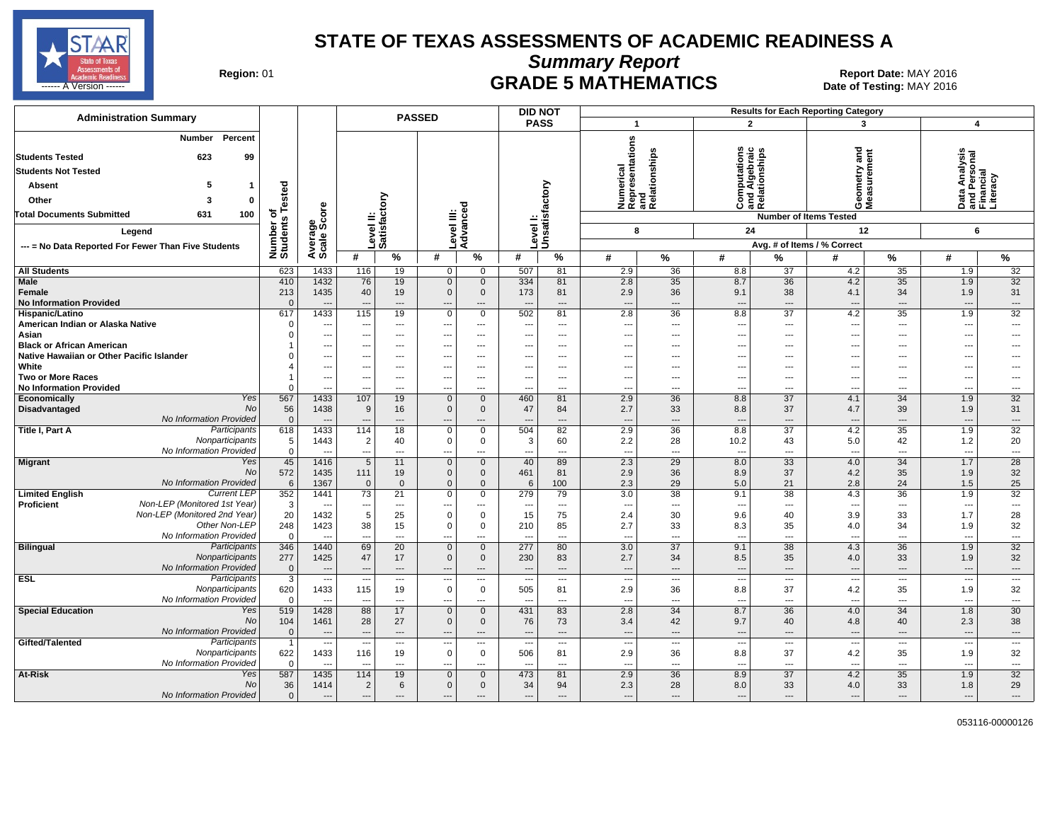# STATE OF TEXAS ASSESSMENTS OF ACADEMIC READINESS A

## Summary Report

## GRADE 5 MATHEMATICS

**Region:** 01

**Report Date:** MAY 2016
**Date of Testing:** MAY 2016

### Administration Summary

| | Number | Percent |
|---|---|---|
| **Students Tested** | 623 | 99 |
| **Students Not Tested** | | |
| **Absent** | 5 | 1 |
| **Other** | 3 | 0 |
| **Total Documents Submitted** | 631 | 100 |

**Legend**

--- = No Data Reported For Fewer Than Five Students

Results for Each Reporting Category: 1 = Numerical Representations and Relationships (8 items); 2 = Computations and Algebraic Relationships (24 items); 3 = Geometry and Measurement (12 items); 4 = Data Analysis and Personal Financial Literacy (6 items). Values are Avg. # of Items / % Correct.

| Group | | Number of Students Tested | Average Scale Score | Passed Level II: Satisfactory # | Passed Level II: Satisfactory % | Passed Level III: Advanced # | Passed Level III: Advanced % | Did Not Pass Level I: Unsatisfactory # | Did Not Pass Level I: Unsatisfactory % | Cat. 1 # | Cat. 1 % | Cat. 2 # | Cat. 2 % | Cat. 3 # | Cat. 3 % | Cat. 4 # | Cat. 4 % |
|---|---|---|---|---|---|---|---|---|---|---|---|---|---|---|---|---|---|
| **All Students** | | 623 | 1433 | 116 | 19 | 0 | 0 | 507 | 81 | 2.9 | 36 | 8.8 | 37 | 4.2 | 35 | 1.9 | 32 |
| **Male** | | 410 | 1432 | 76 | 19 | 0 | 0 | 334 | 81 | 2.8 | 35 | 8.7 | 36 | 4.2 | 35 | 1.9 | 32 |
| **Female** | | 213 | 1435 | 40 | 19 | 0 | 0 | 173 | 81 | 2.9 | 36 | 9.1 | 38 | 4.1 | 34 | 1.9 | 31 |
| **No Information Provided** | | 0 | --- | --- | --- | --- | --- | --- | --- | --- | --- | --- | --- | --- | --- | --- | --- |
| **Hispanic/Latino** | | 617 | 1433 | 115 | 19 | 0 | 0 | 502 | 81 | 2.8 | 36 | 8.8 | 37 | 4.2 | 35 | 1.9 | 32 |
| **American Indian or Alaska Native** | | 0 | --- | --- | --- | --- | --- | --- | --- | --- | --- | --- | --- | --- | --- | --- | --- |
| **Asian** | | 0 | --- | --- | --- | --- | --- | --- | --- | --- | --- | --- | --- | --- | --- | --- | --- |
| **Black or African American** | | 1 | --- | --- | --- | --- | --- | --- | --- | --- | --- | --- | --- | --- | --- | --- | --- |
| **Native Hawaiian or Other Pacific Islander** | | 0 | --- | --- | --- | --- | --- | --- | --- | --- | --- | --- | --- | --- | --- | --- | --- |
| **White** | | 4 | --- | --- | --- | --- | --- | --- | --- | --- | --- | --- | --- | --- | --- | --- | --- |
| **Two or More Races** | | 1 | --- | --- | --- | --- | --- | --- | --- | --- | --- | --- | --- | --- | --- | --- | --- |
| **No Information Provided** | | 0 | --- | --- | --- | --- | --- | --- | --- | --- | --- | --- | --- | --- | --- | --- | --- |
| **Economically Disadvantaged** | *Yes* | 567 | 1433 | 107 | 19 | 0 | 0 | 460 | 81 | 2.9 | 36 | 8.8 | 37 | 4.1 | 34 | 1.9 | 32 |
| | *No* | 56 | 1438 | 9 | 16 | 0 | 0 | 47 | 84 | 2.7 | 33 | 8.8 | 37 | 4.7 | 39 | 1.9 | 31 |
| | *No Information Provided* | 0 | --- | --- | --- | --- | --- | --- | --- | --- | --- | --- | --- | --- | --- | --- | --- |
| **Title I, Part A** | *Participants* | 618 | 1433 | 114 | 18 | 0 | 0 | 504 | 82 | 2.9 | 36 | 8.8 | 37 | 4.2 | 35 | 1.9 | 32 |
| | *Nonparticipants* | 5 | 1443 | 2 | 40 | 0 | 0 | 3 | 60 | 2.2 | 28 | 10.2 | 43 | 5.0 | 42 | 1.2 | 20 |
| | *No Information Provided* | 0 | --- | --- | --- | --- | --- | --- | --- | --- | --- | --- | --- | --- | --- | --- | --- |
| **Migrant** | *Yes* | 45 | 1416 | 5 | 11 | 0 | 0 | 40 | 89 | 2.3 | 29 | 8.0 | 33 | 4.0 | 34 | 1.7 | 28 |
| | *No* | 572 | 1435 | 111 | 19 | 0 | 0 | 461 | 81 | 2.9 | 36 | 8.9 | 37 | 4.2 | 35 | 1.9 | 32 |
| | *No Information Provided* | 6 | 1367 | 0 | 0 | 0 | 0 | 6 | 100 | 2.3 | 29 | 5.0 | 21 | 2.8 | 24 | 1.5 | 25 |
| **Limited English Proficient** | *Current LEP* | 352 | 1441 | 73 | 21 | 0 | 0 | 279 | 79 | 3.0 | 38 | 9.1 | 38 | 4.3 | 36 | 1.9 | 32 |
| | *Non-LEP (Monitored 1st Year)* | 3 | --- | --- | --- | --- | --- | --- | --- | --- | --- | --- | --- | --- | --- | --- | --- |
| | *Non-LEP (Monitored 2nd Year)* | 20 | 1432 | 5 | 25 | 0 | 0 | 15 | 75 | 2.4 | 30 | 9.6 | 40 | 3.9 | 33 | 1.7 | 28 |
| | *Other Non-LEP* | 248 | 1423 | 38 | 15 | 0 | 0 | 210 | 85 | 2.7 | 33 | 8.3 | 35 | 4.0 | 34 | 1.9 | 32 |
| | *No Information Provided* | 0 | --- | --- | --- | --- | --- | --- | --- | --- | --- | --- | --- | --- | --- | --- | --- |
| **Bilingual** | *Participants* | 346 | 1440 | 69 | 20 | 0 | 0 | 277 | 80 | 3.0 | 37 | 9.1 | 38 | 4.3 | 36 | 1.9 | 32 |
| | *Nonparticipants* | 277 | 1425 | 47 | 17 | 0 | 0 | 230 | 83 | 2.7 | 34 | 8.5 | 35 | 4.0 | 33 | 1.9 | 32 |
| | *No Information Provided* | 0 | --- | --- | --- | --- | --- | --- | --- | --- | --- | --- | --- | --- | --- | --- | --- |
| **ESL** | *Participants* | 3 | --- | --- | --- | --- | --- | --- | --- | --- | --- | --- | --- | --- | --- | --- | --- |
| | *Nonparticipants* | 620 | 1433 | 115 | 19 | 0 | 0 | 505 | 81 | 2.9 | 36 | 8.8 | 37 | 4.2 | 35 | 1.9 | 32 |
| | *No Information Provided* | 0 | --- | --- | --- | --- | --- | --- | --- | --- | --- | --- | --- | --- | --- | --- | --- |
| **Special Education** | *Yes* | 519 | 1428 | 88 | 17 | 0 | 0 | 431 | 83 | 2.8 | 34 | 8.7 | 36 | 4.0 | 34 | 1.8 | 30 |
| | *No* | 104 | 1461 | 28 | 27 | 0 | 0 | 76 | 73 | 3.4 | 42 | 9.7 | 40 | 4.8 | 40 | 2.3 | 38 |
| | *No Information Provided* | 0 | --- | --- | --- | --- | --- | --- | --- | --- | --- | --- | --- | --- | --- | --- | --- |
| **Gifted/Talented** | *Participants* | 1 | --- | --- | --- | --- | --- | --- | --- | --- | --- | --- | --- | --- | --- | --- | --- |
| | *Nonparticipants* | 622 | 1433 | 116 | 19 | 0 | 0 | 506 | 81 | 2.9 | 36 | 8.8 | 37 | 4.2 | 35 | 1.9 | 32 |
| | *No Information Provided* | 0 | --- | --- | --- | --- | --- | --- | --- | --- | --- | --- | --- | --- | --- | --- | --- |
| **At-Risk** | *Yes* | 587 | 1435 | 114 | 19 | 0 | 0 | 473 | 81 | 2.9 | 36 | 8.9 | 37 | 4.2 | 35 | 1.9 | 32 |
| | *No* | 36 | 1414 | 2 | 6 | 0 | 0 | 34 | 94 | 2.3 | 28 | 8.0 | 33 | 4.0 | 33 | 1.8 | 29 |
| | *No Information Provided* | 0 | --- | --- | --- | --- | --- | --- | --- | --- | --- | --- | --- | --- | --- | --- | --- |

053116-00000126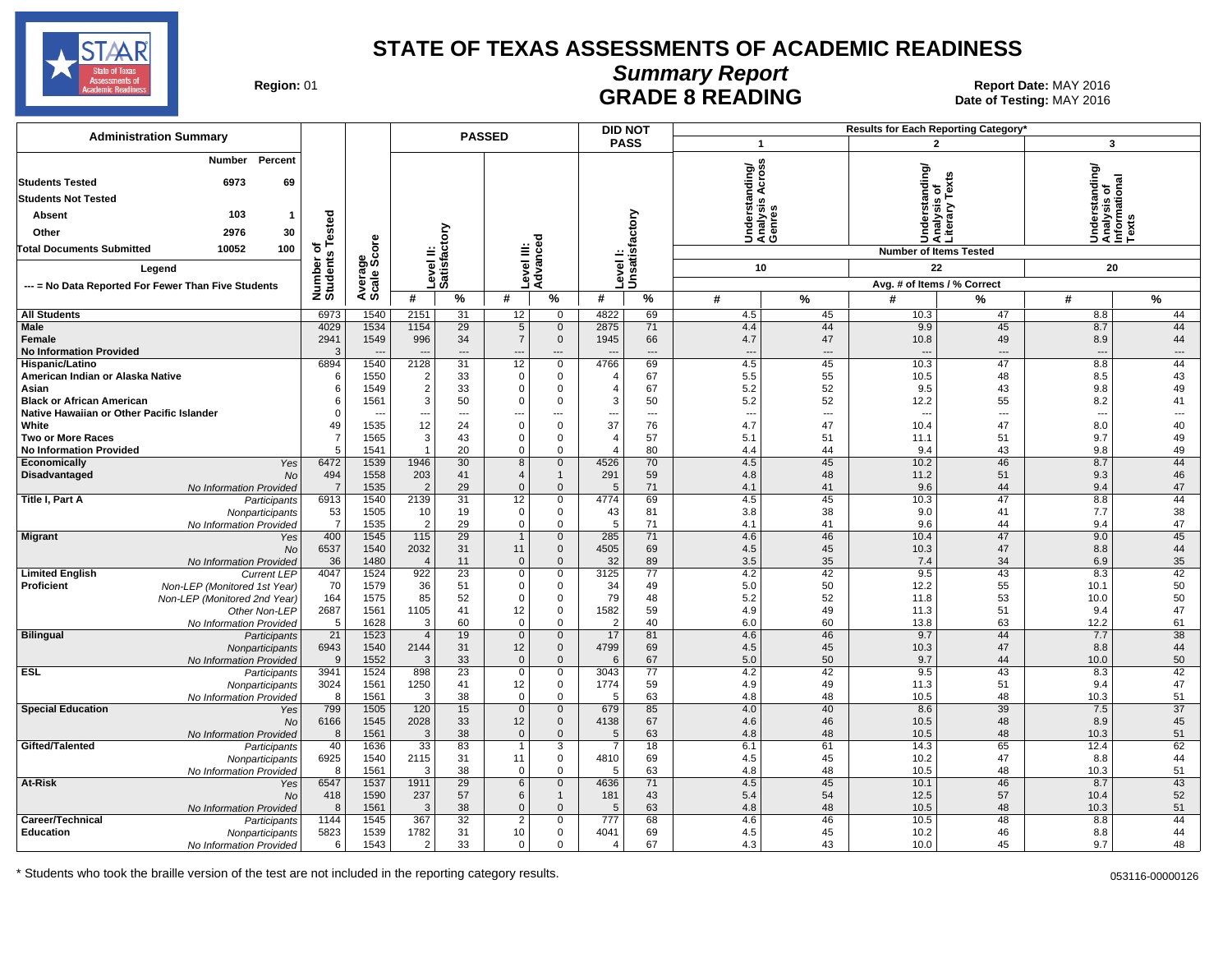# STATE OF TEXAS ASSESSMENTS OF ACADEMIC READINESS

## Summary Report

## GRADE 8 READING

**Region:** 01

**Report Date:** MAY 2016
**Date of Testing:** MAY 2016

### Administration Summary

| | Number | Percent |
|---|---|---|
| Students Tested | 6973 | 69 |
| Students Not Tested | | |
| Absent | 103 | 1 |
| Other | 2976 | 30 |
| Total Documents Submitted | 10052 | 100 |

Legend

--- = No Data Reported For Fewer Than Five Students

| | | Number of Students Tested | Average Scale Score | PASSED Level II: Satisfactory # | PASSED Level II: Satisfactory % | PASSED Level III: Advanced # | PASSED Level III: Advanced % | DID NOT PASS Level I: Unsatisfactory # | DID NOT PASS Level I: Unsatisfactory % | 1 Understanding/ Analysis Across Genres (10 items) # | 1 % | 2 Understanding/ Analysis of Literary Texts (22 items) # | 2 % | 3 Understanding/ Analysis of Informational Texts (20 items) # | 3 % |
|---|---|---|---|---|---|---|---|---|---|---|---|---|---|---|---|
| All Students | | 6973 | 1540 | 2151 | 31 | 12 | 0 | 4822 | 69 | 4.5 | 45 | 10.3 | 47 | 8.8 | 44 |
| Male | | 4029 | 1534 | 1154 | 29 | 5 | 0 | 2875 | 71 | 4.4 | 44 | 9.9 | 45 | 8.7 | 44 |
| Female | | 2941 | 1549 | 996 | 34 | 7 | 0 | 1945 | 66 | 4.7 | 47 | 10.8 | 49 | 8.9 | 44 |
| No Information Provided | | 3 | --- | --- | --- | --- | --- | --- | --- | --- | --- | --- | --- | --- | --- |
| Hispanic/Latino | | 6894 | 1540 | 2128 | 31 | 12 | 0 | 4766 | 69 | 4.5 | 45 | 10.3 | 47 | 8.8 | 44 |
| American Indian or Alaska Native | | 6 | 1550 | 2 | 33 | 0 | 0 | 4 | 67 | 5.5 | 55 | 10.5 | 48 | 8.5 | 43 |
| Asian | | 6 | 1549 | 2 | 33 | 0 | 0 | 4 | 67 | 5.2 | 52 | 9.5 | 43 | 9.8 | 49 |
| Black or African American | | 6 | 1561 | 3 | 50 | 0 | 0 | 3 | 50 | 5.2 | 52 | 12.2 | 55 | 8.2 | 41 |
| Native Hawaiian or Other Pacific Islander | | 0 | --- | --- | --- | --- | --- | --- | --- | --- | --- | --- | --- | --- | --- |
| White | | 49 | 1535 | 12 | 24 | 0 | 0 | 37 | 76 | 4.7 | 47 | 10.4 | 47 | 8.0 | 40 |
| Two or More Races | | 7 | 1565 | 3 | 43 | 0 | 0 | 4 | 57 | 5.1 | 51 | 11.1 | 51 | 9.7 | 49 |
| No Information Provided | | 5 | 1541 | 1 | 20 | 0 | 0 | 4 | 80 | 4.4 | 44 | 9.4 | 43 | 9.8 | 49 |
| Economically Disadvantaged | Yes | 6472 | 1539 | 1946 | 30 | 8 | 0 | 4526 | 70 | 4.5 | 45 | 10.2 | 46 | 8.7 | 44 |
| | No | 494 | 1558 | 203 | 41 | 4 | 1 | 291 | 59 | 4.8 | 48 | 11.2 | 51 | 9.3 | 46 |
| | No Information Provided | 7 | 1535 | 2 | 29 | 0 | 0 | 5 | 71 | 4.1 | 41 | 9.6 | 44 | 9.4 | 47 |
| Title I, Part A | Participants | 6913 | 1540 | 2139 | 31 | 12 | 0 | 4774 | 69 | 4.5 | 45 | 10.3 | 47 | 8.8 | 44 |
| | Nonparticipants | 53 | 1505 | 10 | 19 | 0 | 0 | 43 | 81 | 3.8 | 38 | 9.0 | 41 | 7.7 | 38 |
| | No Information Provided | 7 | 1535 | 2 | 29 | 0 | 0 | 5 | 71 | 4.1 | 41 | 9.6 | 44 | 9.4 | 47 |
| Migrant | Yes | 400 | 1545 | 115 | 29 | 1 | 0 | 285 | 71 | 4.6 | 46 | 10.4 | 47 | 9.0 | 45 |
| | No | 6537 | 1540 | 2032 | 31 | 11 | 0 | 4505 | 69 | 4.5 | 45 | 10.3 | 47 | 8.8 | 44 |
| | No Information Provided | 36 | 1480 | 4 | 11 | 0 | 0 | 32 | 89 | 3.5 | 35 | 7.4 | 34 | 6.9 | 35 |
| Limited English Proficient | Current LEP | 4047 | 1524 | 922 | 23 | 0 | 0 | 3125 | 77 | 4.2 | 42 | 9.5 | 43 | 8.3 | 42 |
| | Non-LEP (Monitored 1st Year) | 70 | 1579 | 36 | 51 | 0 | 0 | 34 | 49 | 5.0 | 50 | 12.2 | 55 | 10.1 | 50 |
| | Non-LEP (Monitored 2nd Year) | 164 | 1575 | 85 | 52 | 0 | 0 | 79 | 48 | 5.2 | 52 | 11.8 | 53 | 10.0 | 50 |
| | Other Non-LEP | 2687 | 1561 | 1105 | 41 | 12 | 0 | 1582 | 59 | 4.9 | 49 | 11.3 | 51 | 9.4 | 47 |
| | No Information Provided | 5 | 1628 | 3 | 60 | 0 | 0 | 2 | 40 | 6.0 | 60 | 13.8 | 63 | 12.2 | 61 |
| Bilingual | Participants | 21 | 1523 | 4 | 19 | 0 | 0 | 17 | 81 | 4.6 | 46 | 9.7 | 44 | 7.7 | 38 |
| | Nonparticipants | 6943 | 1540 | 2144 | 31 | 12 | 0 | 4799 | 69 | 4.5 | 45 | 10.3 | 47 | 8.8 | 44 |
| | No Information Provided | 9 | 1552 | 3 | 33 | 0 | 0 | 6 | 67 | 5.0 | 50 | 9.7 | 44 | 10.0 | 50 |
| ESL | Participants | 3941 | 1524 | 898 | 23 | 0 | 0 | 3043 | 77 | 4.2 | 42 | 9.5 | 43 | 8.3 | 42 |
| | Nonparticipants | 3024 | 1561 | 1250 | 41 | 12 | 0 | 1774 | 59 | 4.9 | 49 | 11.3 | 51 | 9.4 | 47 |
| | No Information Provided | 8 | 1561 | 3 | 38 | 0 | 0 | 5 | 63 | 4.8 | 48 | 10.5 | 48 | 10.3 | 51 |
| Special Education | Yes | 799 | 1505 | 120 | 15 | 0 | 0 | 679 | 85 | 4.0 | 40 | 8.6 | 39 | 7.5 | 37 |
| | No | 6166 | 1545 | 2028 | 33 | 12 | 0 | 4138 | 67 | 4.6 | 46 | 10.5 | 48 | 8.9 | 45 |
| | No Information Provided | 8 | 1561 | 3 | 38 | 0 | 0 | 5 | 63 | 4.8 | 48 | 10.5 | 48 | 10.3 | 51 |
| Gifted/Talented | Participants | 40 | 1636 | 33 | 83 | 1 | 3 | 7 | 18 | 6.1 | 61 | 14.3 | 65 | 12.4 | 62 |
| | Nonparticipants | 6925 | 1540 | 2115 | 31 | 11 | 0 | 4810 | 69 | 4.5 | 45 | 10.2 | 47 | 8.8 | 44 |
| | No Information Provided | 8 | 1561 | 3 | 38 | 0 | 0 | 5 | 63 | 4.8 | 48 | 10.5 | 48 | 10.3 | 51 |
| At-Risk | Yes | 6547 | 1537 | 1911 | 29 | 6 | 0 | 4636 | 71 | 4.5 | 45 | 10.1 | 46 | 8.7 | 43 |
| | No | 418 | 1590 | 237 | 57 | 6 | 1 | 181 | 43 | 5.4 | 54 | 12.5 | 57 | 10.4 | 52 |
| | No Information Provided | 8 | 1561 | 3 | 38 | 0 | 0 | 5 | 63 | 4.8 | 48 | 10.5 | 48 | 10.3 | 51 |
| Career/Technical Education | Participants | 1144 | 1545 | 367 | 32 | 2 | 0 | 777 | 68 | 4.6 | 46 | 10.5 | 48 | 8.8 | 44 |
| | Nonparticipants | 5823 | 1539 | 1782 | 31 | 10 | 0 | 4041 | 69 | 4.5 | 45 | 10.2 | 46 | 8.8 | 44 |
| | No Information Provided | 6 | 1543 | 2 | 33 | 0 | 0 | 4 | 67 | 4.3 | 43 | 10.0 | 45 | 9.7 | 48 |

Results for Each Reporting Category*: Number of Items Tested — Category 1: 10; Category 2: 22; Category 3: 20. Avg. # of Items / % Correct.

\* Students who took the braille version of the test are not included in the reporting category results.

053116-00000126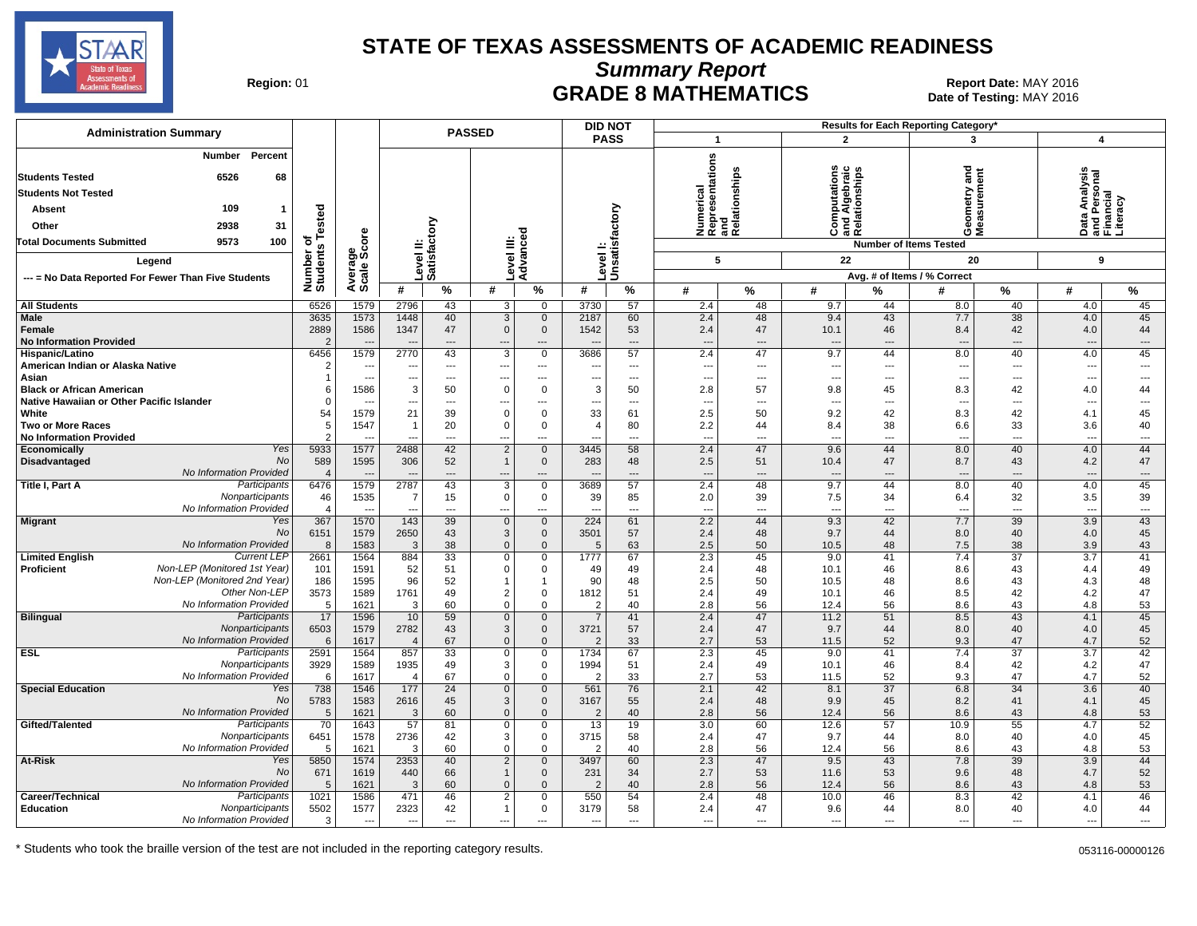# STATE OF TEXAS ASSESSMENTS OF ACADEMIC READINESS

## Summary Report

## GRADE 8 MATHEMATICS

**Region:** 01

**Report Date:** MAY 2016
**Date of Testing:** MAY 2016

| Administration Summary | Number | Percent |
|---|---|---|
| Students Tested | 6526 | 68 |
| Students Not Tested | | |
| Absent | 109 | 1 |
| Other | 2938 | 31 |
| Total Documents Submitted | 9573 | 100 |

Legend: --- = No Data Reported For Fewer Than Five Students

Results for Each Reporting Category*: 1 = Numerical Representations and Relationships (5 items); 2 = Computations and Algebraic Relationships (22 items); 3 = Geometry and Measurement (20 items); 4 = Data Analysis and Personal Financial Literacy (9 items). Values are Avg. # of Items / % Correct.

| Group | | Number of Students Tested | Average Scale Score | Passed Level II: Satisfactory # | Passed Level II: Satisfactory % | Passed Level III: Advanced # | Passed Level III: Advanced % | Did Not Pass Level I: Unsatisfactory # | Did Not Pass Level I: Unsatisfactory % | Cat 1 # | Cat 1 % | Cat 2 # | Cat 2 % | Cat 3 # | Cat 3 % | Cat 4 # | Cat 4 % |
|---|---|---|---|---|---|---|---|---|---|---|---|---|---|---|---|---|---|
| All Students | | 6526 | 1579 | 2796 | 43 | 3 | 0 | 3730 | 57 | 2.4 | 48 | 9.7 | 44 | 8.0 | 40 | 4.0 | 45 |
| Male | | 3635 | 1573 | 1448 | 40 | 3 | 0 | 2187 | 60 | 2.4 | 48 | 9.4 | 43 | 7.7 | 38 | 4.0 | 45 |
| Female | | 2889 | 1586 | 1347 | 47 | 0 | 0 | 1542 | 53 | 2.4 | 47 | 10.1 | 46 | 8.4 | 42 | 4.0 | 44 |
| No Information Provided | | 2 | --- | --- | --- | --- | --- | --- | --- | --- | --- | --- | --- | --- | --- | --- | --- |
| Hispanic/Latino | | 6456 | 1579 | 2770 | 43 | 3 | 0 | 3686 | 57 | 2.4 | 47 | 9.7 | 44 | 8.0 | 40 | 4.0 | 45 |
| American Indian or Alaska Native | | 2 | --- | --- | --- | --- | --- | --- | --- | --- | --- | --- | --- | --- | --- | --- | --- |
| Asian | | 1 | --- | --- | --- | --- | --- | --- | --- | --- | --- | --- | --- | --- | --- | --- | --- |
| Black or African American | | 6 | 1586 | 3 | 50 | 0 | 0 | 3 | 50 | 2.8 | 57 | 9.8 | 45 | 8.3 | 42 | 4.0 | 44 |
| Native Hawaiian or Other Pacific Islander | | 0 | --- | --- | --- | --- | --- | --- | --- | --- | --- | --- | --- | --- | --- | --- | --- |
| White | | 54 | 1579 | 21 | 39 | 0 | 0 | 33 | 61 | 2.5 | 50 | 9.2 | 42 | 8.3 | 42 | 4.1 | 45 |
| Two or More Races | | 5 | 1547 | 1 | 20 | 0 | 0 | 4 | 80 | 2.2 | 44 | 8.4 | 38 | 6.6 | 33 | 3.6 | 40 |
| No Information Provided | | 2 | --- | --- | --- | --- | --- | --- | --- | --- | --- | --- | --- | --- | --- | --- | --- |
| Economically Disadvantaged | Yes | 5933 | 1577 | 2488 | 42 | 2 | 0 | 3445 | 58 | 2.4 | 47 | 9.6 | 44 | 8.0 | 40 | 4.0 | 44 |
| | No | 589 | 1595 | 306 | 52 | 1 | 0 | 283 | 48 | 2.5 | 51 | 10.4 | 47 | 8.7 | 43 | 4.2 | 47 |
| | No Information Provided | 4 | --- | --- | --- | --- | --- | --- | --- | --- | --- | --- | --- | --- | --- | --- | --- |
| Title I, Part A | Participants | 6476 | 1579 | 2787 | 43 | 3 | 0 | 3689 | 57 | 2.4 | 48 | 9.7 | 44 | 8.0 | 40 | 4.0 | 45 |
| | Nonparticipants | 46 | 1535 | 7 | 15 | 0 | 0 | 39 | 85 | 2.0 | 39 | 7.5 | 34 | 6.4 | 32 | 3.5 | 39 |
| | No Information Provided | 4 | --- | --- | --- | --- | --- | --- | --- | --- | --- | --- | --- | --- | --- | --- | --- |
| Migrant | Yes | 367 | 1570 | 143 | 39 | 0 | 0 | 224 | 61 | 2.2 | 44 | 9.3 | 42 | 7.7 | 39 | 3.9 | 43 |
| | No | 6151 | 1579 | 2650 | 43 | 3 | 0 | 3501 | 57 | 2.4 | 48 | 9.7 | 44 | 8.0 | 40 | 4.0 | 45 |
| | No Information Provided | 8 | 1583 | 3 | 38 | 0 | 0 | 5 | 63 | 2.5 | 50 | 10.5 | 48 | 7.5 | 38 | 3.9 | 43 |
| Limited English Proficient | Current LEP | 2661 | 1564 | 884 | 33 | 0 | 0 | 1777 | 67 | 2.3 | 45 | 9.0 | 41 | 7.4 | 37 | 3.7 | 41 |
| | Non-LEP (Monitored 1st Year) | 101 | 1591 | 52 | 51 | 0 | 0 | 49 | 49 | 2.4 | 48 | 10.1 | 46 | 8.6 | 43 | 4.4 | 49 |
| | Non-LEP (Monitored 2nd Year) | 186 | 1595 | 96 | 52 | 1 | 1 | 90 | 48 | 2.5 | 50 | 10.5 | 48 | 8.6 | 43 | 4.3 | 48 |
| | Other Non-LEP | 3573 | 1589 | 1761 | 49 | 2 | 0 | 1812 | 51 | 2.4 | 49 | 10.1 | 46 | 8.5 | 42 | 4.2 | 47 |
| | No Information Provided | 5 | 1621 | 3 | 60 | 0 | 0 | 2 | 40 | 2.8 | 56 | 12.4 | 56 | 8.6 | 43 | 4.8 | 53 |
| Bilingual | Participants | 17 | 1596 | 10 | 59 | 0 | 0 | 7 | 41 | 2.4 | 47 | 11.2 | 51 | 8.5 | 43 | 4.1 | 45 |
| | Nonparticipants | 6503 | 1579 | 2782 | 43 | 3 | 0 | 3721 | 57 | 2.4 | 47 | 9.7 | 44 | 8.0 | 40 | 4.0 | 45 |
| | No Information Provided | 6 | 1617 | 4 | 67 | 0 | 0 | 2 | 33 | 2.7 | 53 | 11.5 | 52 | 9.3 | 47 | 4.7 | 52 |
| ESL | Participants | 2591 | 1564 | 857 | 33 | 0 | 0 | 1734 | 67 | 2.3 | 45 | 9.0 | 41 | 7.4 | 37 | 3.7 | 42 |
| | Nonparticipants | 3929 | 1589 | 1935 | 49 | 3 | 0 | 1994 | 51 | 2.4 | 49 | 10.1 | 46 | 8.4 | 42 | 4.2 | 47 |
| | No Information Provided | 6 | 1617 | 4 | 67 | 0 | 0 | 2 | 33 | 2.7 | 53 | 11.5 | 52 | 9.3 | 47 | 4.7 | 52 |
| Special Education | Yes | 738 | 1546 | 177 | 24 | 0 | 0 | 561 | 76 | 2.1 | 42 | 8.1 | 37 | 6.8 | 34 | 3.6 | 40 |
| | No | 5783 | 1583 | 2616 | 45 | 3 | 0 | 3167 | 55 | 2.4 | 48 | 9.9 | 45 | 8.2 | 41 | 4.1 | 45 |
| | No Information Provided | 5 | 1621 | 3 | 60 | 0 | 0 | 2 | 40 | 2.8 | 56 | 12.4 | 56 | 8.6 | 43 | 4.8 | 53 |
| Gifted/Talented | Participants | 70 | 1643 | 57 | 81 | 0 | 0 | 13 | 19 | 3.0 | 60 | 12.6 | 57 | 10.9 | 55 | 4.7 | 52 |
| | Nonparticipants | 6451 | 1578 | 2736 | 42 | 3 | 0 | 3715 | 58 | 2.4 | 47 | 9.7 | 44 | 8.0 | 40 | 4.0 | 45 |
| | No Information Provided | 5 | 1621 | 3 | 60 | 0 | 0 | 2 | 40 | 2.8 | 56 | 12.4 | 56 | 8.6 | 43 | 4.8 | 53 |
| At-Risk | Yes | 5850 | 1574 | 2353 | 40 | 2 | 0 | 3497 | 60 | 2.3 | 47 | 9.5 | 43 | 7.8 | 39 | 3.9 | 44 |
| | No | 671 | 1619 | 440 | 66 | 1 | 0 | 231 | 34 | 2.7 | 53 | 11.6 | 53 | 9.6 | 48 | 4.7 | 52 |
| | No Information Provided | 5 | 1621 | 3 | 60 | 0 | 0 | 2 | 40 | 2.8 | 56 | 12.4 | 56 | 8.6 | 43 | 4.8 | 53 |
| Career/Technical Education | Participants | 1021 | 1586 | 471 | 46 | 2 | 0 | 550 | 54 | 2.4 | 48 | 10.0 | 46 | 8.3 | 42 | 4.1 | 46 |
| | Nonparticipants | 5502 | 1577 | 2323 | 42 | 1 | 0 | 3179 | 58 | 2.4 | 47 | 9.6 | 44 | 8.0 | 40 | 4.0 | 44 |
| | No Information Provided | 3 | --- | --- | --- | --- | --- | --- | --- | --- | --- | --- | --- | --- | --- | --- | --- |

\* Students who took the braille version of the test are not included in the reporting category results.

053116-00000126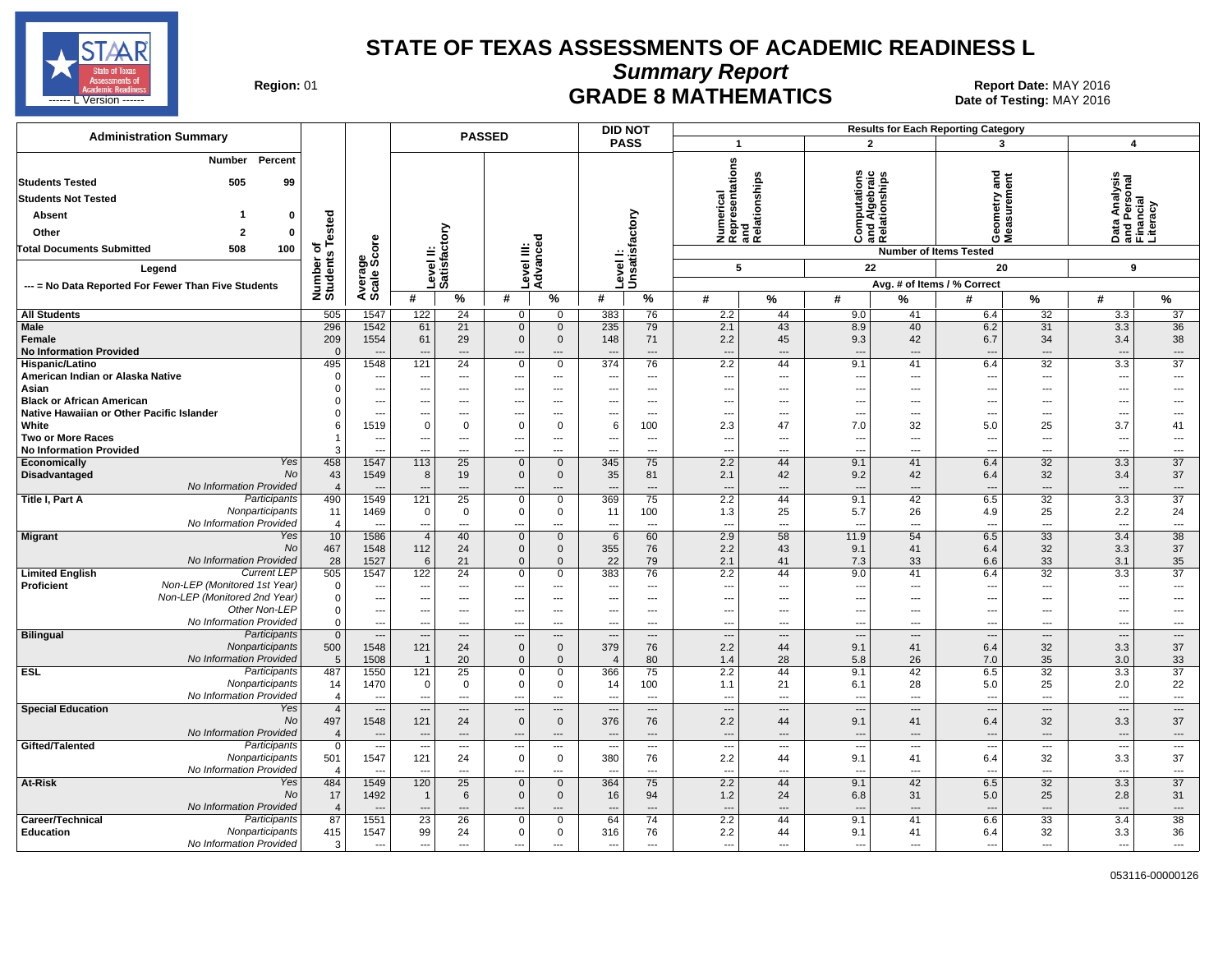# STATE OF TEXAS ASSESSMENTS OF ACADEMIC READINESS L

## Summary Report

## GRADE 8 MATHEMATICS

**Region:** 01

**Report Date:** MAY 2016

**Date of Testing:** MAY 2016

### Administration Summary

| | Number | Percent |
|---|---|---|
| **Students Tested** | 505 | 99 |
| **Students Not Tested** | | |
| **Absent** | 1 | 0 |
| **Other** | 2 | 0 |
| **Total Documents Submitted** | 508 | 100 |

**Legend**

--- = No Data Reported For Fewer Than Five Students

### Results

Reporting Categories: 1 = Numerical Representations and Relationships (Number of Items Tested: 5); 2 = Computations and Algebraic Relationships (22); 3 = Geometry and Measurement (20); 4 = Data Analysis and Personal Financial Literacy (9). Reporting category values are Avg. # of Items / % Correct.

| Group | | Number of Students Tested | Average Scale Score | PASSED Level II: Satisfactory # | PASSED Level II: Satisfactory % | PASSED Level III: Advanced # | PASSED Level III: Advanced % | DID NOT PASS Level I: Unsatisfactory # | DID NOT PASS Level I: Unsatisfactory % | Cat. 1 # | Cat. 1 % | Cat. 2 # | Cat. 2 % | Cat. 3 # | Cat. 3 % | Cat. 4 # | Cat. 4 % |
|---|---|---|---|---|---|---|---|---|---|---|---|---|---|---|---|---|---|
| **All Students** | | 505 | 1547 | 122 | 24 | 0 | 0 | 383 | 76 | 2.2 | 44 | 9.0 | 41 | 6.4 | 32 | 3.3 | 37 |
| **Male** | | 296 | 1542 | 61 | 21 | 0 | 0 | 235 | 79 | 2.1 | 43 | 8.9 | 40 | 6.2 | 31 | 3.3 | 36 |
| **Female** | | 209 | 1554 | 61 | 29 | 0 | 0 | 148 | 71 | 2.2 | 45 | 9.3 | 42 | 6.7 | 34 | 3.4 | 38 |
| **No Information Provided** | | 0 | --- | --- | --- | --- | --- | --- | --- | --- | --- | --- | --- | --- | --- | --- | --- |
| **Hispanic/Latino** | | 495 | 1548 | 121 | 24 | 0 | 0 | 374 | 76 | 2.2 | 44 | 9.1 | 41 | 6.4 | 32 | 3.3 | 37 |
| **American Indian or Alaska Native** | | 0 | --- | --- | --- | --- | --- | --- | --- | --- | --- | --- | --- | --- | --- | --- | --- |
| **Asian** | | 0 | --- | --- | --- | --- | --- | --- | --- | --- | --- | --- | --- | --- | --- | --- | --- |
| **Black or African American** | | 0 | --- | --- | --- | --- | --- | --- | --- | --- | --- | --- | --- | --- | --- | --- | --- |
| **Native Hawaiian or Other Pacific Islander** | | 0 | --- | --- | --- | --- | --- | --- | --- | --- | --- | --- | --- | --- | --- | --- | --- |
| **White** | | 6 | 1519 | 0 | 0 | 0 | 0 | 6 | 100 | 2.3 | 47 | 7.0 | 32 | 5.0 | 25 | 3.7 | 41 |
| **Two or More Races** | | 1 | --- | --- | --- | --- | --- | --- | --- | --- | --- | --- | --- | --- | --- | --- | --- |
| **No Information Provided** | | 3 | --- | --- | --- | --- | --- | --- | --- | --- | --- | --- | --- | --- | --- | --- | --- |
| **Economically Disadvantaged** | Yes | 458 | 1547 | 113 | 25 | 0 | 0 | 345 | 75 | 2.2 | 44 | 9.1 | 41 | 6.4 | 32 | 3.3 | 37 |
| | No | 43 | 1549 | 8 | 19 | 0 | 0 | 35 | 81 | 2.1 | 42 | 9.2 | 42 | 6.4 | 32 | 3.4 | 37 |
| | No Information Provided | 4 | --- | --- | --- | --- | --- | --- | --- | --- | --- | --- | --- | --- | --- | --- | --- |
| **Title I, Part A** | Participants | 490 | 1549 | 121 | 25 | 0 | 0 | 369 | 75 | 2.2 | 44 | 9.1 | 42 | 6.5 | 32 | 3.3 | 37 |
| | Nonparticipants | 11 | 1469 | 0 | 0 | 0 | 0 | 11 | 100 | 1.3 | 25 | 5.7 | 26 | 4.9 | 25 | 2.2 | 24 |
| | No Information Provided | 4 | --- | --- | --- | --- | --- | --- | --- | --- | --- | --- | --- | --- | --- | --- | --- |
| **Migrant** | Yes | 10 | 1586 | 4 | 40 | 0 | 0 | 6 | 60 | 2.9 | 58 | 11.9 | 54 | 6.5 | 33 | 3.4 | 38 |
| | No | 467 | 1548 | 112 | 24 | 0 | 0 | 355 | 76 | 2.2 | 43 | 9.1 | 41 | 6.4 | 32 | 3.3 | 37 |
| | No Information Provided | 28 | 1527 | 6 | 21 | 0 | 0 | 22 | 79 | 2.1 | 41 | 7.3 | 33 | 6.6 | 33 | 3.1 | 35 |
| **Limited English Proficient** | Current LEP | 505 | 1547 | 122 | 24 | 0 | 0 | 383 | 76 | 2.2 | 44 | 9.0 | 41 | 6.4 | 32 | 3.3 | 37 |
| | Non-LEP (Monitored 1st Year) | 0 | --- | --- | --- | --- | --- | --- | --- | --- | --- | --- | --- | --- | --- | --- | --- |
| | Non-LEP (Monitored 2nd Year) | 0 | --- | --- | --- | --- | --- | --- | --- | --- | --- | --- | --- | --- | --- | --- | --- |
| | Other Non-LEP | 0 | --- | --- | --- | --- | --- | --- | --- | --- | --- | --- | --- | --- | --- | --- | --- |
| | No Information Provided | 0 | --- | --- | --- | --- | --- | --- | --- | --- | --- | --- | --- | --- | --- | --- | --- |
| **Bilingual** | Participants | 0 | --- | --- | --- | --- | --- | --- | --- | --- | --- | --- | --- | --- | --- | --- | --- |
| | Nonparticipants | 500 | 1548 | 121 | 24 | 0 | 0 | 379 | 76 | 2.2 | 44 | 9.1 | 41 | 6.4 | 32 | 3.3 | 37 |
| | No Information Provided | 5 | 1508 | 1 | 20 | 0 | 0 | 4 | 80 | 1.4 | 28 | 5.8 | 26 | 7.0 | 35 | 3.0 | 33 |
| **ESL** | Participants | 487 | 1550 | 121 | 25 | 0 | 0 | 366 | 75 | 2.2 | 44 | 9.1 | 42 | 6.5 | 32 | 3.3 | 37 |
| | Nonparticipants | 14 | 1470 | 0 | 0 | 0 | 0 | 14 | 100 | 1.1 | 21 | 6.1 | 28 | 5.0 | 25 | 2.0 | 22 |
| | No Information Provided | 4 | --- | --- | --- | --- | --- | --- | --- | --- | --- | --- | --- | --- | --- | --- | --- |
| **Special Education** | Yes | 4 | --- | --- | --- | --- | --- | --- | --- | --- | --- | --- | --- | --- | --- | --- | --- |
| | No | 497 | 1548 | 121 | 24 | 0 | 0 | 376 | 76 | 2.2 | 44 | 9.1 | 41 | 6.4 | 32 | 3.3 | 37 |
| | No Information Provided | 4 | --- | --- | --- | --- | --- | --- | --- | --- | --- | --- | --- | --- | --- | --- | --- |
| **Gifted/Talented** | Participants | 0 | --- | --- | --- | --- | --- | --- | --- | --- | --- | --- | --- | --- | --- | --- | --- |
| | Nonparticipants | 501 | 1547 | 121 | 24 | 0 | 0 | 380 | 76 | 2.2 | 44 | 9.1 | 41 | 6.4 | 32 | 3.3 | 37 |
| | No Information Provided | 4 | --- | --- | --- | --- | --- | --- | --- | --- | --- | --- | --- | --- | --- | --- | --- |
| **At-Risk** | Yes | 484 | 1549 | 120 | 25 | 0 | 0 | 364 | 75 | 2.2 | 44 | 9.1 | 42 | 6.5 | 32 | 3.3 | 37 |
| | No | 17 | 1492 | 1 | 6 | 0 | 0 | 16 | 94 | 1.2 | 24 | 6.8 | 31 | 5.0 | 25 | 2.8 | 31 |
| | No Information Provided | 4 | --- | --- | --- | --- | --- | --- | --- | --- | --- | --- | --- | --- | --- | --- | --- |
| **Career/Technical Education** | Participants | 87 | 1551 | 23 | 26 | 0 | 0 | 64 | 74 | 2.2 | 44 | 9.1 | 41 | 6.6 | 33 | 3.4 | 38 |
| | Nonparticipants | 415 | 1547 | 99 | 24 | 0 | 0 | 316 | 76 | 2.2 | 44 | 9.1 | 41 | 6.4 | 32 | 3.3 | 36 |
| | No Information Provided | 3 | --- | --- | --- | --- | --- | --- | --- | --- | --- | --- | --- | --- | --- | --- | --- |

053116-00000126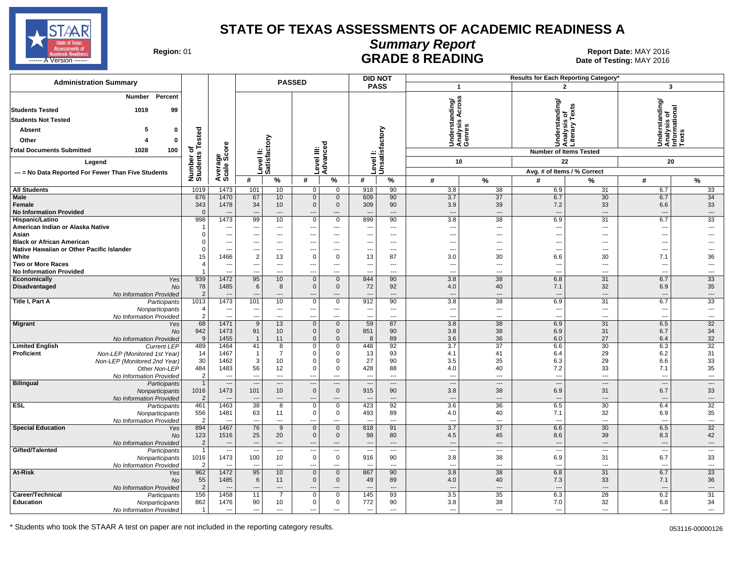# STATE OF TEXAS ASSESSMENTS OF ACADEMIC READINESS A

## Summary Report

## GRADE 8 READING

**Region:** 01

**Report Date:** MAY 2016
**Date of Testing:** MAY 2016

| Administration Summary | Number | Percent |
|---|---|---|
| Students Tested | 1019 | 99 |
| Students Not Tested | | |
| Absent | 5 | 0 |
| Other | 4 | 0 |
| Total Documents Submitted | 1028 | 100 |

Legend: --- = No Data Reported For Fewer Than Five Students

Results for Each Reporting Category*: 1 = Understanding/Analysis Across Genres (Number of Items Tested: 10); 2 = Understanding/Analysis of Literary Texts (Number of Items Tested: 22); 3 = Understanding/Analysis of Informational Texts (Number of Items Tested: 20). Values are Avg. # of Items / % Correct.

| Group | | Number of Students Tested | Average Scale Score | Passed Level II: Satisfactory # | Passed Level II: Satisfactory % | Passed Level III: Advanced # | Passed Level III: Advanced % | Did Not Pass Level I: Unsatisfactory # | Did Not Pass Level I: Unsatisfactory % | Cat. 1 # | Cat. 1 % | Cat. 2 # | Cat. 2 % | Cat. 3 # | Cat. 3 % |
|---|---|---|---|---|---|---|---|---|---|---|---|---|---|---|---|
| All Students | | 1019 | 1473 | 101 | 10 | 0 | 0 | 918 | 90 | 3.8 | 38 | 6.9 | 31 | 6.7 | 33 |
| Male | | 676 | 1470 | 67 | 10 | 0 | 0 | 609 | 90 | 3.7 | 37 | 6.7 | 30 | 6.7 | 34 |
| Female | | 343 | 1478 | 34 | 10 | 0 | 0 | 309 | 90 | 3.9 | 39 | 7.2 | 33 | 6.6 | 33 |
| No Information Provided | | 0 | --- | --- | --- | --- | --- | --- | --- | --- | --- | --- | --- | --- | --- |
| Hispanic/Latino | | 998 | 1473 | 99 | 10 | 0 | 0 | 899 | 90 | 3.8 | 38 | 6.9 | 31 | 6.7 | 33 |
| American Indian or Alaska Native | | 1 | --- | --- | --- | --- | --- | --- | --- | --- | --- | --- | --- | --- | --- |
| Asian | | 0 | --- | --- | --- | --- | --- | --- | --- | --- | --- | --- | --- | --- | --- |
| Black or African American | | 0 | --- | --- | --- | --- | --- | --- | --- | --- | --- | --- | --- | --- | --- |
| Native Hawaiian or Other Pacific Islander | | 0 | --- | --- | --- | --- | --- | --- | --- | --- | --- | --- | --- | --- | --- |
| White | | 15 | 1466 | 2 | 13 | 0 | 0 | 13 | 87 | 3.0 | 30 | 6.6 | 30 | 7.1 | 36 |
| Two or More Races | | 4 | --- | --- | --- | --- | --- | --- | --- | --- | --- | --- | --- | --- | --- |
| No Information Provided | | 1 | --- | --- | --- | --- | --- | --- | --- | --- | --- | --- | --- | --- | --- |
| Economically Disadvantaged | Yes | 939 | 1472 | 95 | 10 | 0 | 0 | 844 | 90 | 3.8 | 38 | 6.8 | 31 | 6.7 | 33 |
| | No | 78 | 1485 | 6 | 8 | 0 | 0 | 72 | 92 | 4.0 | 40 | 7.1 | 32 | 6.9 | 35 |
| | No Information Provided | 2 | --- | --- | --- | --- | --- | --- | --- | --- | --- | --- | --- | --- | --- |
| Title I, Part A | Participants | 1013 | 1473 | 101 | 10 | 0 | 0 | 912 | 90 | 3.8 | 38 | 6.9 | 31 | 6.7 | 33 |
| | Nonparticipants | 4 | --- | --- | --- | --- | --- | --- | --- | --- | --- | --- | --- | --- | --- |
| | No Information Provided | 2 | --- | --- | --- | --- | --- | --- | --- | --- | --- | --- | --- | --- | --- |
| Migrant | Yes | 68 | 1471 | 9 | 13 | 0 | 0 | 59 | 87 | 3.8 | 38 | 6.9 | 31 | 6.5 | 32 |
| | No | 942 | 1473 | 91 | 10 | 0 | 0 | 851 | 90 | 3.8 | 38 | 6.9 | 31 | 6.7 | 34 |
| | No Information Provided | 9 | 1455 | 1 | 11 | 0 | 0 | 8 | 89 | 3.6 | 36 | 6.0 | 27 | 6.4 | 32 |
| Limited English Proficient | Current LEP | 489 | 1464 | 41 | 8 | 0 | 0 | 448 | 92 | 3.7 | 37 | 6.6 | 30 | 6.3 | 32 |
| | Non-LEP (Monitored 1st Year) | 14 | 1467 | 1 | 7 | 0 | 0 | 13 | 93 | 4.1 | 41 | 6.4 | 29 | 6.2 | 31 |
| | Non-LEP (Monitored 2nd Year) | 30 | 1462 | 3 | 10 | 0 | 0 | 27 | 90 | 3.5 | 35 | 6.3 | 29 | 6.6 | 33 |
| | Other Non-LEP | 484 | 1483 | 56 | 12 | 0 | 0 | 428 | 88 | 4.0 | 40 | 7.2 | 33 | 7.1 | 35 |
| | No Information Provided | 2 | --- | --- | --- | --- | --- | --- | --- | --- | --- | --- | --- | --- | --- |
| Bilingual | Participants | 1 | --- | --- | --- | --- | --- | --- | --- | --- | --- | --- | --- | --- | --- |
| | Nonparticipants | 1016 | 1473 | 101 | 10 | 0 | 0 | 915 | 90 | 3.8 | 38 | 6.9 | 31 | 6.7 | 33 |
| | No Information Provided | 2 | --- | --- | --- | --- | --- | --- | --- | --- | --- | --- | --- | --- | --- |
| ESL | Participants | 461 | 1463 | 38 | 8 | 0 | 0 | 423 | 92 | 3.6 | 36 | 6.5 | 30 | 6.4 | 32 |
| | Nonparticipants | 556 | 1481 | 63 | 11 | 0 | 0 | 493 | 89 | 4.0 | 40 | 7.1 | 32 | 6.9 | 35 |
| | No Information Provided | 2 | --- | --- | --- | --- | --- | --- | --- | --- | --- | --- | --- | --- | --- |
| Special Education | Yes | 894 | 1467 | 76 | 9 | 0 | 0 | 818 | 91 | 3.7 | 37 | 6.6 | 30 | 6.5 | 32 |
| | No | 123 | 1516 | 25 | 20 | 0 | 0 | 98 | 80 | 4.5 | 45 | 8.6 | 39 | 8.3 | 42 |
| | No Information Provided | 2 | --- | --- | --- | --- | --- | --- | --- | --- | --- | --- | --- | --- | --- |
| Gifted/Talented | Participants | 1 | --- | --- | --- | --- | --- | --- | --- | --- | --- | --- | --- | --- | --- |
| | Nonparticipants | 1016 | 1473 | 100 | 10 | 0 | 0 | 916 | 90 | 3.8 | 38 | 6.9 | 31 | 6.7 | 33 |
| | No Information Provided | 2 | --- | --- | --- | --- | --- | --- | --- | --- | --- | --- | --- | --- | --- |
| At-Risk | Yes | 962 | 1472 | 95 | 10 | 0 | 0 | 867 | 90 | 3.8 | 38 | 6.8 | 31 | 6.7 | 33 |
| | No | 55 | 1485 | 6 | 11 | 0 | 0 | 49 | 89 | 4.0 | 40 | 7.3 | 33 | 7.1 | 36 |
| | No Information Provided | 2 | --- | --- | --- | --- | --- | --- | --- | --- | --- | --- | --- | --- | --- |
| Career/Technical Education | Participants | 156 | 1458 | 11 | 7 | 0 | 0 | 145 | 93 | 3.5 | 35 | 6.3 | 28 | 6.2 | 31 |
| | Nonparticipants | 862 | 1476 | 90 | 10 | 0 | 0 | 772 | 90 | 3.8 | 38 | 7.0 | 32 | 6.8 | 34 |
| | No Information Provided | 1 | --- | --- | --- | --- | --- | --- | --- | --- | --- | --- | --- | --- | --- |

\* Students who took the STAAR A test on paper are not included in the reporting category results.

053116-00000126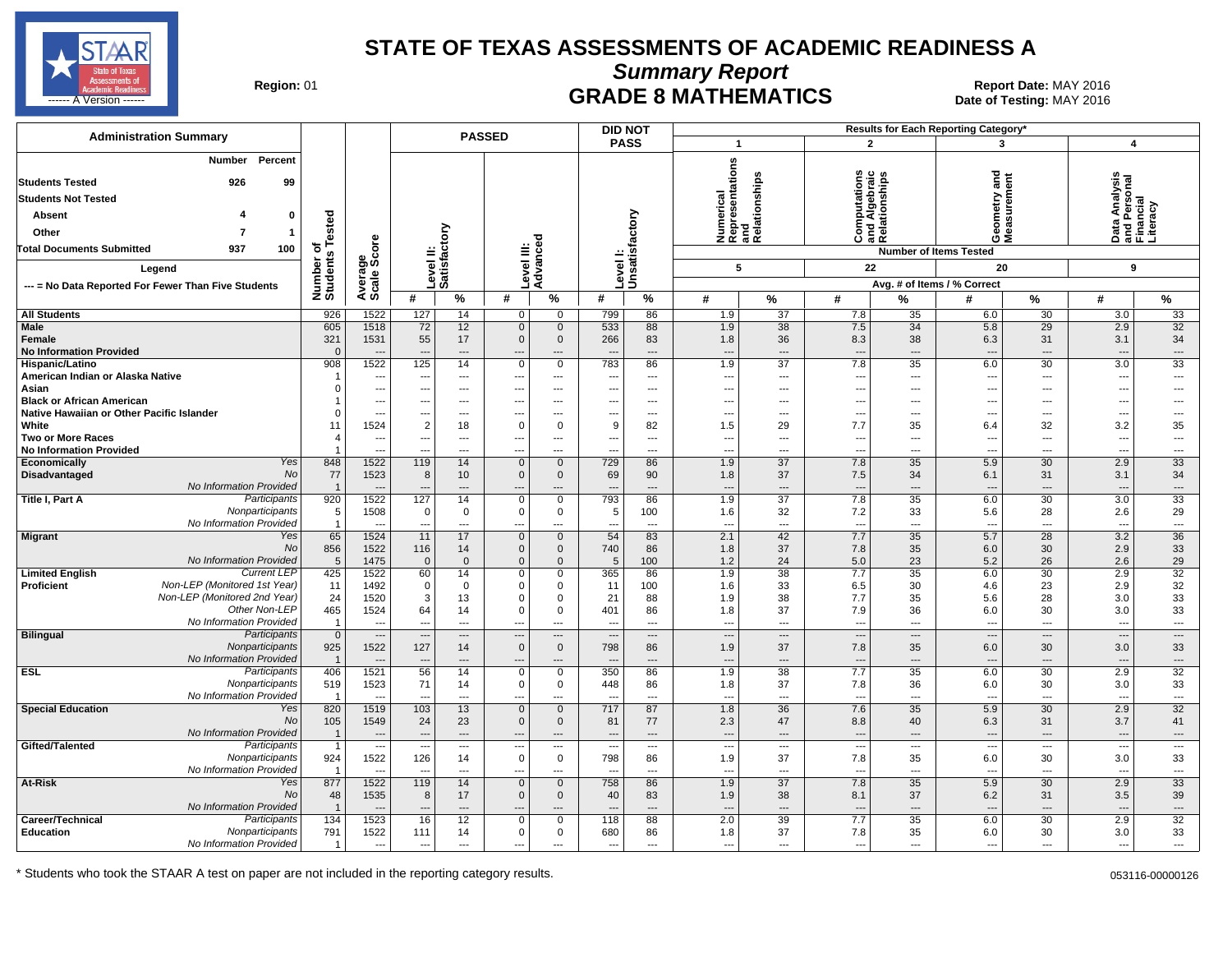# STATE OF TEXAS ASSESSMENTS OF ACADEMIC READINESS A

## Summary Report

## GRADE 8 MATHEMATICS

**Region:** 01

**Report Date:** MAY 2016
**Date of Testing:** MAY 2016

| Administration Summary | Number | Percent |
|---|---|---|
| Students Tested | 926 | 99 |
| Students Not Tested | | |
| Absent | 4 | 0 |
| Other | 7 | 1 |
| Total Documents Submitted | 937 | 100 |

Legend: --- = No Data Reported For Fewer Than Five Students

Results for Each Reporting Category*: 1 = Numerical Representations and Relationships (Number of Items Tested: 5); 2 = Computations and Algebraic Relationships (22); 3 = Geometry and Measurement (20); 4 = Data Analysis and Personal Financial Literacy (9). Values are Avg. # of Items / % Correct.

| Group | | Number of Students Tested | Average Scale Score | PASSED Level II: Satisfactory # | PASSED Level II: Satisfactory % | PASSED Level III: Advanced # | PASSED Level III: Advanced % | DID NOT PASS Level I: Unsatisfactory # | DID NOT PASS Level I: Unsatisfactory % | 1 # | 1 % | 2 # | 2 % | 3 # | 3 % | 4 # | 4 % |
|---|---|---|---|---|---|---|---|---|---|---|---|---|---|---|---|---|---|
| All Students | | 926 | 1522 | 127 | 14 | 0 | 0 | 799 | 86 | 1.9 | 37 | 7.8 | 35 | 6.0 | 30 | 3.0 | 33 |
| Male | | 605 | 1518 | 72 | 12 | 0 | 0 | 533 | 88 | 1.9 | 38 | 7.5 | 34 | 5.8 | 29 | 2.9 | 32 |
| Female | | 321 | 1531 | 55 | 17 | 0 | 0 | 266 | 83 | 1.8 | 36 | 8.3 | 38 | 6.3 | 31 | 3.1 | 34 |
| No Information Provided | | 0 | --- | --- | --- | --- | --- | --- | --- | --- | --- | --- | --- | --- | --- | --- | --- |
| Hispanic/Latino | | 908 | 1522 | 125 | 14 | 0 | 0 | 783 | 86 | 1.9 | 37 | 7.8 | 35 | 6.0 | 30 | 3.0 | 33 |
| American Indian or Alaska Native | | 1 | --- | --- | --- | --- | --- | --- | --- | --- | --- | --- | --- | --- | --- | --- | --- |
| Asian | | 0 | --- | --- | --- | --- | --- | --- | --- | --- | --- | --- | --- | --- | --- | --- | --- |
| Black or African American | | 1 | --- | --- | --- | --- | --- | --- | --- | --- | --- | --- | --- | --- | --- | --- | --- |
| Native Hawaiian or Other Pacific Islander | | 0 | --- | --- | --- | --- | --- | --- | --- | --- | --- | --- | --- | --- | --- | --- | --- |
| White | | 11 | 1524 | 2 | 18 | 0 | 0 | 9 | 82 | 1.5 | 29 | 7.7 | 35 | 6.4 | 32 | 3.2 | 35 |
| Two or More Races | | 4 | --- | --- | --- | --- | --- | --- | --- | --- | --- | --- | --- | --- | --- | --- | --- |
| No Information Provided | | 1 | --- | --- | --- | --- | --- | --- | --- | --- | --- | --- | --- | --- | --- | --- | --- |
| Economically Disadvantaged | Yes | 848 | 1522 | 119 | 14 | 0 | 0 | 729 | 86 | 1.9 | 37 | 7.8 | 35 | 5.9 | 30 | 2.9 | 33 |
| | No | 77 | 1523 | 8 | 10 | 0 | 0 | 69 | 90 | 1.8 | 37 | 7.5 | 34 | 6.1 | 31 | 3.1 | 34 |
| | No Information Provided | 1 | --- | --- | --- | --- | --- | --- | --- | --- | --- | --- | --- | --- | --- | --- | --- |
| Title I, Part A | Participants | 920 | 1522 | 127 | 14 | 0 | 0 | 793 | 86 | 1.9 | 37 | 7.8 | 35 | 6.0 | 30 | 3.0 | 33 |
| | Nonparticipants | 5 | 1508 | 0 | 0 | 0 | 0 | 5 | 100 | 1.6 | 32 | 7.2 | 33 | 5.6 | 28 | 2.6 | 29 |
| | No Information Provided | 1 | --- | --- | --- | --- | --- | --- | --- | --- | --- | --- | --- | --- | --- | --- | --- |
| Migrant | Yes | 65 | 1524 | 11 | 17 | 0 | 0 | 54 | 83 | 2.1 | 42 | 7.7 | 35 | 5.7 | 28 | 3.2 | 36 |
| | No | 856 | 1522 | 116 | 14 | 0 | 0 | 740 | 86 | 1.8 | 37 | 7.8 | 35 | 6.0 | 30 | 2.9 | 33 |
| | No Information Provided | 5 | 1475 | 0 | 0 | 0 | 0 | 5 | 100 | 1.2 | 24 | 5.0 | 23 | 5.2 | 26 | 2.6 | 29 |
| Limited English Proficient | Current LEP | 425 | 1522 | 60 | 14 | 0 | 0 | 365 | 86 | 1.9 | 38 | 7.7 | 35 | 6.0 | 30 | 2.9 | 32 |
| | Non-LEP (Monitored 1st Year) | 11 | 1492 | 0 | 0 | 0 | 0 | 11 | 100 | 1.6 | 33 | 6.5 | 30 | 4.6 | 23 | 2.9 | 32 |
| | Non-LEP (Monitored 2nd Year) | 24 | 1520 | 3 | 13 | 0 | 0 | 21 | 88 | 1.9 | 38 | 7.7 | 35 | 5.6 | 28 | 3.0 | 33 |
| | Other Non-LEP | 465 | 1524 | 64 | 14 | 0 | 0 | 401 | 86 | 1.8 | 37 | 7.9 | 36 | 6.0 | 30 | 3.0 | 33 |
| | No Information Provided | 1 | --- | --- | --- | --- | --- | --- | --- | --- | --- | --- | --- | --- | --- | --- | --- |
| Bilingual | Participants | 0 | --- | --- | --- | --- | --- | --- | --- | --- | --- | --- | --- | --- | --- | --- | --- |
| | Nonparticipants | 925 | 1522 | 127 | 14 | 0 | 0 | 798 | 86 | 1.9 | 37 | 7.8 | 35 | 6.0 | 30 | 3.0 | 33 |
| | No Information Provided | 1 | --- | --- | --- | --- | --- | --- | --- | --- | --- | --- | --- | --- | --- | --- | --- |
| ESL | Participants | 406 | 1521 | 56 | 14 | 0 | 0 | 350 | 86 | 1.9 | 38 | 7.7 | 35 | 6.0 | 30 | 2.9 | 32 |
| | Nonparticipants | 519 | 1523 | 71 | 14 | 0 | 0 | 448 | 86 | 1.8 | 37 | 7.8 | 36 | 6.0 | 30 | 3.0 | 33 |
| | No Information Provided | 1 | --- | --- | --- | --- | --- | --- | --- | --- | --- | --- | --- | --- | --- | --- | --- |
| Special Education | Yes | 820 | 1519 | 103 | 13 | 0 | 0 | 717 | 87 | 1.8 | 36 | 7.6 | 35 | 5.9 | 30 | 2.9 | 32 |
| | No | 105 | 1549 | 24 | 23 | 0 | 0 | 81 | 77 | 2.3 | 47 | 8.8 | 40 | 6.3 | 31 | 3.7 | 41 |
| | No Information Provided | 1 | --- | --- | --- | --- | --- | --- | --- | --- | --- | --- | --- | --- | --- | --- | --- |
| Gifted/Talented | Participants | 1 | --- | --- | --- | --- | --- | --- | --- | --- | --- | --- | --- | --- | --- | --- | --- |
| | Nonparticipants | 924 | 1522 | 126 | 14 | 0 | 0 | 798 | 86 | 1.9 | 37 | 7.8 | 35 | 6.0 | 30 | 3.0 | 33 |
| | No Information Provided | 1 | --- | --- | --- | --- | --- | --- | --- | --- | --- | --- | --- | --- | --- | --- | --- |
| At-Risk | Yes | 877 | 1522 | 119 | 14 | 0 | 0 | 758 | 86 | 1.9 | 37 | 7.8 | 35 | 5.9 | 30 | 2.9 | 33 |
| | No | 48 | 1535 | 8 | 17 | 0 | 0 | 40 | 83 | 1.9 | 38 | 8.1 | 37 | 6.2 | 31 | 3.5 | 39 |
| | No Information Provided | 1 | --- | --- | --- | --- | --- | --- | --- | --- | --- | --- | --- | --- | --- | --- | --- |
| Career/Technical Education | Participants | 134 | 1523 | 16 | 12 | 0 | 0 | 118 | 88 | 2.0 | 39 | 7.7 | 35 | 6.0 | 30 | 2.9 | 32 |
| | Nonparticipants | 791 | 1522 | 111 | 14 | 0 | 0 | 680 | 86 | 1.8 | 37 | 7.8 | 35 | 6.0 | 30 | 3.0 | 33 |
| | No Information Provided | 1 | --- | --- | --- | --- | --- | --- | --- | --- | --- | --- | --- | --- | --- | --- | --- |

\* Students who took the STAAR A test on paper are not included in the reporting category results.

053116-00000126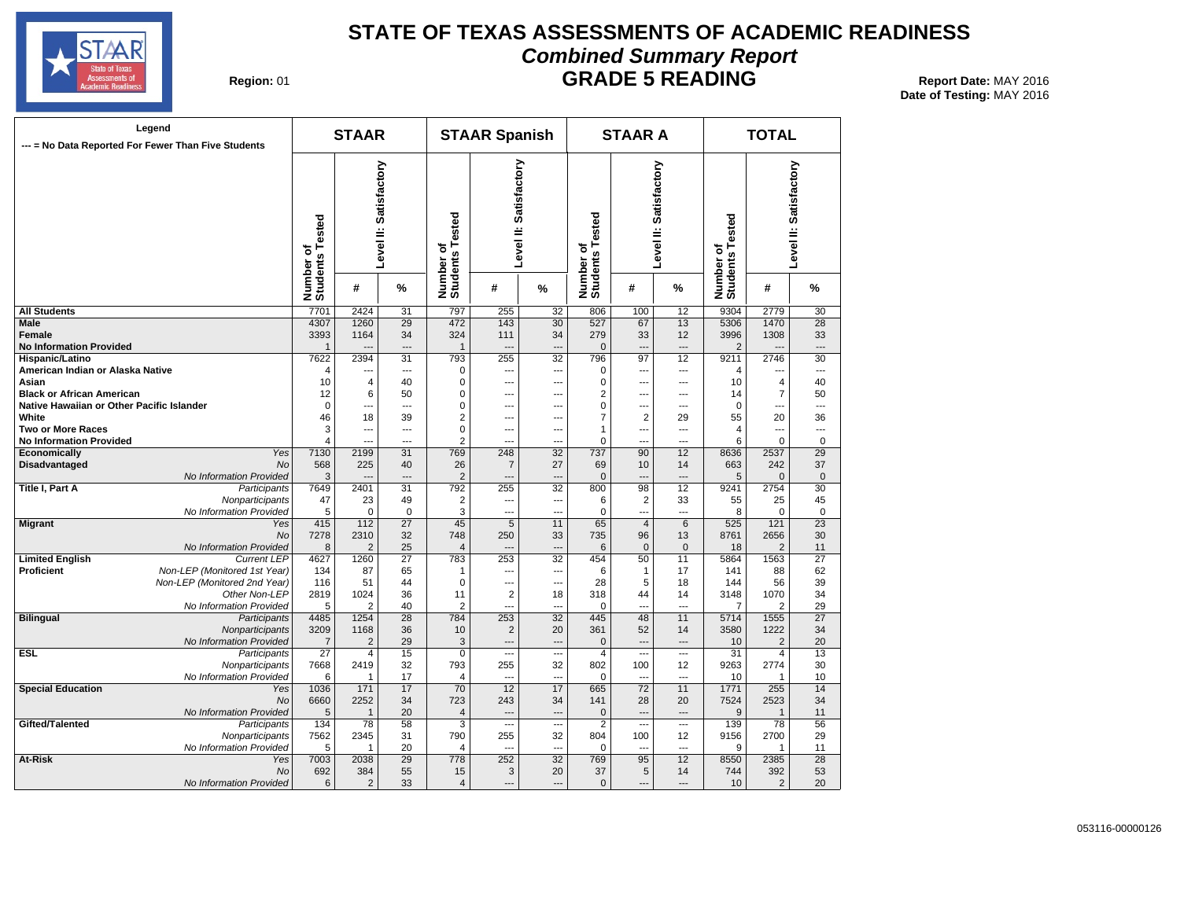# STATE OF TEXAS ASSESSMENTS OF ACADEMIC READINESS

## *Combined Summary Report*

## GRADE 5 READING

**Region:** 01

**Report Date:** MAY 2016
**Date of Testing:** MAY 2016

Legend
--- = No Data Reported For Fewer Than Five Students

| | | STAAR | | | STAAR Spanish | | | STAAR A | | | TOTAL | | |
|---|---|---|---|---|---|---|---|---|---|---|---|---|---|
| | | Number of Students Tested | Level II: Satisfactory | | Number of Students Tested | Level II: Satisfactory | | Number of Students Tested | Level II: Satisfactory | | Number of Students Tested | Level II: Satisfactory | |
| | | | # | % | | # | % | | # | % | | # | % |
| **All Students** | | 7701 | 2424 | 31 | 797 | 255 | 32 | 806 | 100 | 12 | 9304 | 2779 | 30 |
| **Male** | | 4307 | 1260 | 29 | 472 | 143 | 30 | 527 | 67 | 13 | 5306 | 1470 | 28 |
| **Female** | | 3393 | 1164 | 34 | 324 | 111 | 34 | 279 | 33 | 12 | 3996 | 1308 | 33 |
| **No Information Provided** | | 1 | --- | --- | 1 | --- | --- | 0 | --- | --- | 2 | --- | --- |
| **Hispanic/Latino** | | 7622 | 2394 | 31 | 793 | 255 | 32 | 796 | 97 | 12 | 9211 | 2746 | 30 |
| **American Indian or Alaska Native** | | 4 | --- | --- | 0 | --- | --- | 0 | --- | --- | 4 | --- | --- |
| **Asian** | | 10 | 4 | 40 | 0 | --- | --- | 0 | --- | --- | 10 | 4 | 40 |
| **Black or African American** | | 12 | 6 | 50 | 0 | --- | --- | 2 | --- | --- | 14 | 7 | 50 |
| **Native Hawaiian or Other Pacific Islander** | | 0 | --- | --- | 0 | --- | --- | 0 | --- | --- | 0 | --- | --- |
| **White** | | 46 | 18 | 39 | 2 | --- | --- | 7 | 2 | 29 | 55 | 20 | 36 |
| **Two or More Races** | | 3 | --- | --- | 0 | --- | --- | 1 | --- | --- | 4 | --- | --- |
| **No Information Provided** | | 4 | --- | --- | 2 | --- | --- | 0 | --- | --- | 6 | 0 | 0 |
| **Economically Disadvantaged** | *Yes* | 7130 | 2199 | 31 | 769 | 248 | 32 | 737 | 90 | 12 | 8636 | 2537 | 29 |
| | *No* | 568 | 225 | 40 | 26 | 7 | 27 | 69 | 10 | 14 | 663 | 242 | 37 |
| | *No Information Provided* | 3 | --- | --- | 2 | --- | --- | 0 | --- | --- | 5 | 0 | 0 |
| **Title I, Part A** | *Participants* | 7649 | 2401 | 31 | 792 | 255 | 32 | 800 | 98 | 12 | 9241 | 2754 | 30 |
| | *Nonparticipants* | 47 | 23 | 49 | 2 | --- | --- | 6 | 2 | 33 | 55 | 25 | 45 |
| | *No Information Provided* | 5 | 0 | 0 | 3 | --- | --- | 0 | --- | --- | 8 | 0 | 0 |
| **Migrant** | *Yes* | 415 | 112 | 27 | 45 | 5 | 11 | 65 | 4 | 6 | 525 | 121 | 23 |
| | *No* | 7278 | 2310 | 32 | 748 | 250 | 33 | 735 | 96 | 13 | 8761 | 2656 | 30 |
| | *No Information Provided* | 8 | 2 | 25 | 4 | --- | --- | 6 | 0 | 0 | 18 | 2 | 11 |
| **Limited English Proficient** | *Current LEP* | 4627 | 1260 | 27 | 783 | 253 | 32 | 454 | 50 | 11 | 5864 | 1563 | 27 |
| | *Non-LEP (Monitored 1st Year)* | 134 | 87 | 65 | 1 | --- | --- | 6 | 1 | 17 | 141 | 88 | 62 |
| | *Non-LEP (Monitored 2nd Year)* | 116 | 51 | 44 | 0 | --- | --- | 28 | 5 | 18 | 144 | 56 | 39 |
| | *Other Non-LEP* | 2819 | 1024 | 36 | 11 | 2 | 18 | 318 | 44 | 14 | 3148 | 1070 | 34 |
| | *No Information Provided* | 5 | 2 | 40 | 2 | --- | --- | 0 | --- | --- | 7 | 2 | 29 |
| **Bilingual** | *Participants* | 4485 | 1254 | 28 | 784 | 253 | 32 | 445 | 48 | 11 | 5714 | 1555 | 27 |
| | *Nonparticipants* | 3209 | 1168 | 36 | 10 | 2 | 20 | 361 | 52 | 14 | 3580 | 1222 | 34 |
| | *No Information Provided* | 7 | 2 | 29 | 3 | --- | --- | 0 | --- | --- | 10 | 2 | 20 |
| **ESL** | *Participants* | 27 | 4 | 15 | 0 | --- | --- | 4 | --- | --- | 31 | 4 | 13 |
| | *Nonparticipants* | 7668 | 2419 | 32 | 793 | 255 | 32 | 802 | 100 | 12 | 9263 | 2774 | 30 |
| | *No Information Provided* | 6 | 1 | 17 | 4 | --- | --- | 0 | --- | --- | 10 | 1 | 10 |
| **Special Education** | *Yes* | 1036 | 171 | 17 | 70 | 12 | 17 | 665 | 72 | 11 | 1771 | 255 | 14 |
| | *No* | 6660 | 2252 | 34 | 723 | 243 | 34 | 141 | 28 | 20 | 7524 | 2523 | 34 |
| | *No Information Provided* | 5 | 1 | 20 | 4 | --- | --- | 0 | --- | --- | 9 | 1 | 11 |
| **Gifted/Talented** | *Participants* | 134 | 78 | 58 | 3 | --- | --- | 2 | --- | --- | 139 | 78 | 56 |
| | *Nonparticipants* | 7562 | 2345 | 31 | 790 | 255 | 32 | 804 | 100 | 12 | 9156 | 2700 | 29 |
| | *No Information Provided* | 5 | 1 | 20 | 4 | --- | --- | 0 | --- | --- | 9 | 1 | 11 |
| **At-Risk** | *Yes* | 7003 | 2038 | 29 | 778 | 252 | 32 | 769 | 95 | 12 | 8550 | 2385 | 28 |
| | *No* | 692 | 384 | 55 | 15 | 3 | 20 | 37 | 5 | 14 | 744 | 392 | 53 |
| | *No Information Provided* | 6 | 2 | 33 | 4 | --- | --- | 0 | --- | --- | 10 | 2 | 20 |

053116-00000126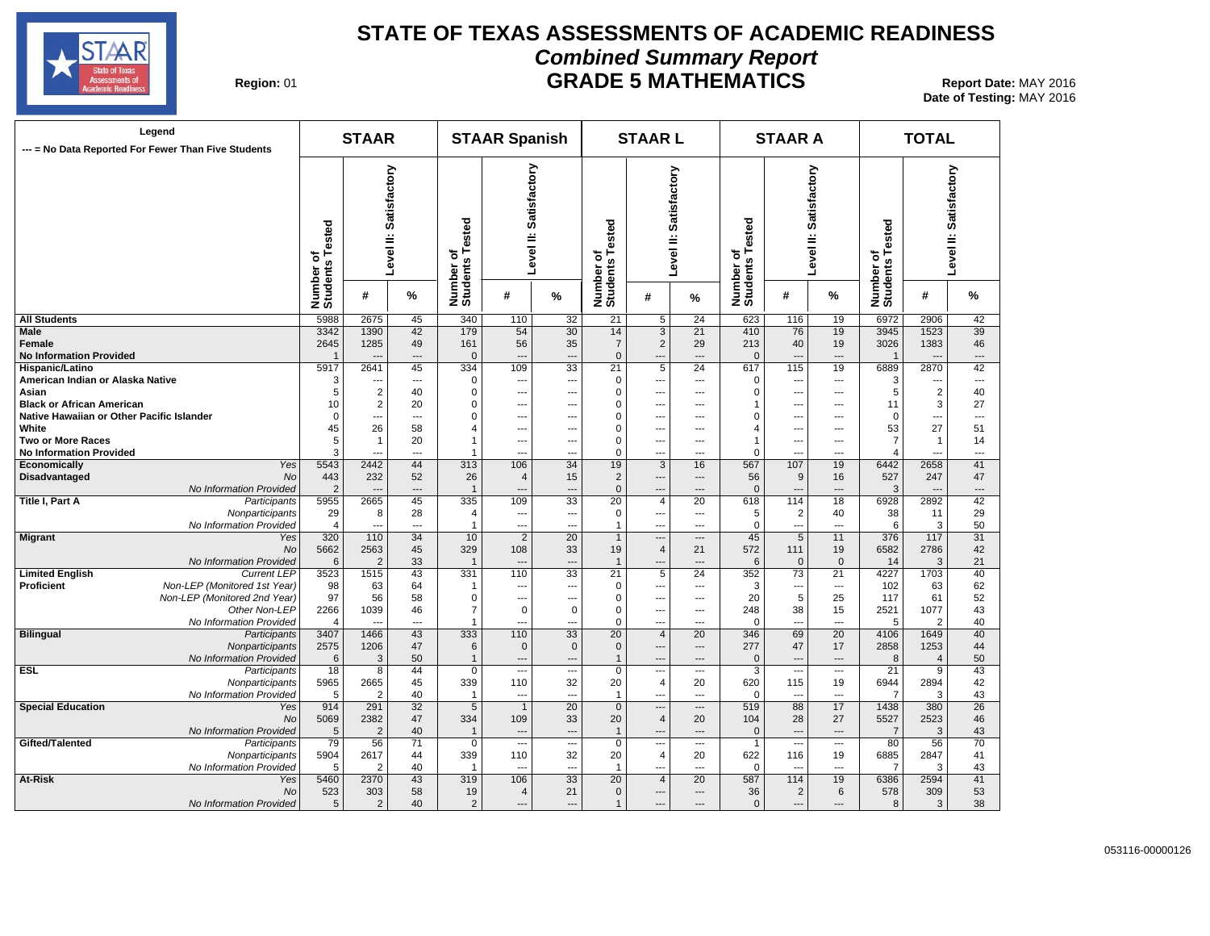# STATE OF TEXAS ASSESSMENTS OF ACADEMIC READINESS
## *Combined Summary Report*
## GRADE 5 MATHEMATICS

**Region:** 01

**Report Date:** MAY 2016
**Date of Testing:** MAY 2016

Legend: --- = No Data Reported For Fewer Than Five Students

| | | STAAR | | | STAAR Spanish | | | STAAR L | | | STAAR A | | | TOTAL | | |
|---|---|---|---|---|---|---|---|---|---|---|---|---|---|---|---|---|
| | | Number of Students Tested | Level II: Satisfactory # | Level II: Satisfactory % | Number of Students Tested | Level II: Satisfactory # | Level II: Satisfactory % | Number of Students Tested | Level II: Satisfactory # | Level II: Satisfactory % | Number of Students Tested | Level II: Satisfactory # | Level II: Satisfactory % | Number of Students Tested | Level II: Satisfactory # | Level II: Satisfactory % |
| **All Students** | | 5988 | 2675 | 45 | 340 | 110 | 32 | 21 | 5 | 24 | 623 | 116 | 19 | 6972 | 2906 | 42 |
| **Male** | | 3342 | 1390 | 42 | 179 | 54 | 30 | 14 | 3 | 21 | 410 | 76 | 19 | 3945 | 1523 | 39 |
| **Female** | | 2645 | 1285 | 49 | 161 | 56 | 35 | 7 | 2 | 29 | 213 | 40 | 19 | 3026 | 1383 | 46 |
| **No Information Provided** | | 1 | --- | --- | 0 | --- | --- | 0 | --- | --- | 0 | --- | --- | 1 | --- | --- |
| **Hispanic/Latino** | | 5917 | 2641 | 45 | 334 | 109 | 33 | 21 | 5 | 24 | 617 | 115 | 19 | 6889 | 2870 | 42 |
| **American Indian or Alaska Native** | | 3 | --- | --- | 0 | --- | --- | 0 | --- | --- | 0 | --- | --- | 3 | --- | --- |
| **Asian** | | 5 | 2 | 40 | 0 | --- | --- | 0 | --- | --- | 0 | --- | --- | 5 | 2 | 40 |
| **Black or African American** | | 10 | 2 | 20 | 0 | --- | --- | 0 | --- | --- | 1 | --- | --- | 11 | 3 | 27 |
| **Native Hawaiian or Other Pacific Islander** | | 0 | --- | --- | 0 | --- | --- | 0 | --- | --- | 0 | --- | --- | 0 | --- | --- |
| **White** | | 45 | 26 | 58 | 4 | --- | --- | 0 | --- | --- | 4 | --- | --- | 53 | 27 | 51 |
| **Two or More Races** | | 5 | 1 | 20 | 1 | --- | --- | 0 | --- | --- | 1 | --- | --- | 7 | 1 | 14 |
| **No Information Provided** | | 3 | --- | --- | 1 | --- | --- | 0 | --- | --- | 0 | --- | --- | 4 | --- | --- |
| **Economically Disadvantaged** | *Yes* | 5543 | 2442 | 44 | 313 | 106 | 34 | 19 | 3 | 16 | 567 | 107 | 19 | 6442 | 2658 | 41 |
| | *No* | 443 | 232 | 52 | 26 | 4 | 15 | 2 | --- | --- | 56 | 9 | 16 | 527 | 247 | 47 |
| | *No Information Provided* | 2 | --- | --- | 1 | --- | --- | 0 | --- | --- | 0 | --- | --- | 3 | --- | --- |
| **Title I, Part A** | *Participants* | 5955 | 2665 | 45 | 335 | 109 | 33 | 20 | 4 | 20 | 618 | 114 | 18 | 6928 | 2892 | 42 |
| | *Nonparticipants* | 29 | 8 | 28 | 4 | --- | --- | 0 | --- | --- | 5 | 2 | 40 | 38 | 11 | 29 |
| | *No Information Provided* | 4 | --- | --- | 1 | --- | --- | 1 | --- | --- | 0 | --- | --- | 6 | 3 | 50 |
| **Migrant** | *Yes* | 320 | 110 | 34 | 10 | 2 | 20 | 1 | --- | --- | 45 | 5 | 11 | 376 | 117 | 31 |
| | *No* | 5662 | 2563 | 45 | 329 | 108 | 33 | 19 | 4 | 21 | 572 | 111 | 19 | 6582 | 2786 | 42 |
| | *No Information Provided* | 6 | 2 | 33 | 1 | --- | --- | 1 | --- | --- | 6 | 0 | 0 | 14 | 3 | 21 |
| **Limited English Proficient** | *Current LEP* | 3523 | 1515 | 43 | 331 | 110 | 33 | 21 | 5 | 24 | 352 | 73 | 21 | 4227 | 1703 | 40 |
| | *Non-LEP (Monitored 1st Year)* | 98 | 63 | 64 | 1 | --- | --- | 0 | --- | --- | 3 | --- | --- | 102 | 63 | 62 |
| | *Non-LEP (Monitored 2nd Year)* | 97 | 56 | 58 | 0 | --- | --- | 0 | --- | --- | 20 | 5 | 25 | 117 | 61 | 52 |
| | *Other Non-LEP* | 2266 | 1039 | 46 | 7 | 0 | 0 | 0 | --- | --- | 248 | 38 | 15 | 2521 | 1077 | 43 |
| | *No Information Provided* | 4 | --- | --- | 1 | --- | --- | 0 | --- | --- | 0 | --- | --- | 5 | 2 | 40 |
| **Bilingual** | *Participants* | 3407 | 1466 | 43 | 333 | 110 | 33 | 20 | 4 | 20 | 346 | 69 | 20 | 4106 | 1649 | 40 |
| | *Nonparticipants* | 2575 | 1206 | 47 | 6 | 0 | 0 | 0 | --- | --- | 277 | 47 | 17 | 2858 | 1253 | 44 |
| | *No Information Provided* | 6 | 3 | 50 | 1 | --- | --- | 1 | --- | --- | 0 | --- | --- | 8 | 4 | 50 |
| **ESL** | *Participants* | 18 | 8 | 44 | 0 | --- | --- | 0 | --- | --- | 3 | --- | --- | 21 | 9 | 43 |
| | *Nonparticipants* | 5965 | 2665 | 45 | 339 | 110 | 32 | 20 | 4 | 20 | 620 | 115 | 19 | 6944 | 2894 | 42 |
| | *No Information Provided* | 5 | 2 | 40 | 1 | --- | --- | 1 | --- | --- | 0 | --- | --- | 7 | 3 | 43 |
| **Special Education** | *Yes* | 914 | 291 | 32 | 5 | 1 | 20 | 0 | --- | --- | 519 | 88 | 17 | 1438 | 380 | 26 |
| | *No* | 5069 | 2382 | 47 | 334 | 109 | 33 | 20 | 4 | 20 | 104 | 28 | 27 | 5527 | 2523 | 46 |
| | *No Information Provided* | 5 | 2 | 40 | 1 | --- | --- | 1 | --- | --- | 0 | --- | --- | 7 | 3 | 43 |
| **Gifted/Talented** | *Participants* | 79 | 56 | 71 | 0 | --- | --- | 0 | --- | --- | 1 | --- | --- | 80 | 56 | 70 |
| | *Nonparticipants* | 5904 | 2617 | 44 | 339 | 110 | 32 | 20 | 4 | 20 | 622 | 116 | 19 | 6885 | 2847 | 41 |
| | *No Information Provided* | 5 | 2 | 40 | 1 | --- | --- | 1 | --- | --- | 0 | --- | --- | 7 | 3 | 43 |
| **At-Risk** | *Yes* | 5460 | 2370 | 43 | 319 | 106 | 33 | 20 | 4 | 20 | 587 | 114 | 19 | 6386 | 2594 | 41 |
| | *No* | 523 | 303 | 58 | 19 | 4 | 21 | 0 | --- | --- | 36 | 2 | 6 | 578 | 309 | 53 |
| | *No Information Provided* | 5 | 2 | 40 | 2 | --- | --- | 1 | --- | --- | 0 | --- | --- | 8 | 3 | 38 |

053116-00000126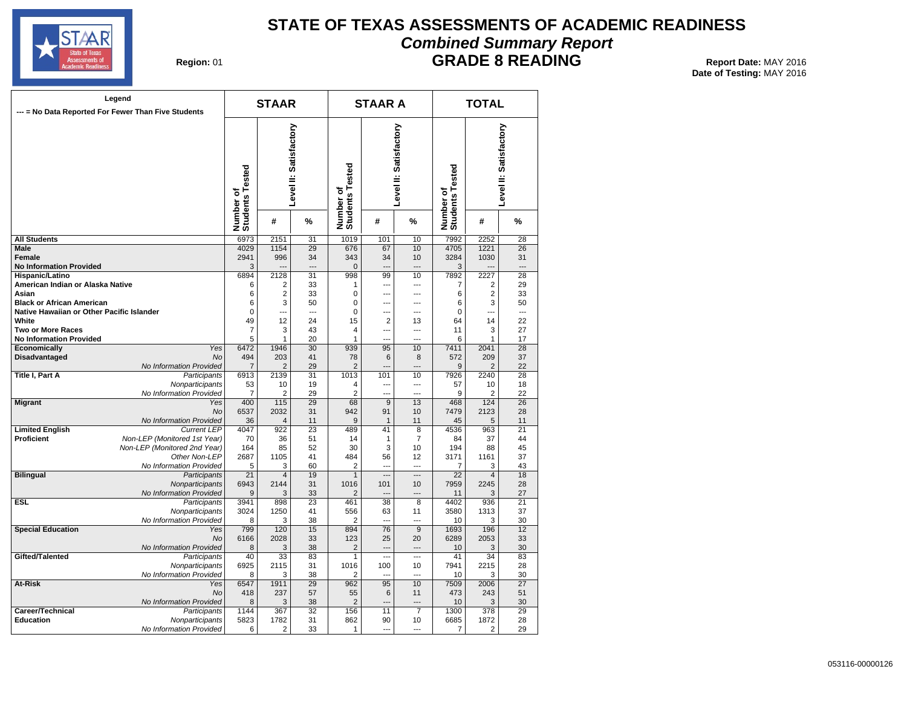# STATE OF TEXAS ASSESSMENTS OF ACADEMIC READINESS

## *Combined Summary Report*

## GRADE 8 READING

**Region:** 01

**Report Date:** MAY 2016
**Date of Testing:** MAY 2016

Legend
--- = No Data Reported For Fewer Than Five Students

| | | STAAR | | | STAAR A | | | TOTAL | | |
|---|---|---|---|---|---|---|---|---|---|---|
| | | Number of Students Tested | Level II: Satisfactory # | Level II: Satisfactory % | Number of Students Tested | Level II: Satisfactory # | Level II: Satisfactory % | Number of Students Tested | Level II: Satisfactory # | Level II: Satisfactory % |
| **All Students** | | 6973 | 2151 | 31 | 1019 | 101 | 10 | 7992 | 2252 | 28 |
| **Male** | | 4029 | 1154 | 29 | 676 | 67 | 10 | 4705 | 1221 | 26 |
| **Female** | | 2941 | 996 | 34 | 343 | 34 | 10 | 3284 | 1030 | 31 |
| **No Information Provided** | | 3 | --- | --- | 0 | --- | --- | 3 | --- | --- |
| **Hispanic/Latino** | | 6894 | 2128 | 31 | 998 | 99 | 10 | 7892 | 2227 | 28 |
| **American Indian or Alaska Native** | | 6 | 2 | 33 | 1 | --- | --- | 7 | 2 | 29 |
| **Asian** | | 6 | 2 | 33 | 0 | --- | --- | 6 | 2 | 33 |
| **Black or African American** | | 6 | 3 | 50 | 0 | --- | --- | 6 | 3 | 50 |
| **Native Hawaiian or Other Pacific Islander** | | 0 | --- | --- | 0 | --- | --- | 0 | --- | --- |
| **White** | | 49 | 12 | 24 | 15 | 2 | 13 | 64 | 14 | 22 |
| **Two or More Races** | | 7 | 3 | 43 | 4 | --- | --- | 11 | 3 | 27 |
| **No Information Provided** | | 5 | 1 | 20 | 1 | --- | --- | 6 | 1 | 17 |
| **Economically Disadvantaged** | *Yes* | 6472 | 1946 | 30 | 939 | 95 | 10 | 7411 | 2041 | 28 |
| | *No* | 494 | 203 | 41 | 78 | 6 | 8 | 572 | 209 | 37 |
| | *No Information Provided* | 7 | 2 | 29 | 2 | --- | --- | 9 | 2 | 22 |
| **Title I, Part A** | *Participants* | 6913 | 2139 | 31 | 1013 | 101 | 10 | 7926 | 2240 | 28 |
| | *Nonparticipants* | 53 | 10 | 19 | 4 | --- | --- | 57 | 10 | 18 |
| | *No Information Provided* | 7 | 2 | 29 | 2 | --- | --- | 9 | 2 | 22 |
| **Migrant** | *Yes* | 400 | 115 | 29 | 68 | 9 | 13 | 468 | 124 | 26 |
| | *No* | 6537 | 2032 | 31 | 942 | 91 | 10 | 7479 | 2123 | 28 |
| | *No Information Provided* | 36 | 4 | 11 | 9 | 1 | 11 | 45 | 5 | 11 |
| **Limited English Proficient** | *Current LEP* | 4047 | 922 | 23 | 489 | 41 | 8 | 4536 | 963 | 21 |
| | *Non-LEP (Monitored 1st Year)* | 70 | 36 | 51 | 14 | 1 | 7 | 84 | 37 | 44 |
| | *Non-LEP (Monitored 2nd Year)* | 164 | 85 | 52 | 30 | 3 | 10 | 194 | 88 | 45 |
| | *Other Non-LEP* | 2687 | 1105 | 41 | 484 | 56 | 12 | 3171 | 1161 | 37 |
| | *No Information Provided* | 5 | 3 | 60 | 2 | --- | --- | 7 | 3 | 43 |
| **Bilingual** | *Participants* | 21 | 4 | 19 | 1 | --- | --- | 22 | 4 | 18 |
| | *Nonparticipants* | 6943 | 2144 | 31 | 1016 | 101 | 10 | 7959 | 2245 | 28 |
| | *No Information Provided* | 9 | 3 | 33 | 2 | --- | --- | 11 | 3 | 27 |
| **ESL** | *Participants* | 3941 | 898 | 23 | 461 | 38 | 8 | 4402 | 936 | 21 |
| | *Nonparticipants* | 3024 | 1250 | 41 | 556 | 63 | 11 | 3580 | 1313 | 37 |
| | *No Information Provided* | 8 | 3 | 38 | 2 | --- | --- | 10 | 3 | 30 |
| **Special Education** | *Yes* | 799 | 120 | 15 | 894 | 76 | 9 | 1693 | 196 | 12 |
| | *No* | 6166 | 2028 | 33 | 123 | 25 | 20 | 6289 | 2053 | 33 |
| | *No Information Provided* | 8 | 3 | 38 | 2 | --- | --- | 10 | 3 | 30 |
| **Gifted/Talented** | *Participants* | 40 | 33 | 83 | 1 | --- | --- | 41 | 34 | 83 |
| | *Nonparticipants* | 6925 | 2115 | 31 | 1016 | 100 | 10 | 7941 | 2215 | 28 |
| | *No Information Provided* | 8 | 3 | 38 | 2 | --- | --- | 10 | 3 | 30 |
| **At-Risk** | *Yes* | 6547 | 1911 | 29 | 962 | 95 | 10 | 7509 | 2006 | 27 |
| | *No* | 418 | 237 | 57 | 55 | 6 | 11 | 473 | 243 | 51 |
| | *No Information Provided* | 8 | 3 | 38 | 2 | --- | --- | 10 | 3 | 30 |
| **Career/Technical Education** | *Participants* | 1144 | 367 | 32 | 156 | 11 | 7 | 1300 | 378 | 29 |
| | *Nonparticipants* | 5823 | 1782 | 31 | 862 | 90 | 10 | 6685 | 1872 | 28 |
| | *No Information Provided* | 6 | 2 | 33 | 1 | --- | --- | 7 | 2 | 29 |

053116-00000126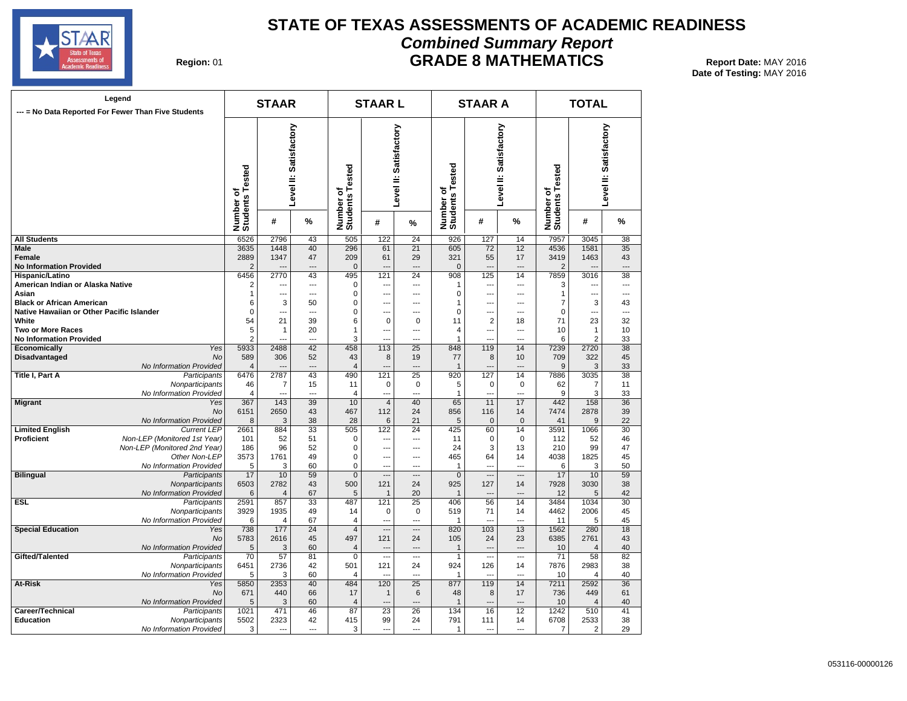# STATE OF TEXAS ASSESSMENTS OF ACADEMIC READINESS

## *Combined Summary Report*

## GRADE 8 MATHEMATICS

**Region:** 01

**Report Date:** MAY 2016
**Date of Testing:** MAY 2016

| Legend<br>--- = No Data Reported For Fewer Than Five Students | | STAAR | | | STAAR L | | | STAAR A | | | TOTAL | | |
|---|---|---|---|---|---|---|---|---|---|---|---|---|---|
| | | Number of Students Tested | Level II: Satisfactory # | Level II: Satisfactory % | Number of Students Tested | Level II: Satisfactory # | Level II: Satisfactory % | Number of Students Tested | Level II: Satisfactory # | Level II: Satisfactory % | Number of Students Tested | Level II: Satisfactory # | Level II: Satisfactory % |
| **All Students** | | 6526 | 2796 | 43 | 505 | 122 | 24 | 926 | 127 | 14 | 7957 | 3045 | 38 |
| **Male** | | 3635 | 1448 | 40 | 296 | 61 | 21 | 605 | 72 | 12 | 4536 | 1581 | 35 |
| **Female** | | 2889 | 1347 | 47 | 209 | 61 | 29 | 321 | 55 | 17 | 3419 | 1463 | 43 |
| **No Information Provided** | | 2 | --- | --- | 0 | --- | --- | 0 | --- | --- | 2 | --- | --- |
| **Hispanic/Latino** | | 6456 | 2770 | 43 | 495 | 121 | 24 | 908 | 125 | 14 | 7859 | 3016 | 38 |
| **American Indian or Alaska Native** | | 2 | --- | --- | 0 | --- | --- | 1 | --- | --- | 3 | --- | --- |
| **Asian** | | 1 | --- | --- | 0 | --- | --- | 0 | --- | --- | 1 | --- | --- |
| **Black or African American** | | 6 | 3 | 50 | 0 | --- | --- | 1 | --- | --- | 7 | 3 | 43 |
| **Native Hawaiian or Other Pacific Islander** | | 0 | --- | --- | 0 | --- | --- | 0 | --- | --- | 0 | --- | --- |
| **White** | | 54 | 21 | 39 | 6 | 0 | 0 | 11 | 2 | 18 | 71 | 23 | 32 |
| **Two or More Races** | | 5 | 1 | 20 | 1 | --- | --- | 4 | --- | --- | 10 | 1 | 10 |
| **No Information Provided** | | 2 | --- | --- | 3 | --- | --- | 1 | --- | --- | 6 | 2 | 33 |
| **Economically Disadvantaged** | *Yes* | 5933 | 2488 | 42 | 458 | 113 | 25 | 848 | 119 | 14 | 7239 | 2720 | 38 |
| | *No* | 589 | 306 | 52 | 43 | 8 | 19 | 77 | 8 | 10 | 709 | 322 | 45 |
| | *No Information Provided* | 4 | --- | --- | 4 | --- | --- | 1 | --- | --- | 9 | 3 | 33 |
| **Title I, Part A** | *Participants* | 6476 | 2787 | 43 | 490 | 121 | 25 | 920 | 127 | 14 | 7886 | 3035 | 38 |
| | *Nonparticipants* | 46 | 7 | 15 | 11 | 0 | 0 | 5 | 0 | 0 | 62 | 7 | 11 |
| | *No Information Provided* | 4 | --- | --- | 4 | --- | --- | 1 | --- | --- | 9 | 3 | 33 |
| **Migrant** | *Yes* | 367 | 143 | 39 | 10 | 4 | 40 | 65 | 11 | 17 | 442 | 158 | 36 |
| | *No* | 6151 | 2650 | 43 | 467 | 112 | 24 | 856 | 116 | 14 | 7474 | 2878 | 39 |
| | *No Information Provided* | 8 | 3 | 38 | 28 | 6 | 21 | 5 | 0 | 0 | 41 | 9 | 22 |
| **Limited English Proficient** | *Current LEP* | 2661 | 884 | 33 | 505 | 122 | 24 | 425 | 60 | 14 | 3591 | 1066 | 30 |
| | *Non-LEP (Monitored 1st Year)* | 101 | 52 | 51 | 0 | --- | --- | 11 | 0 | 0 | 112 | 52 | 46 |
| | *Non-LEP (Monitored 2nd Year)* | 186 | 96 | 52 | 0 | --- | --- | 24 | 3 | 13 | 210 | 99 | 47 |
| | *Other Non-LEP* | 3573 | 1761 | 49 | 0 | --- | --- | 465 | 64 | 14 | 4038 | 1825 | 45 |
| | *No Information Provided* | 5 | 3 | 60 | 0 | --- | --- | 1 | --- | --- | 6 | 3 | 50 |
| **Bilingual** | *Participants* | 17 | 10 | 59 | 0 | --- | --- | 0 | --- | --- | 17 | 10 | 59 |
| | *Nonparticipants* | 6503 | 2782 | 43 | 500 | 121 | 24 | 925 | 127 | 14 | 7928 | 3030 | 38 |
| | *No Information Provided* | 6 | 4 | 67 | 5 | 1 | 20 | 1 | --- | --- | 12 | 5 | 42 |
| **ESL** | *Participants* | 2591 | 857 | 33 | 487 | 121 | 25 | 406 | 56 | 14 | 3484 | 1034 | 30 |
| | *Nonparticipants* | 3929 | 1935 | 49 | 14 | 0 | 0 | 519 | 71 | 14 | 4462 | 2006 | 45 |
| | *No Information Provided* | 6 | 4 | 67 | 4 | --- | --- | 1 | --- | --- | 11 | 5 | 45 |
| **Special Education** | *Yes* | 738 | 177 | 24 | 4 | --- | --- | 820 | 103 | 13 | 1562 | 280 | 18 |
| | *No* | 5783 | 2616 | 45 | 497 | 121 | 24 | 105 | 24 | 23 | 6385 | 2761 | 43 |
| | *No Information Provided* | 5 | 3 | 60 | 4 | --- | --- | 1 | --- | --- | 10 | 4 | 40 |
| **Gifted/Talented** | *Participants* | 70 | 57 | 81 | 0 | --- | --- | 1 | --- | --- | 71 | 58 | 82 |
| | *Nonparticipants* | 6451 | 2736 | 42 | 501 | 121 | 24 | 924 | 126 | 14 | 7876 | 2983 | 38 |
| | *No Information Provided* | 5 | 3 | 60 | 4 | --- | --- | 1 | --- | --- | 10 | 4 | 40 |
| **At-Risk** | *Yes* | 5850 | 2353 | 40 | 484 | 120 | 25 | 877 | 119 | 14 | 7211 | 2592 | 36 |
| | *No* | 671 | 440 | 66 | 17 | 1 | 6 | 48 | 8 | 17 | 736 | 449 | 61 |
| | *No Information Provided* | 5 | 3 | 60 | 4 | --- | --- | 1 | --- | --- | 10 | 4 | 40 |
| **Career/Technical Education** | *Participants* | 1021 | 471 | 46 | 87 | 23 | 26 | 134 | 16 | 12 | 1242 | 510 | 41 |
| | *Nonparticipants* | 5502 | 2323 | 42 | 415 | 99 | 24 | 791 | 111 | 14 | 6708 | 2533 | 38 |
| | *No Information Provided* | 3 | --- | --- | 3 | --- | --- | 1 | --- | --- | 7 | 2 | 29 |

053116-00000126